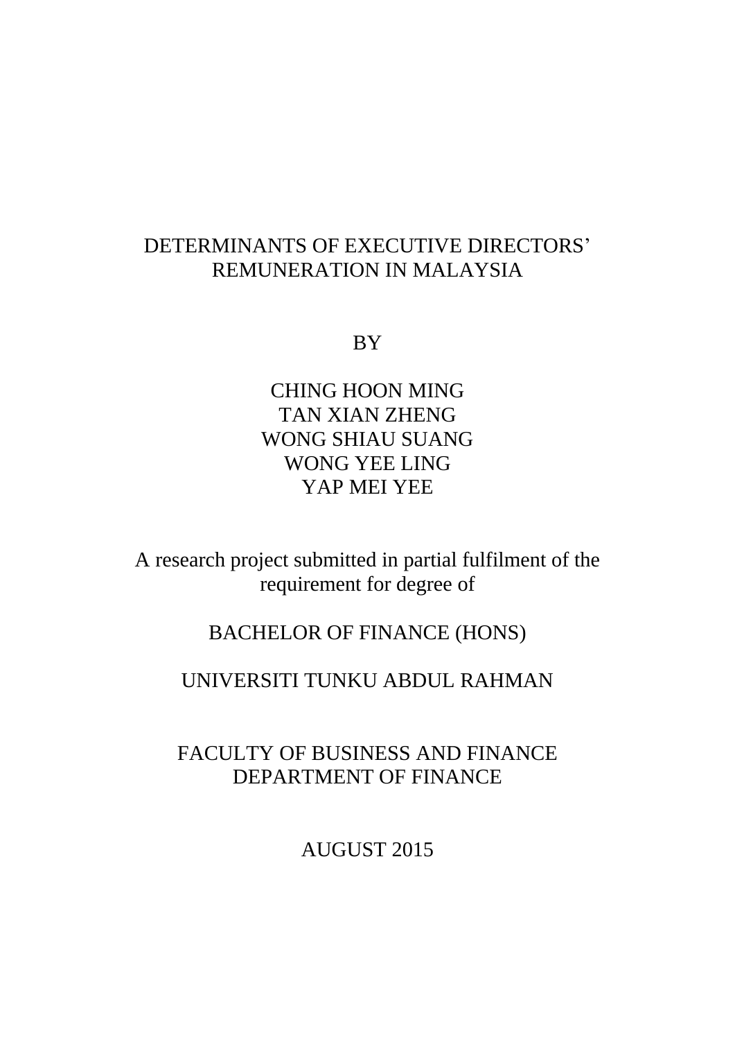# DETERMINANTS OF EXECUTIVE DIRECTORS' REMUNERATION IN MALAYSIA

BY

CHING HOON MING
TAN XIAN ZHENG
WONG SHIAU SUANG
WONG YEE LING
YAP MEI YEE

A research project submitted in partial fulfilment of the requirement for degree of

BACHELOR OF FINANCE (HONS)

UNIVERSITI TUNKU ABDUL RAHMAN

FACULTY OF BUSINESS AND FINANCE
DEPARTMENT OF FINANCE

AUGUST 2015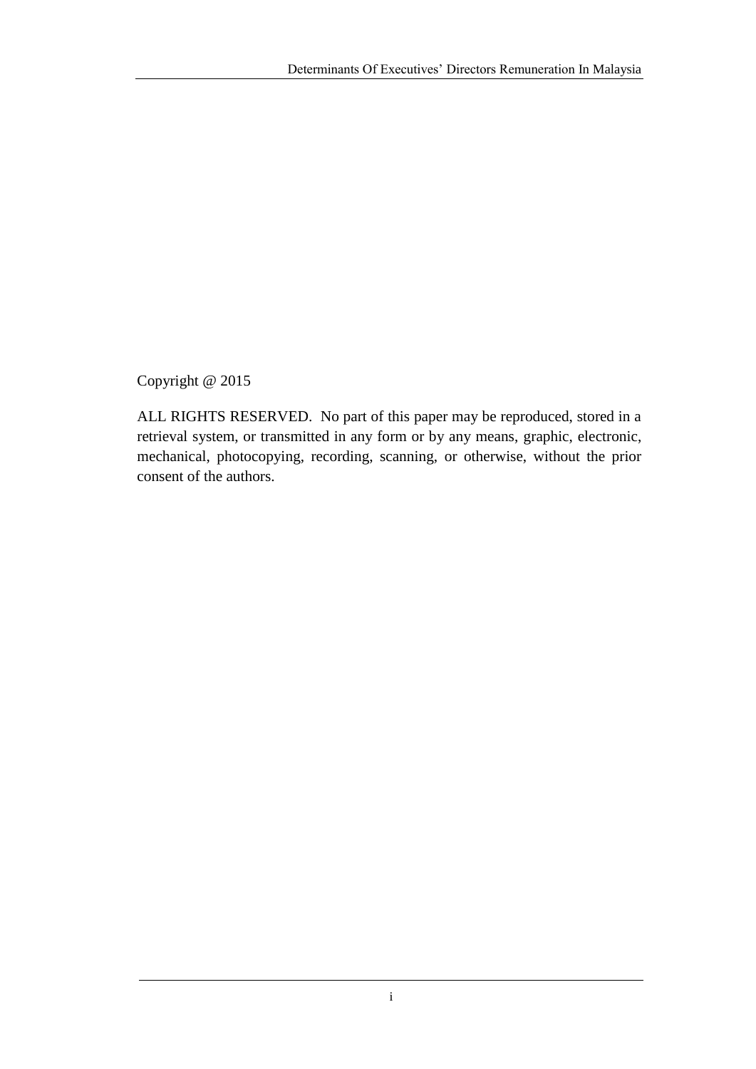Copyright @ 2015

ALL RIGHTS RESERVED. No part of this paper may be reproduced, stored in a retrieval system, or transmitted in any form or by any means, graphic, electronic, mechanical, photocopying, recording, scanning, or otherwise, without the prior consent of the authors.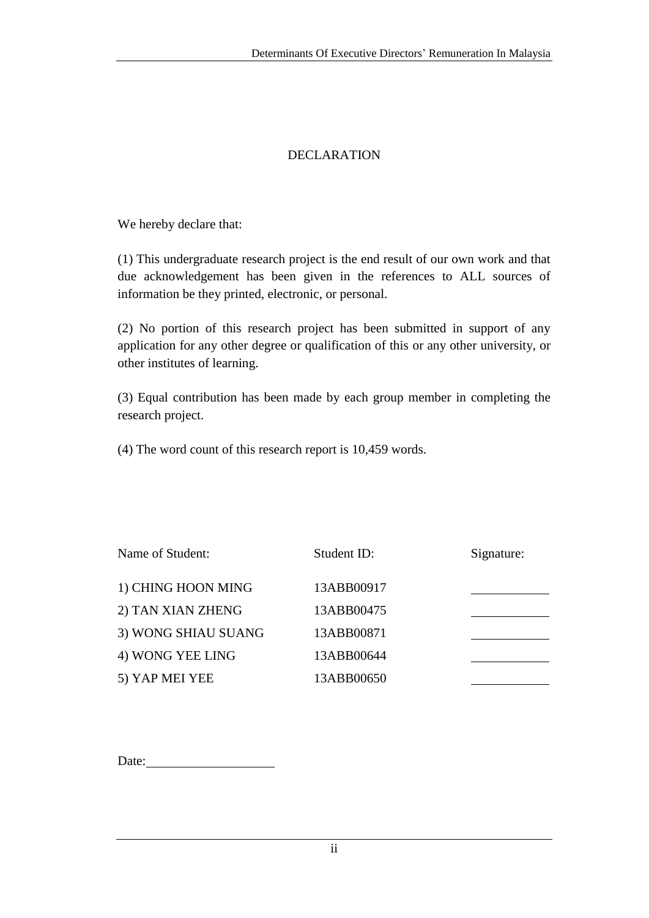# DECLARATION

We hereby declare that:

(1) This undergraduate research project is the end result of our own work and that due acknowledgement has been given in the references to ALL sources of information be they printed, electronic, or personal.

(2) No portion of this research project has been submitted in support of any application for any other degree or qualification of this or any other university, or other institutes of learning.

(3) Equal contribution has been made by each group member in completing the research project.

(4) The word count of this research report is 10,459 words.

| Name of Student: | Student ID: | Signature: |
|---|---|---|
| 1) CHING HOON MING | 13ABB00917 | ____________ |
| 2) TAN XIAN ZHENG | 13ABB00475 | ____________ |
| 3) WONG SHIAU SUANG | 13ABB00871 | ____________ |
| 4) WONG YEE LING | 13ABB00644 | ____________ |
| 5) YAP MEI YEE | 13ABB00650 | ____________ |

Date: ____________________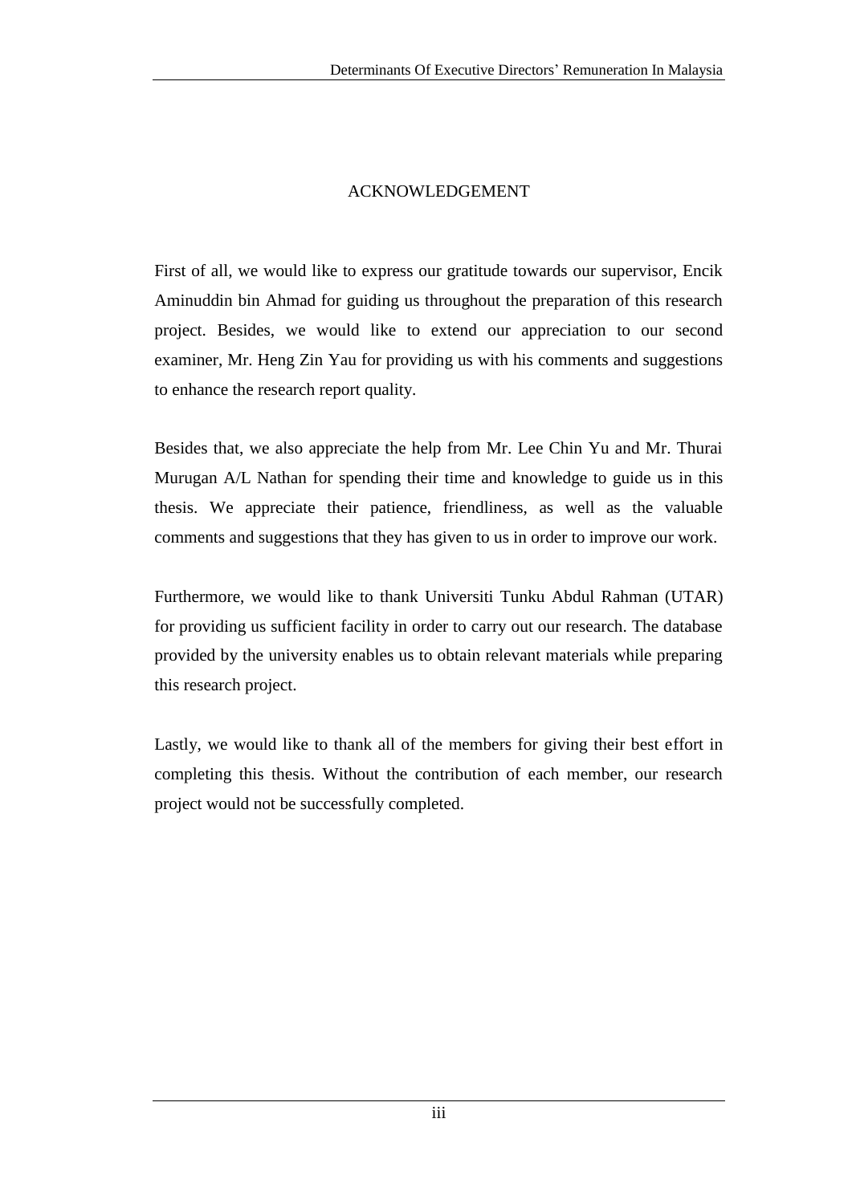# ACKNOWLEDGEMENT

First of all, we would like to express our gratitude towards our supervisor, Encik Aminuddin bin Ahmad for guiding us throughout the preparation of this research project. Besides, we would like to extend our appreciation to our second examiner, Mr. Heng Zin Yau for providing us with his comments and suggestions to enhance the research report quality.

Besides that, we also appreciate the help from Mr. Lee Chin Yu and Mr. Thurai Murugan A/L Nathan for spending their time and knowledge to guide us in this thesis. We appreciate their patience, friendliness, as well as the valuable comments and suggestions that they has given to us in order to improve our work.

Furthermore, we would like to thank Universiti Tunku Abdul Rahman (UTAR) for providing us sufficient facility in order to carry out our research. The database provided by the university enables us to obtain relevant materials while preparing this research project.

Lastly, we would like to thank all of the members for giving their best effort in completing this thesis. Without the contribution of each member, our research project would not be successfully completed.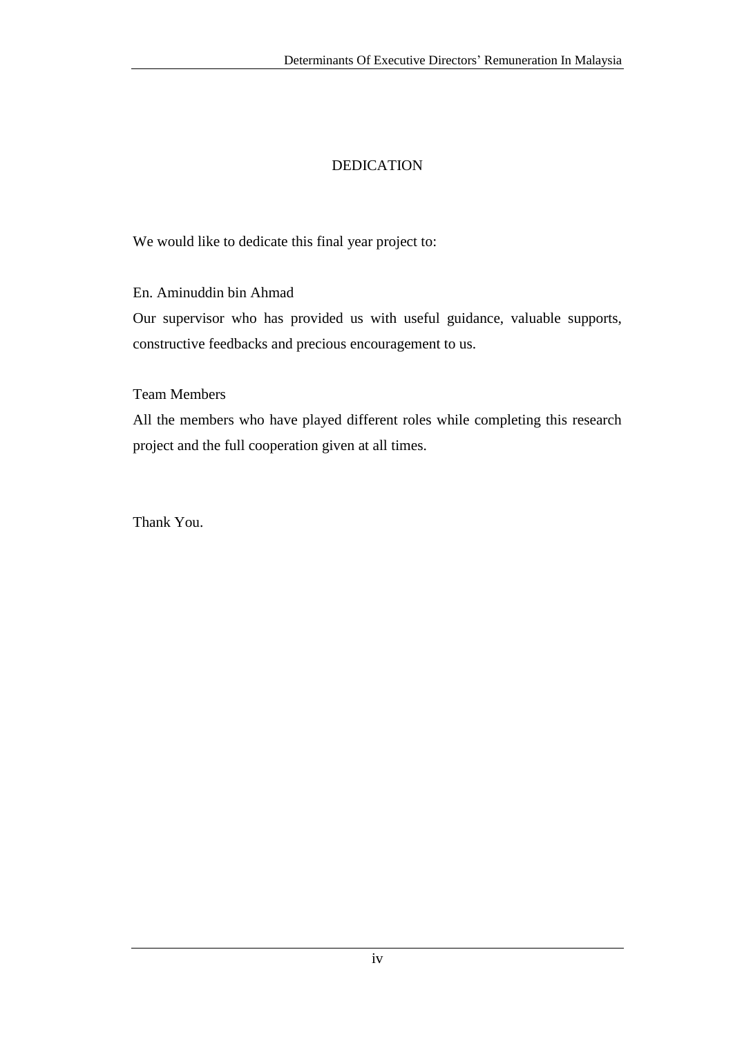# DEDICATION

We would like to dedicate this final year project to:

En. Aminuddin bin Ahmad

Our supervisor who has provided us with useful guidance, valuable supports, constructive feedbacks and precious encouragement to us.

Team Members

All the members who have played different roles while completing this research project and the full cooperation given at all times.

Thank You.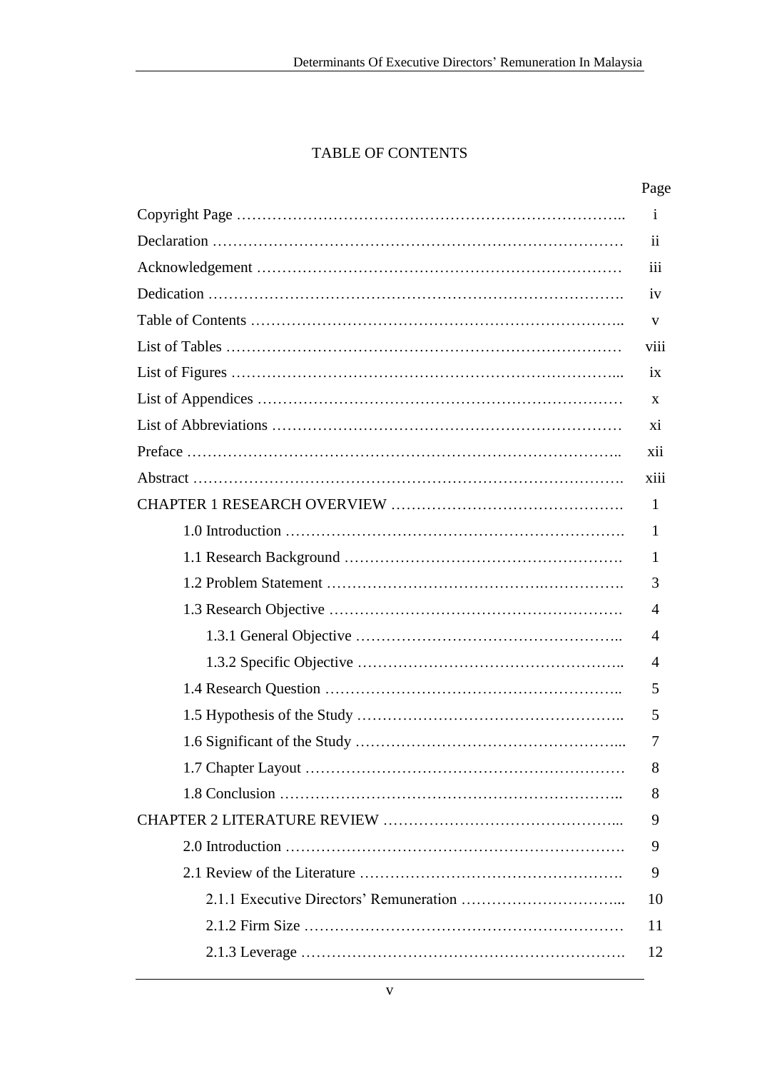# TABLE OF CONTENTS

| | Page |
|---|---|
| Copyright Page | i |
| Declaration | ii |
| Acknowledgement | iii |
| Dedication | iv |
| Table of Contents | v |
| List of Tables | viii |
| List of Figures | ix |
| List of Appendices | x |
| List of Abbreviations | xi |
| Preface | xii |
| Abstract | xiii |
| CHAPTER 1 RESEARCH OVERVIEW | 1 |
| 1.0 Introduction | 1 |
| 1.1 Research Background | 1 |
| 1.2 Problem Statement | 3 |
| 1.3 Research Objective | 4 |
| 1.3.1 General Objective | 4 |
| 1.3.2 Specific Objective | 4 |
| 1.4 Research Question | 5 |
| 1.5 Hypothesis of the Study | 5 |
| 1.6 Significant of the Study | 7 |
| 1.7 Chapter Layout | 8 |
| 1.8 Conclusion | 8 |
| CHAPTER 2 LITERATURE REVIEW | 9 |
| 2.0 Introduction | 9 |
| 2.1 Review of the Literature | 9 |
| 2.1.1 Executive Directors' Remuneration | 10 |
| 2.1.2 Firm Size | 11 |
| 2.1.3 Leverage | 12 |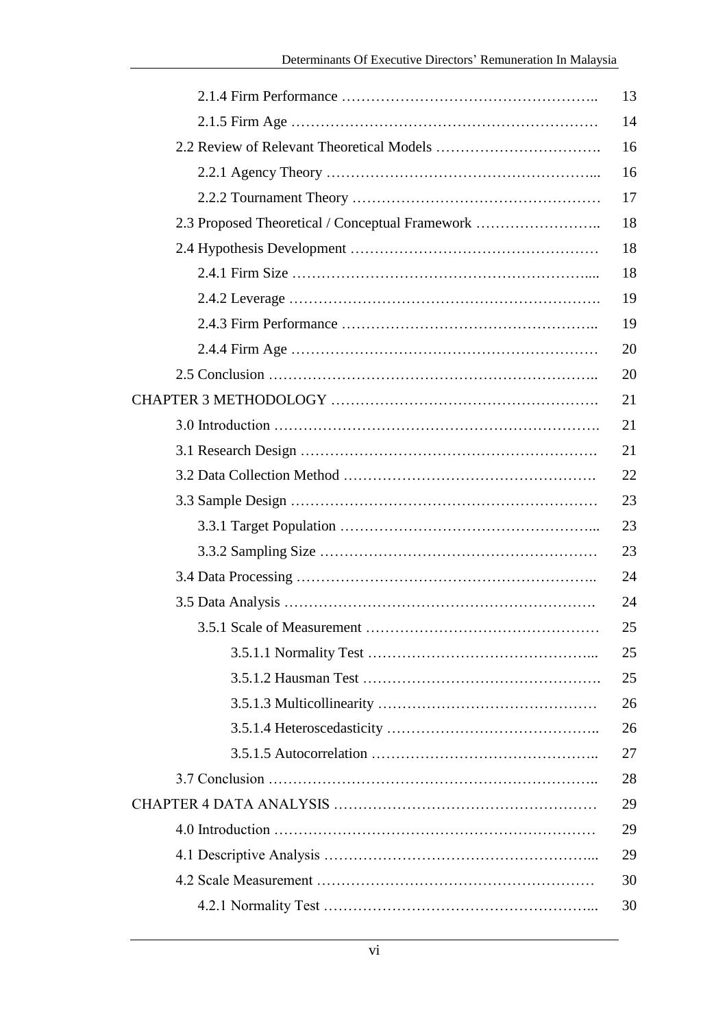| | |
|---|---|
| 2.1.4 Firm Performance …………………………………………….. | 13 |
| 2.1.5 Firm Age …………………………………………………… | 14 |
| 2.2 Review of Relevant Theoretical Models ……………………………. | 16 |
| 2.2.1 Agency Theory ……………………………………………... | 16 |
| 2.2.2 Tournament Theory …………………………………………… | 17 |
| 2.3 Proposed Theoretical / Conceptual Framework …………………….. | 18 |
| 2.4 Hypothesis Development …………………………………………… | 18 |
| 2.4.1 Firm Size …………………………………………………... | 18 |
| 2.4.2 Leverage ……………………………………………………. | 19 |
| 2.4.3 Firm Performance …………………………………………….. | 19 |
| 2.4.4 Firm Age …………………………………………………… | 20 |
| 2.5 Conclusion ………………………………………………………….. | 20 |
| CHAPTER 3 METHODOLOGY ………………………………………………. | 21 |
| 3.0 Introduction …………………………………………………………. | 21 |
| 3.1 Research Design ……………………………………………………. | 21 |
| 3.2 Data Collection Method ……………………………………………. | 22 |
| 3.3 Sample Design ……………………………………………………… | 23 |
| 3.3.1 Target Population ……………………………………………... | 23 |
| 3.3.2 Sampling Size ………………………………………………… | 23 |
| 3.4 Data Processing …………………………………………………….. | 24 |
| 3.5 Data Analysis ………………………………………………………. | 24 |
| 3.5.1 Scale of Measurement ………………………………………… | 25 |
| 3.5.1.1 Normality Test ……………………………………... | 25 |
| 3.5.1.2 Hausman Test ………………………………………. | 25 |
| 3.5.1.3 Multicollinearity …………………………………… | 26 |
| 3.5.1.4 Heteroscedasticity ………………………………….. | 26 |
| 3.5.1.5 Autocorrelation …………………………………….. | 27 |
| 3.7 Conclusion ………………………………………………………….. | 28 |
| CHAPTER 4 DATA ANALYSIS ……………………………………………… | 29 |
| 4.0 Introduction ………………………………………………………… | 29 |
| 4.1 Descriptive Analysis ………………………………………………... | 29 |
| 4.2 Scale Measurement ………………………………………………… | 30 |
| 4.2.1 Normality Test ………………………………………………... | 30 |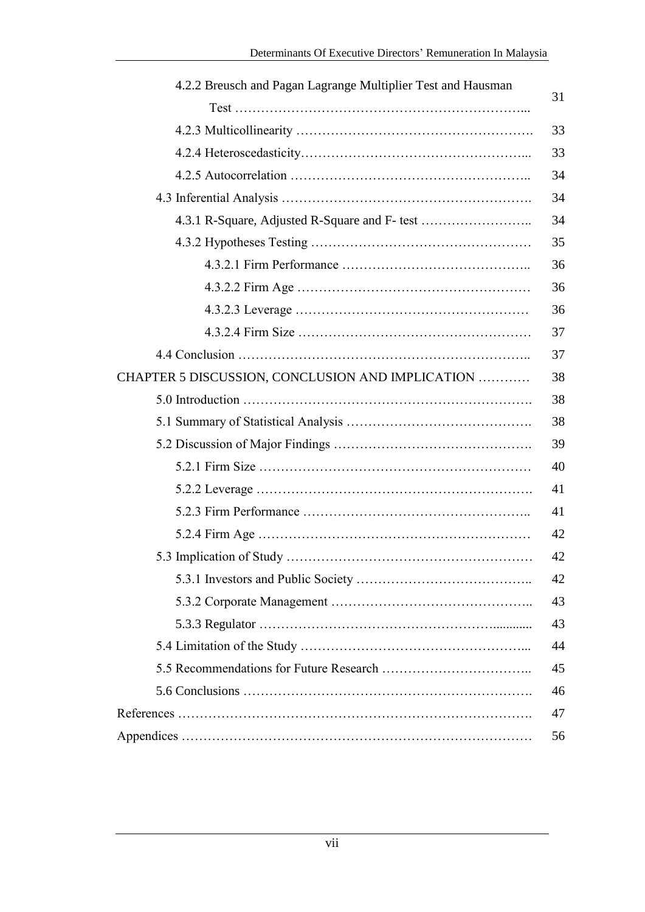| | |
|---|---|
| 4.2.2 Breusch and Pagan Lagrange Multiplier Test and Hausman Test …………………………………………………………... | 31 |
| 4.2.3 Multicollinearity ………………………………………………. | 33 |
| 4.2.4 Heteroscedasticity…………………………………………….... | 33 |
| 4.2.5 Autocorrelation …………………………………………….. | 34 |
| 4.3 Inferential Analysis …………………………………………………. | 34 |
| 4.3.1 R-Square, Adjusted R-Square and F- test …………………….. | 34 |
| 4.3.2 Hypotheses Testing ………………………………………… | 35 |
| 4.3.2.1 Firm Performance …………………………………….. | 36 |
| 4.3.2.2 Firm Age ……………………………………………… | 36 |
| 4.3.2.3 Leverage ……………………………………………… | 36 |
| 4.3.2.4 Firm Size ……………………………………………… | 37 |
| 4.4 Conclusion ………………………………………………………….. | 37 |
| CHAPTER 5 DISCUSSION, CONCLUSION AND IMPLICATION ………… | 38 |
| 5.0 Introduction …………………………………………………………. | 38 |
| 5.1 Summary of Statistical Analysis ……………………………………. | 38 |
| 5.2 Discussion of Major Findings ………………………………………. | 39 |
| 5.2.1 Firm Size ……………………………………………………… | 40 |
| 5.2.2 Leverage ………………………………………………………. | 41 |
| 5.2.3 Firm Performance …………………………………………….. | 41 |
| 5.2.4 Firm Age ……………………………………………………… | 42 |
| 5.3 Implication of Study ………………………………………………… | 42 |
| 5.3.1 Investors and Public Society ………………………………….. | 42 |
| 5.3.2 Corporate Management ……………………………………….. | 43 |
| 5.3.3 Regulator ……………………………………………............ | 43 |
| 5.4 Limitation of the Study ……………………………………………... | 44 |
| 5.5 Recommendations for Future Research …………………………….. | 45 |
| 5.6 Conclusions …………………………………………………………. | 46 |
| References ……………………………………………………………………. | 47 |
| Appendices …………………………………………………………………… | 56 |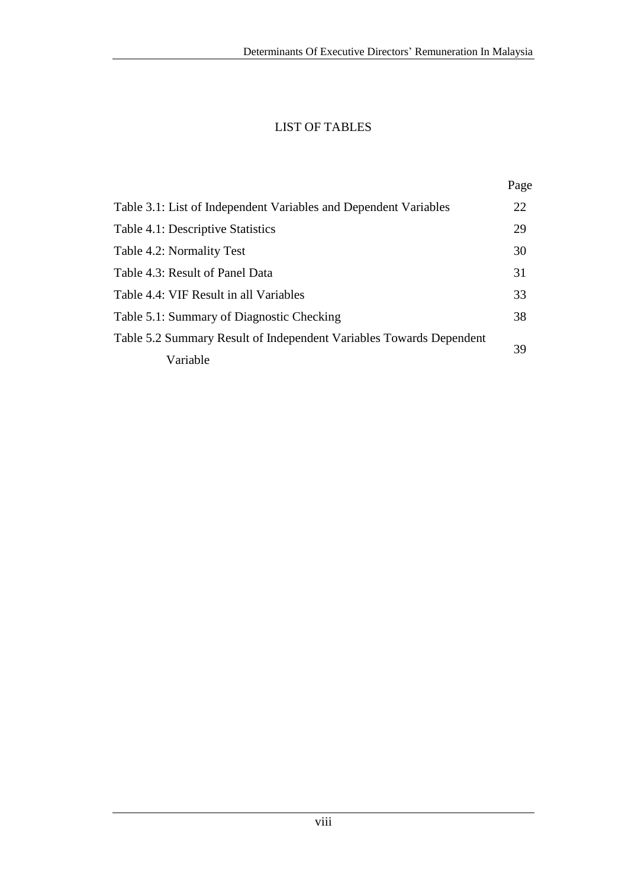# LIST OF TABLES

| | Page |
|---|---|
| Table 3.1: List of Independent Variables and Dependent Variables | 22 |
| Table 4.1: Descriptive Statistics | 29 |
| Table 4.2: Normality Test | 30 |
| Table 4.3: Result of Panel Data | 31 |
| Table 4.4: VIF Result in all Variables | 33 |
| Table 5.1: Summary of Diagnostic Checking | 38 |
| Table 5.2 Summary Result of Independent Variables Towards Dependent Variable | 39 |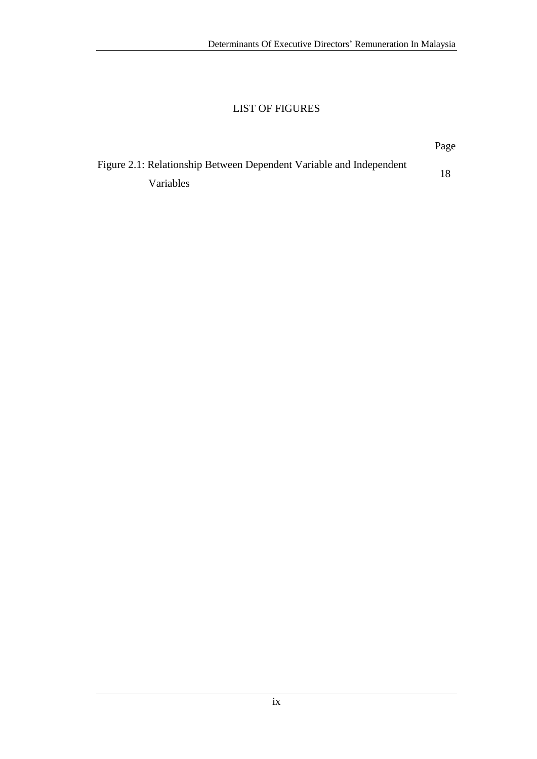# LIST OF FIGURES

| | Page |
|---|---|
| Figure 2.1: Relationship Between Dependent Variable and Independent Variables | 18 |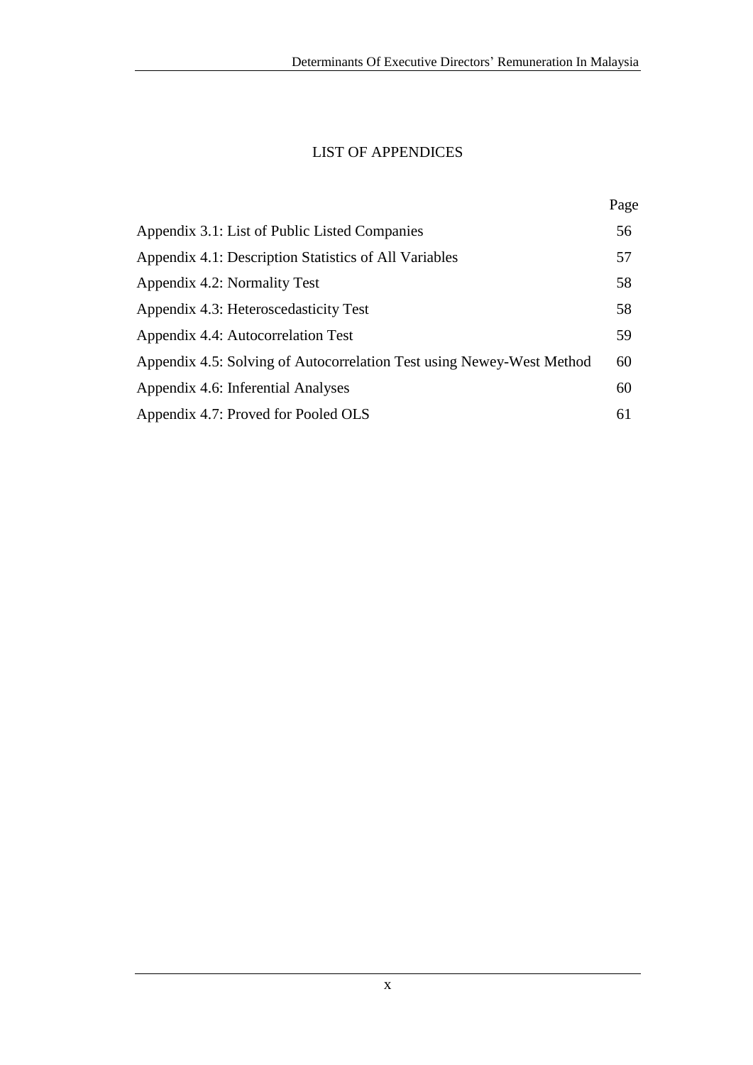# LIST OF APPENDICES

| | Page |
|---|---|
| Appendix 3.1: List of Public Listed Companies | 56 |
| Appendix 4.1: Description Statistics of All Variables | 57 |
| Appendix 4.2: Normality Test | 58 |
| Appendix 4.3: Heteroscedasticity Test | 58 |
| Appendix 4.4: Autocorrelation Test | 59 |
| Appendix 4.5: Solving of Autocorrelation Test using Newey-West Method | 60 |
| Appendix 4.6: Inferential Analyses | 60 |
| Appendix 4.7: Proved for Pooled OLS | 61 |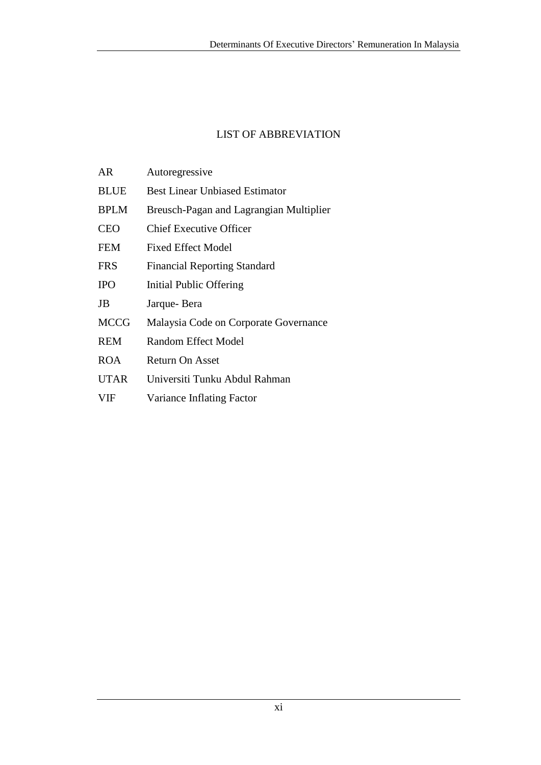# LIST OF ABBREVIATION

| | |
|---|---|
| AR | Autoregressive |
| BLUE | Best Linear Unbiased Estimator |
| BPLM | Breusch-Pagan and Lagrangian Multiplier |
| CEO | Chief Executive Officer |
| FEM | Fixed Effect Model |
| FRS | Financial Reporting Standard |
| IPO | Initial Public Offering |
| JB | Jarque- Bera |
| MCCG | Malaysia Code on Corporate Governance |
| REM | Random Effect Model |
| ROA | Return On Asset |
| UTAR | Universiti Tunku Abdul Rahman |
| VIF | Variance Inflating Factor |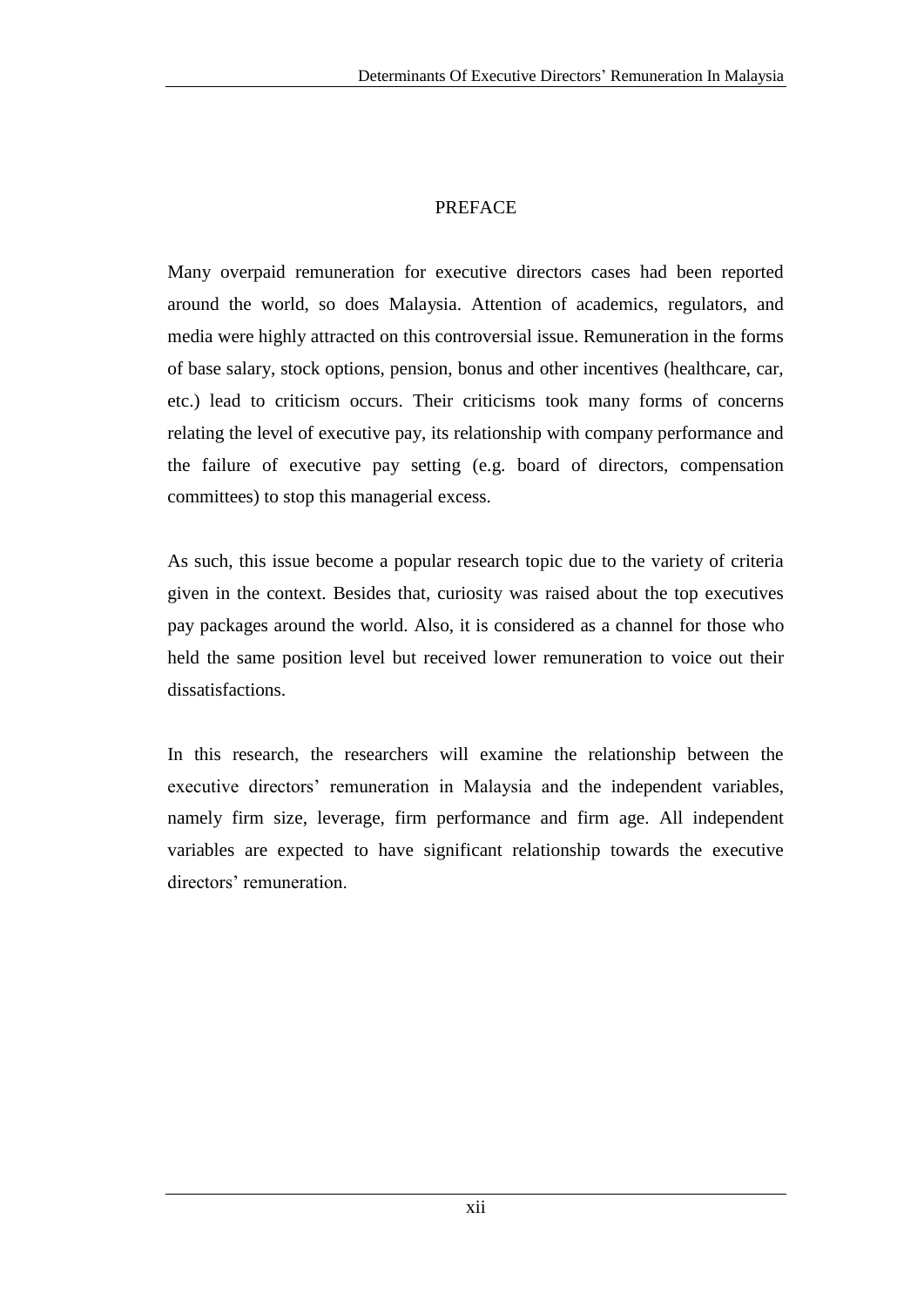# PREFACE

Many overpaid remuneration for executive directors cases had been reported around the world, so does Malaysia. Attention of academics, regulators, and media were highly attracted on this controversial issue. Remuneration in the forms of base salary, stock options, pension, bonus and other incentives (healthcare, car, etc.) lead to criticism occurs. Their criticisms took many forms of concerns relating the level of executive pay, its relationship with company performance and the failure of executive pay setting (e.g. board of directors, compensation committees) to stop this managerial excess.

As such, this issue become a popular research topic due to the variety of criteria given in the context. Besides that, curiosity was raised about the top executives pay packages around the world. Also, it is considered as a channel for those who held the same position level but received lower remuneration to voice out their dissatisfactions.

In this research, the researchers will examine the relationship between the executive directors' remuneration in Malaysia and the independent variables, namely firm size, leverage, firm performance and firm age. All independent variables are expected to have significant relationship towards the executive directors' remuneration.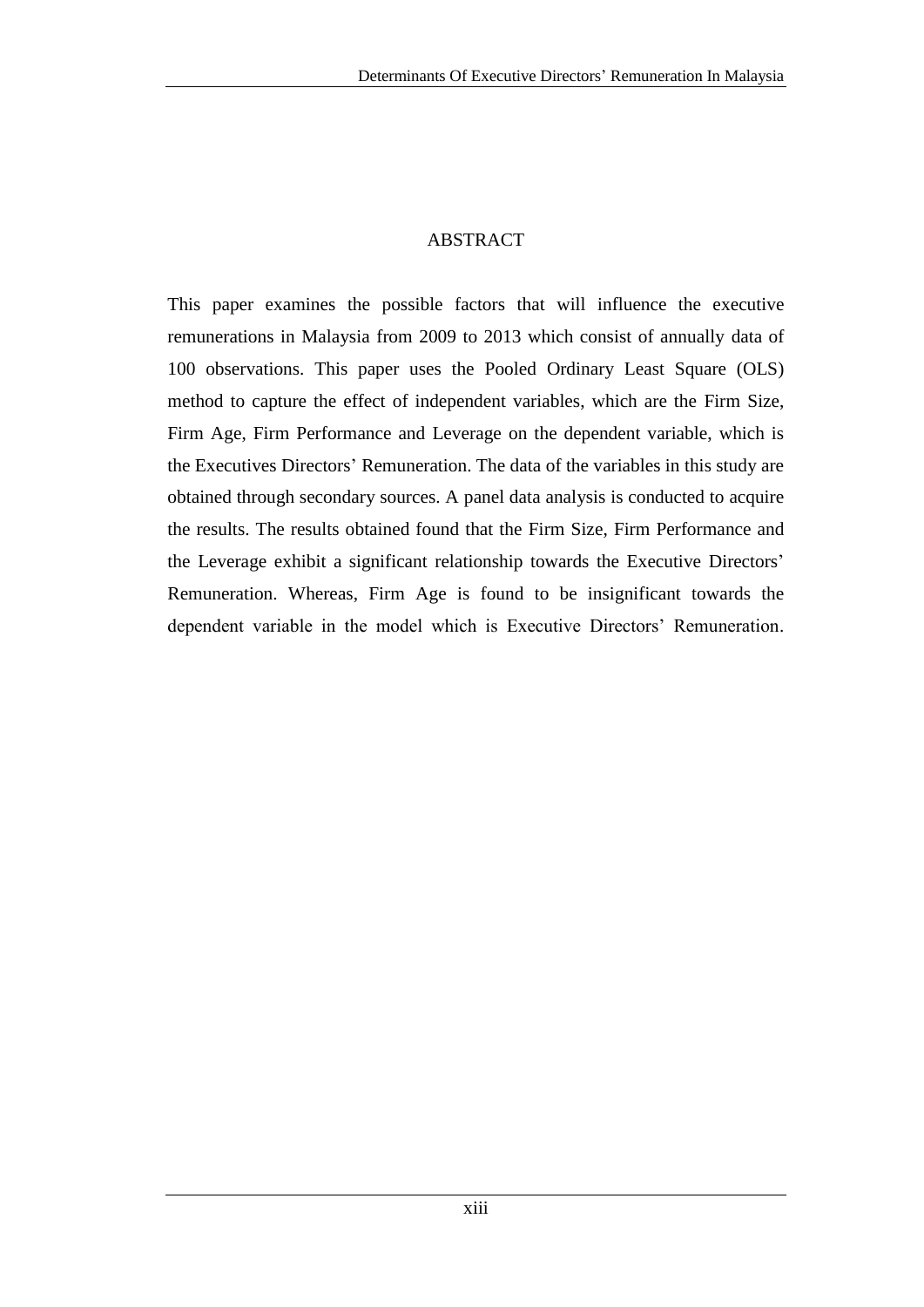# ABSTRACT

This paper examines the possible factors that will influence the executive remunerations in Malaysia from 2009 to 2013 which consist of annually data of 100 observations. This paper uses the Pooled Ordinary Least Square (OLS) method to capture the effect of independent variables, which are the Firm Size, Firm Age, Firm Performance and Leverage on the dependent variable, which is the Executives Directors' Remuneration. The data of the variables in this study are obtained through secondary sources. A panel data analysis is conducted to acquire the results. The results obtained found that the Firm Size, Firm Performance and the Leverage exhibit a significant relationship towards the Executive Directors' Remuneration. Whereas, Firm Age is found to be insignificant towards the dependent variable in the model which is Executive Directors' Remuneration.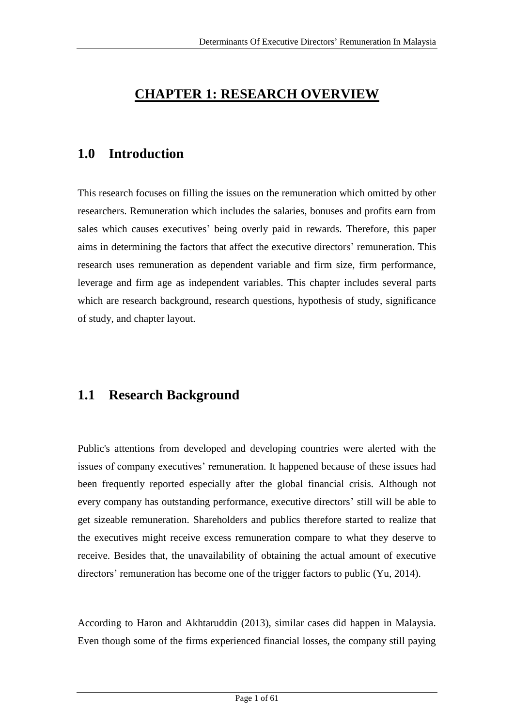# CHAPTER 1: RESEARCH OVERVIEW

## 1.0 Introduction

This research focuses on filling the issues on the remuneration which omitted by other researchers. Remuneration which includes the salaries, bonuses and profits earn from sales which causes executives' being overly paid in rewards. Therefore, this paper aims in determining the factors that affect the executive directors' remuneration. This research uses remuneration as dependent variable and firm size, firm performance, leverage and firm age as independent variables. This chapter includes several parts which are research background, research questions, hypothesis of study, significance of study, and chapter layout.

## 1.1 Research Background

Public's attentions from developed and developing countries were alerted with the issues of company executives' remuneration. It happened because of these issues had been frequently reported especially after the global financial crisis. Although not every company has outstanding performance, executive directors' still will be able to get sizeable remuneration. Shareholders and publics therefore started to realize that the executives might receive excess remuneration compare to what they deserve to receive. Besides that, the unavailability of obtaining the actual amount of executive directors' remuneration has become one of the trigger factors to public (Yu, 2014).

According to Haron and Akhtaruddin (2013), similar cases did happen in Malaysia. Even though some of the firms experienced financial losses, the company still paying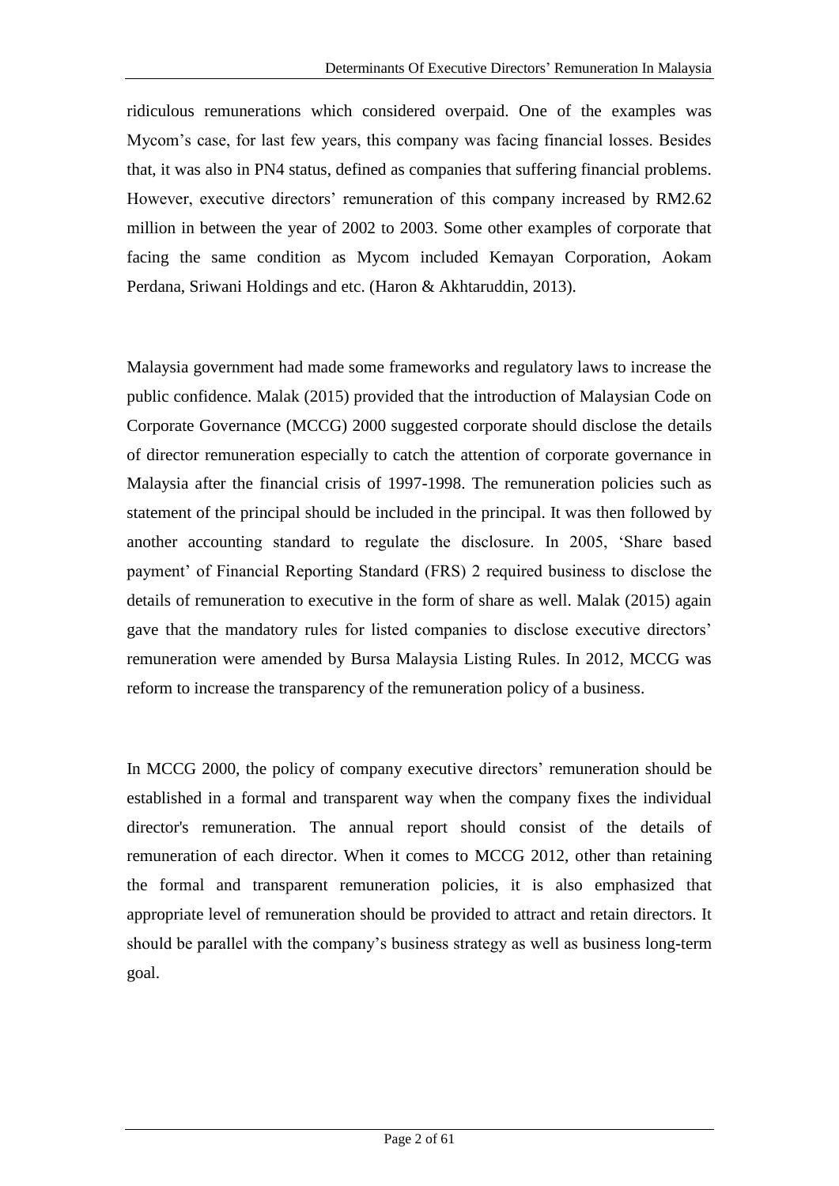ridiculous remunerations which considered overpaid. One of the examples was Mycom's case, for last few years, this company was facing financial losses. Besides that, it was also in PN4 status, defined as companies that suffering financial problems. However, executive directors' remuneration of this company increased by RM2.62 million in between the year of 2002 to 2003. Some other examples of corporate that facing the same condition as Mycom included Kemayan Corporation, Aokam Perdana, Sriwani Holdings and etc. (Haron & Akhtaruddin, 2013).

Malaysia government had made some frameworks and regulatory laws to increase the public confidence. Malak (2015) provided that the introduction of Malaysian Code on Corporate Governance (MCCG) 2000 suggested corporate should disclose the details of director remuneration especially to catch the attention of corporate governance in Malaysia after the financial crisis of 1997-1998. The remuneration policies such as statement of the principal should be included in the principal. It was then followed by another accounting standard to regulate the disclosure. In 2005, 'Share based payment' of Financial Reporting Standard (FRS) 2 required business to disclose the details of remuneration to executive in the form of share as well. Malak (2015) again gave that the mandatory rules for listed companies to disclose executive directors' remuneration were amended by Bursa Malaysia Listing Rules. In 2012, MCCG was reform to increase the transparency of the remuneration policy of a business.

In MCCG 2000, the policy of company executive directors' remuneration should be established in a formal and transparent way when the company fixes the individual director's remuneration. The annual report should consist of the details of remuneration of each director. When it comes to MCCG 2012, other than retaining the formal and transparent remuneration policies, it is also emphasized that appropriate level of remuneration should be provided to attract and retain directors. It should be parallel with the company's business strategy as well as business long-term goal.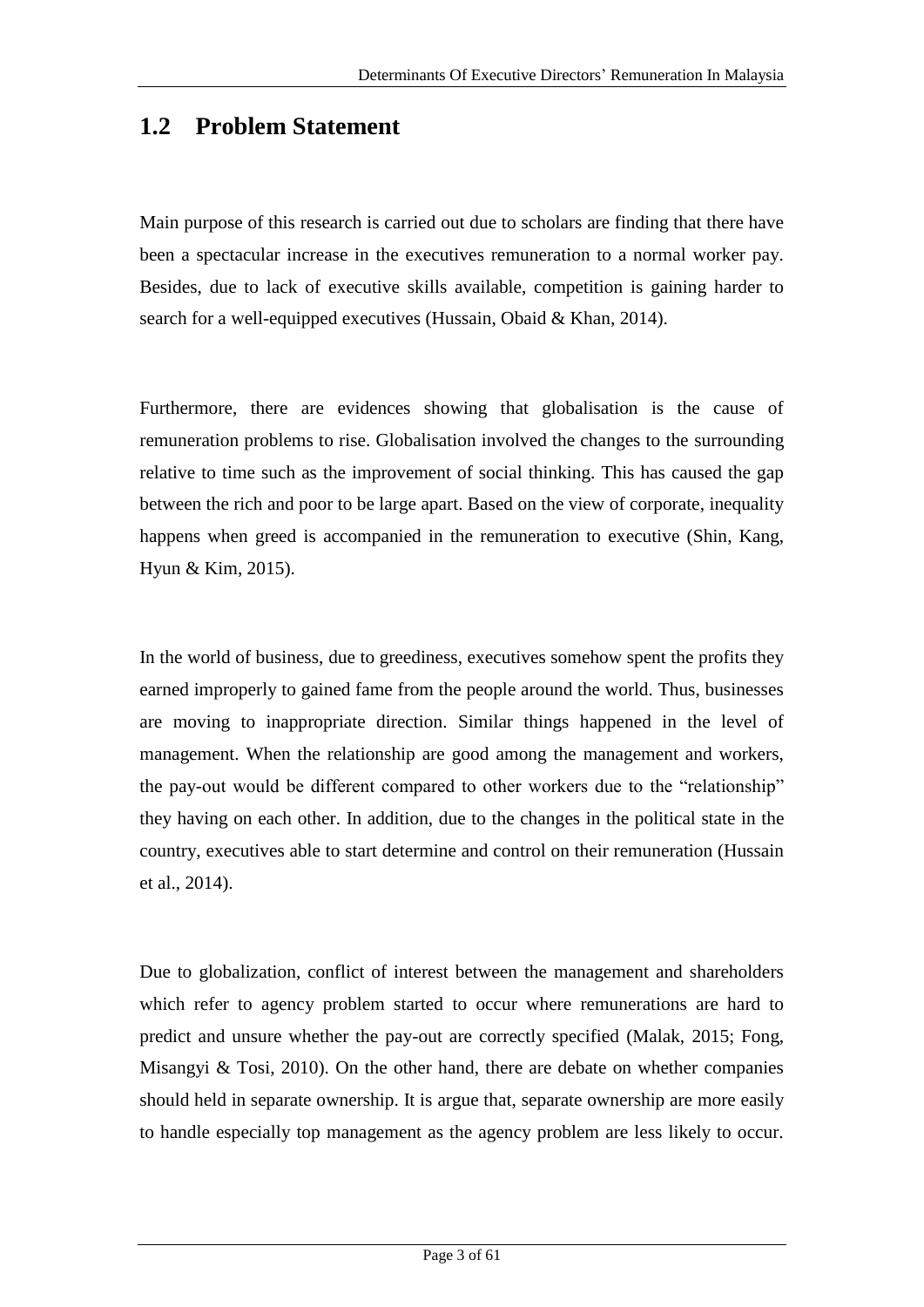## 1.2 Problem Statement

Main purpose of this research is carried out due to scholars are finding that there have been a spectacular increase in the executives remuneration to a normal worker pay. Besides, due to lack of executive skills available, competition is gaining harder to search for a well-equipped executives (Hussain, Obaid & Khan, 2014).

Furthermore, there are evidences showing that globalisation is the cause of remuneration problems to rise. Globalisation involved the changes to the surrounding relative to time such as the improvement of social thinking. This has caused the gap between the rich and poor to be large apart. Based on the view of corporate, inequality happens when greed is accompanied in the remuneration to executive (Shin, Kang, Hyun & Kim, 2015).

In the world of business, due to greediness, executives somehow spent the profits they earned improperly to gained fame from the people around the world. Thus, businesses are moving to inappropriate direction. Similar things happened in the level of management. When the relationship are good among the management and workers, the pay-out would be different compared to other workers due to the "relationship" they having on each other. In addition, due to the changes in the political state in the country, executives able to start determine and control on their remuneration (Hussain et al., 2014).

Due to globalization, conflict of interest between the management and shareholders which refer to agency problem started to occur where remunerations are hard to predict and unsure whether the pay-out are correctly specified (Malak, 2015; Fong, Misangyi & Tosi, 2010). On the other hand, there are debate on whether companies should held in separate ownership. It is argue that, separate ownership are more easily to handle especially top management as the agency problem are less likely to occur.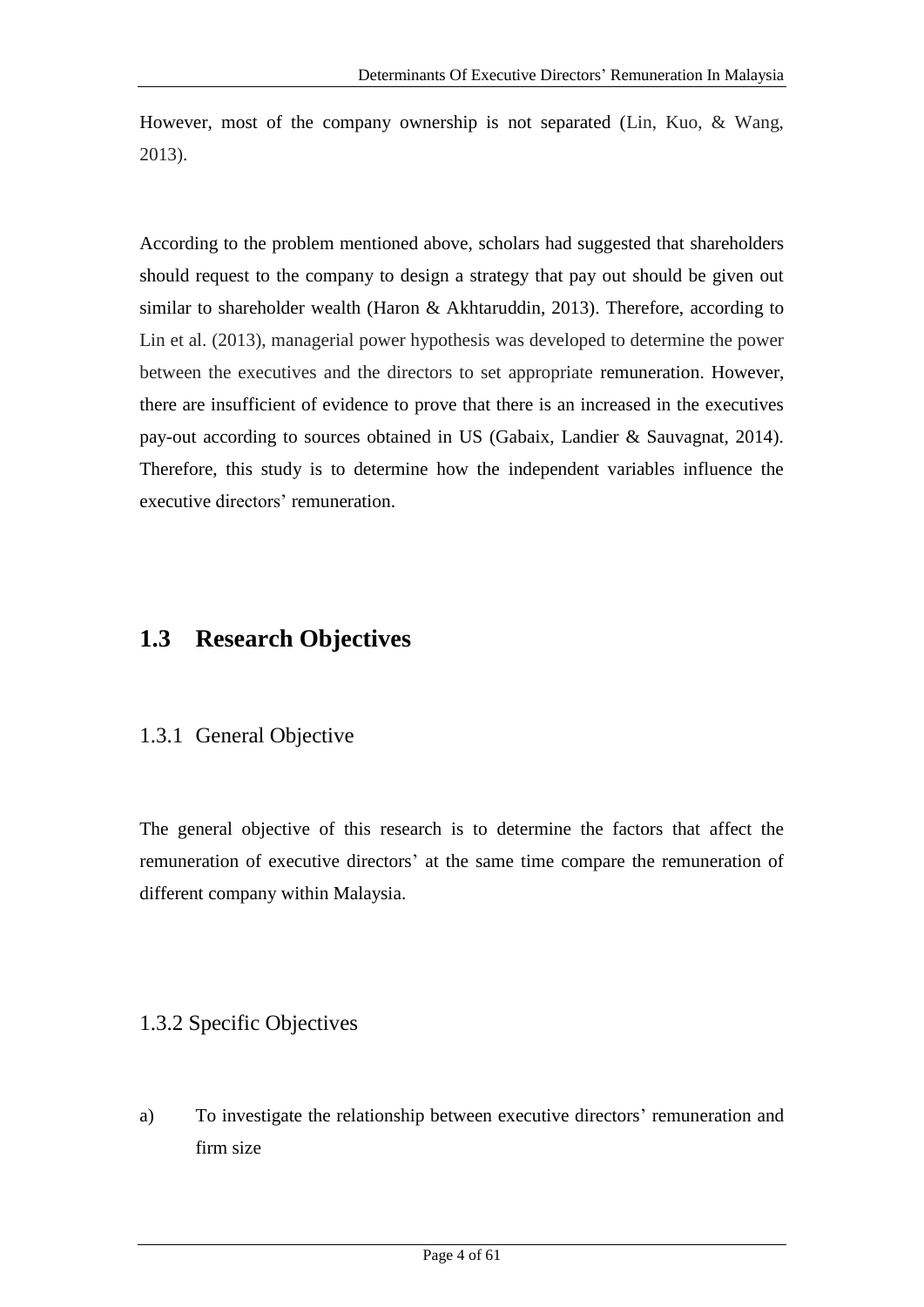However, most of the company ownership is not separated (Lin, Kuo, & Wang, 2013).

According to the problem mentioned above, scholars had suggested that shareholders should request to the company to design a strategy that pay out should be given out similar to shareholder wealth (Haron & Akhtaruddin, 2013). Therefore, according to Lin et al. (2013), managerial power hypothesis was developed to determine the power between the executives and the directors to set appropriate remuneration. However, there are insufficient of evidence to prove that there is an increased in the executives pay-out according to sources obtained in US (Gabaix, Landier & Sauvagnat, 2014). Therefore, this study is to determine how the independent variables influence the executive directors' remuneration.

## 1.3 Research Objectives

### 1.3.1 General Objective

The general objective of this research is to determine the factors that affect the remuneration of executive directors' at the same time compare the remuneration of different company within Malaysia.

### 1.3.2 Specific Objectives

a) To investigate the relationship between executive directors' remuneration and firm size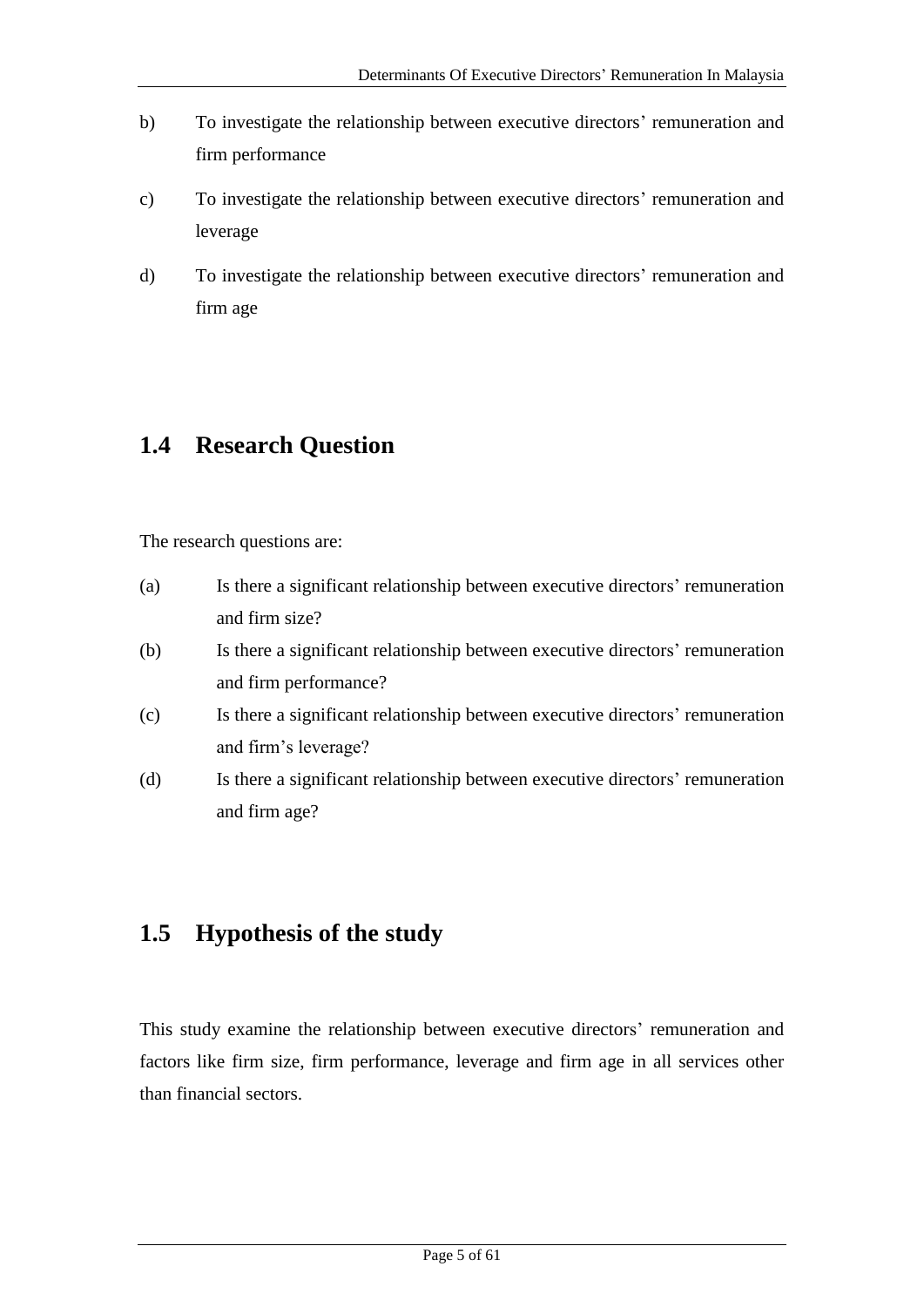b) To investigate the relationship between executive directors' remuneration and firm performance

c) To investigate the relationship between executive directors' remuneration and leverage

d) To investigate the relationship between executive directors' remuneration and firm age

## 1.4 Research Question

The research questions are:

(a) Is there a significant relationship between executive directors' remuneration and firm size?

(b) Is there a significant relationship between executive directors' remuneration and firm performance?

(c) Is there a significant relationship between executive directors' remuneration and firm's leverage?

(d) Is there a significant relationship between executive directors' remuneration and firm age?

## 1.5 Hypothesis of the study

This study examine the relationship between executive directors' remuneration and factors like firm size, firm performance, leverage and firm age in all services other than financial sectors.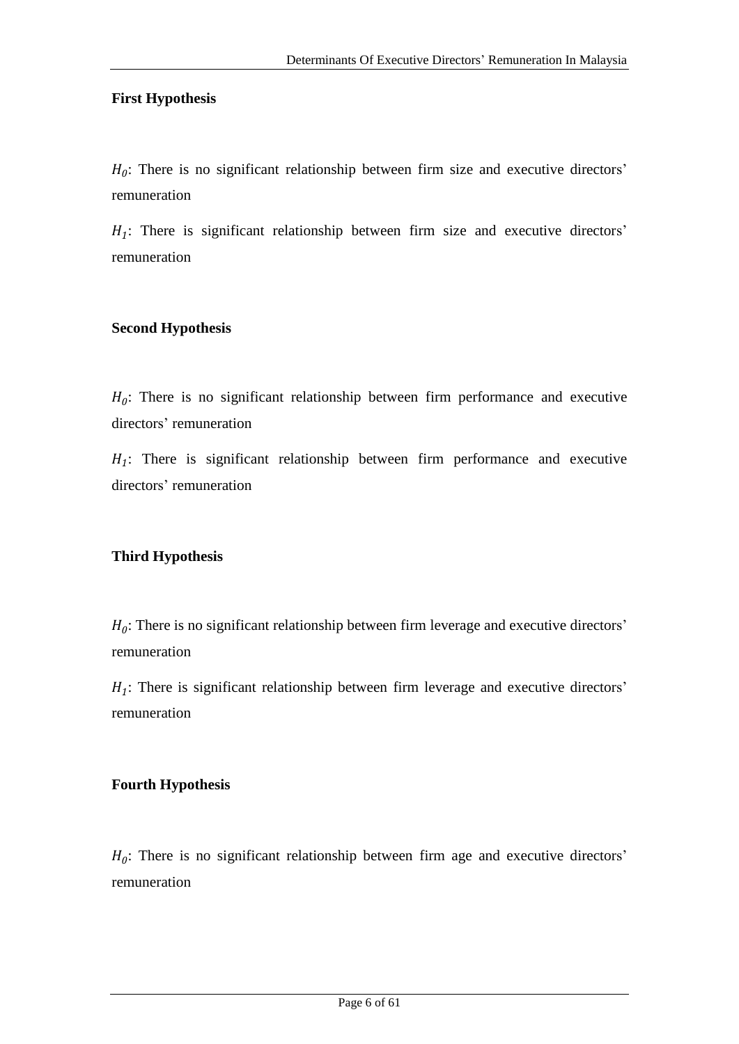**First Hypothesis**

$H_0$: There is no significant relationship between firm size and executive directors' remuneration

$H_1$: There is significant relationship between firm size and executive directors' remuneration

**Second Hypothesis**

$H_0$: There is no significant relationship between firm performance and executive directors' remuneration

$H_1$: There is significant relationship between firm performance and executive directors' remuneration

**Third Hypothesis**

$H_0$: There is no significant relationship between firm leverage and executive directors' remuneration

$H_1$: There is significant relationship between firm leverage and executive directors' remuneration

**Fourth Hypothesis**

$H_0$: There is no significant relationship between firm age and executive directors' remuneration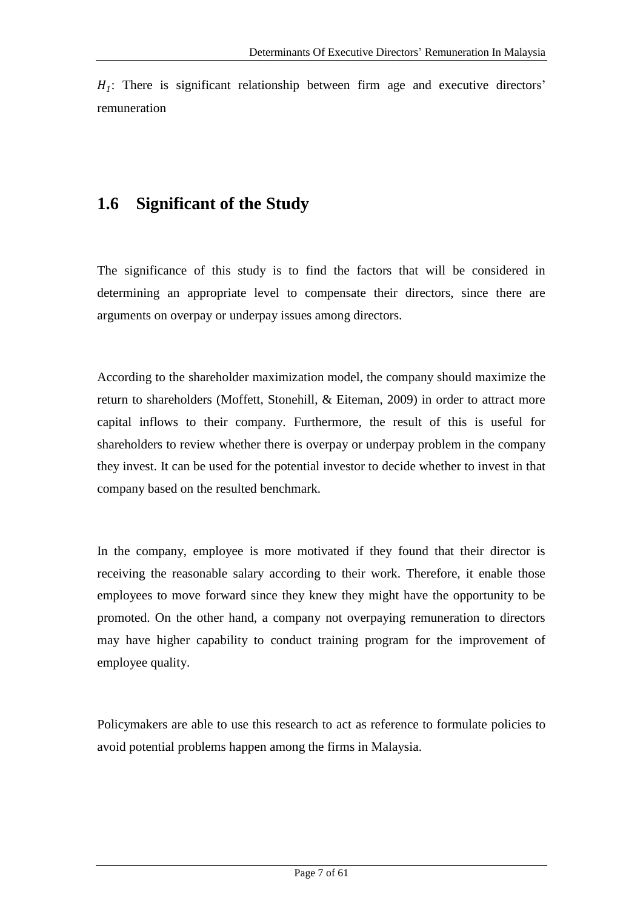$H_1$: There is significant relationship between firm age and executive directors' remuneration

## 1.6 Significant of the Study

The significance of this study is to find the factors that will be considered in determining an appropriate level to compensate their directors, since there are arguments on overpay or underpay issues among directors.

According to the shareholder maximization model, the company should maximize the return to shareholders (Moffett, Stonehill, & Eiteman, 2009) in order to attract more capital inflows to their company. Furthermore, the result of this is useful for shareholders to review whether there is overpay or underpay problem in the company they invest. It can be used for the potential investor to decide whether to invest in that company based on the resulted benchmark.

In the company, employee is more motivated if they found that their director is receiving the reasonable salary according to their work. Therefore, it enable those employees to move forward since they knew they might have the opportunity to be promoted. On the other hand, a company not overpaying remuneration to directors may have higher capability to conduct training program for the improvement of employee quality.

Policymakers are able to use this research to act as reference to formulate policies to avoid potential problems happen among the firms in Malaysia.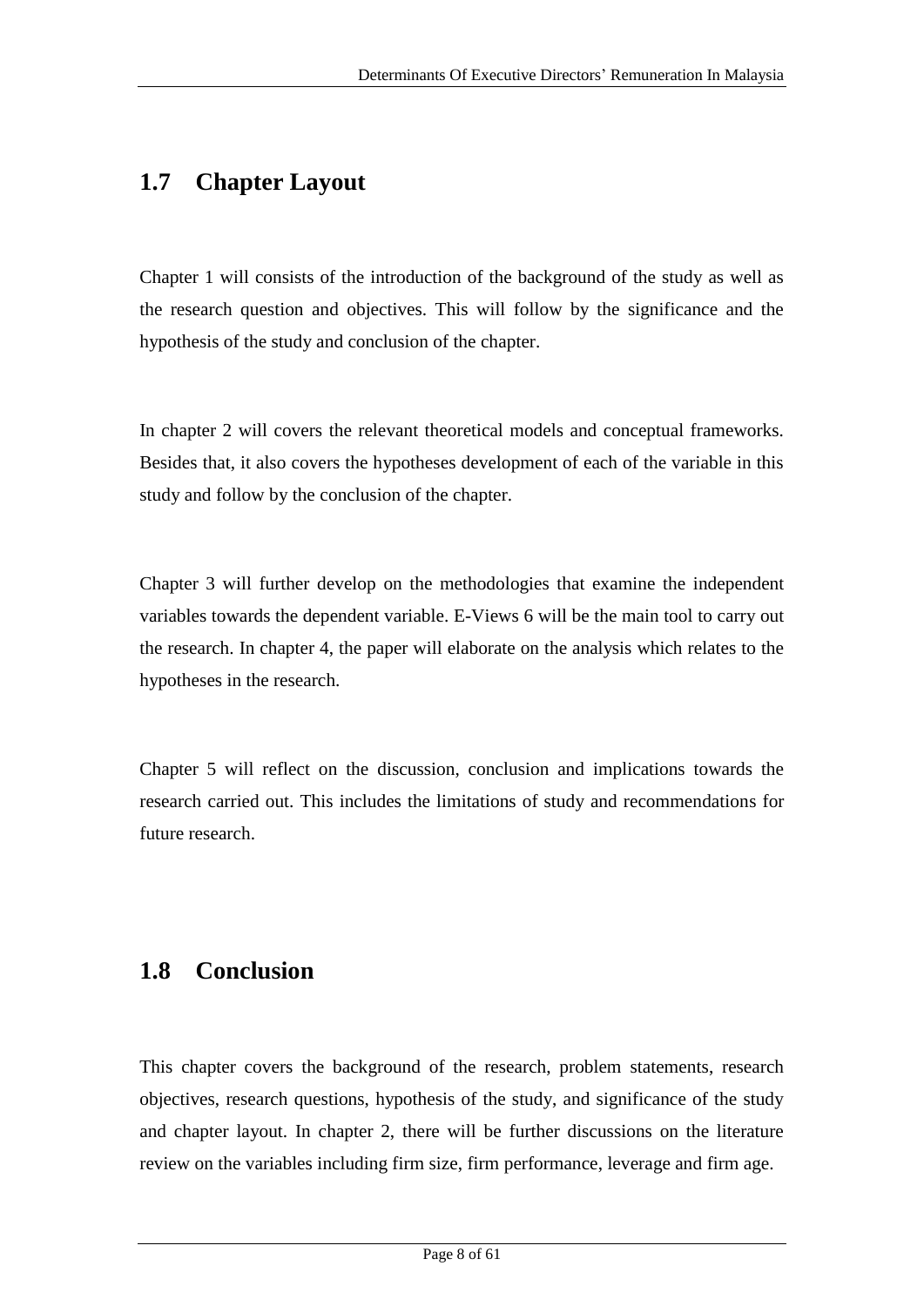## 1.7 Chapter Layout

Chapter 1 will consists of the introduction of the background of the study as well as the research question and objectives. This will follow by the significance and the hypothesis of the study and conclusion of the chapter.

In chapter 2 will covers the relevant theoretical models and conceptual frameworks. Besides that, it also covers the hypotheses development of each of the variable in this study and follow by the conclusion of the chapter.

Chapter 3 will further develop on the methodologies that examine the independent variables towards the dependent variable. E-Views 6 will be the main tool to carry out the research. In chapter 4, the paper will elaborate on the analysis which relates to the hypotheses in the research.

Chapter 5 will reflect on the discussion, conclusion and implications towards the research carried out. This includes the limitations of study and recommendations for future research.

## 1.8 Conclusion

This chapter covers the background of the research, problem statements, research objectives, research questions, hypothesis of the study, and significance of the study and chapter layout. In chapter 2, there will be further discussions on the literature review on the variables including firm size, firm performance, leverage and firm age.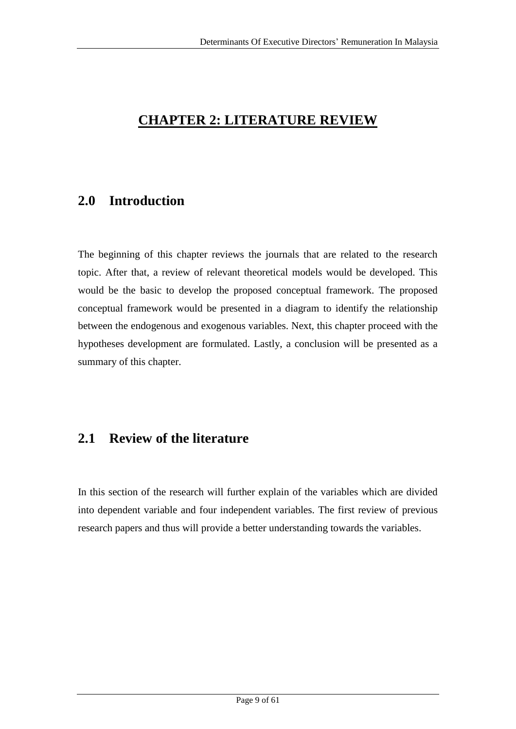# CHAPTER 2: LITERATURE REVIEW

## 2.0 Introduction

The beginning of this chapter reviews the journals that are related to the research topic. After that, a review of relevant theoretical models would be developed. This would be the basic to develop the proposed conceptual framework. The proposed conceptual framework would be presented in a diagram to identify the relationship between the endogenous and exogenous variables. Next, this chapter proceed with the hypotheses development are formulated. Lastly, a conclusion will be presented as a summary of this chapter.

## 2.1 Review of the literature

In this section of the research will further explain of the variables which are divided into dependent variable and four independent variables. The first review of previous research papers and thus will provide a better understanding towards the variables.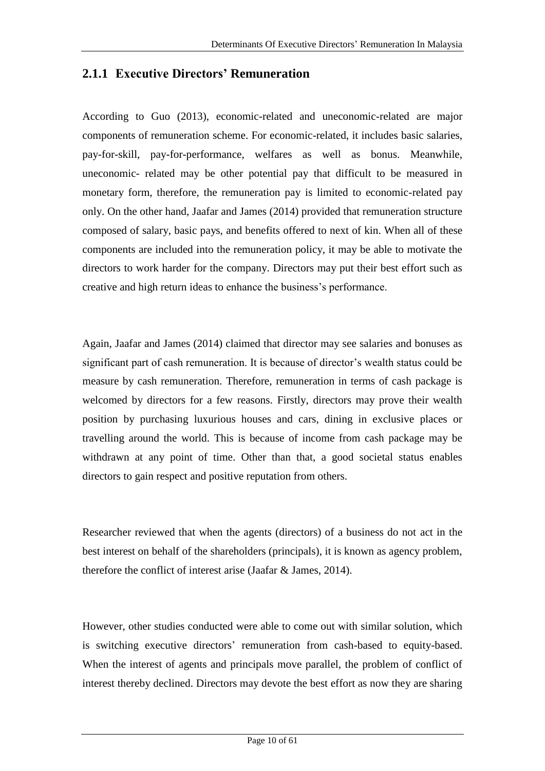### 2.1.1 Executive Directors' Remuneration

According to Guo (2013), economic-related and uneconomic-related are major components of remuneration scheme. For economic-related, it includes basic salaries, pay-for-skill, pay-for-performance, welfares as well as bonus. Meanwhile, uneconomic- related may be other potential pay that difficult to be measured in monetary form, therefore, the remuneration pay is limited to economic-related pay only. On the other hand, Jaafar and James (2014) provided that remuneration structure composed of salary, basic pays, and benefits offered to next of kin. When all of these components are included into the remuneration policy, it may be able to motivate the directors to work harder for the company. Directors may put their best effort such as creative and high return ideas to enhance the business's performance.

Again, Jaafar and James (2014) claimed that director may see salaries and bonuses as significant part of cash remuneration. It is because of director's wealth status could be measure by cash remuneration. Therefore, remuneration in terms of cash package is welcomed by directors for a few reasons. Firstly, directors may prove their wealth position by purchasing luxurious houses and cars, dining in exclusive places or travelling around the world. This is because of income from cash package may be withdrawn at any point of time. Other than that, a good societal status enables directors to gain respect and positive reputation from others.

Researcher reviewed that when the agents (directors) of a business do not act in the best interest on behalf of the shareholders (principals), it is known as agency problem, therefore the conflict of interest arise (Jaafar & James, 2014).

However, other studies conducted were able to come out with similar solution, which is switching executive directors' remuneration from cash-based to equity-based. When the interest of agents and principals move parallel, the problem of conflict of interest thereby declined. Directors may devote the best effort as now they are sharing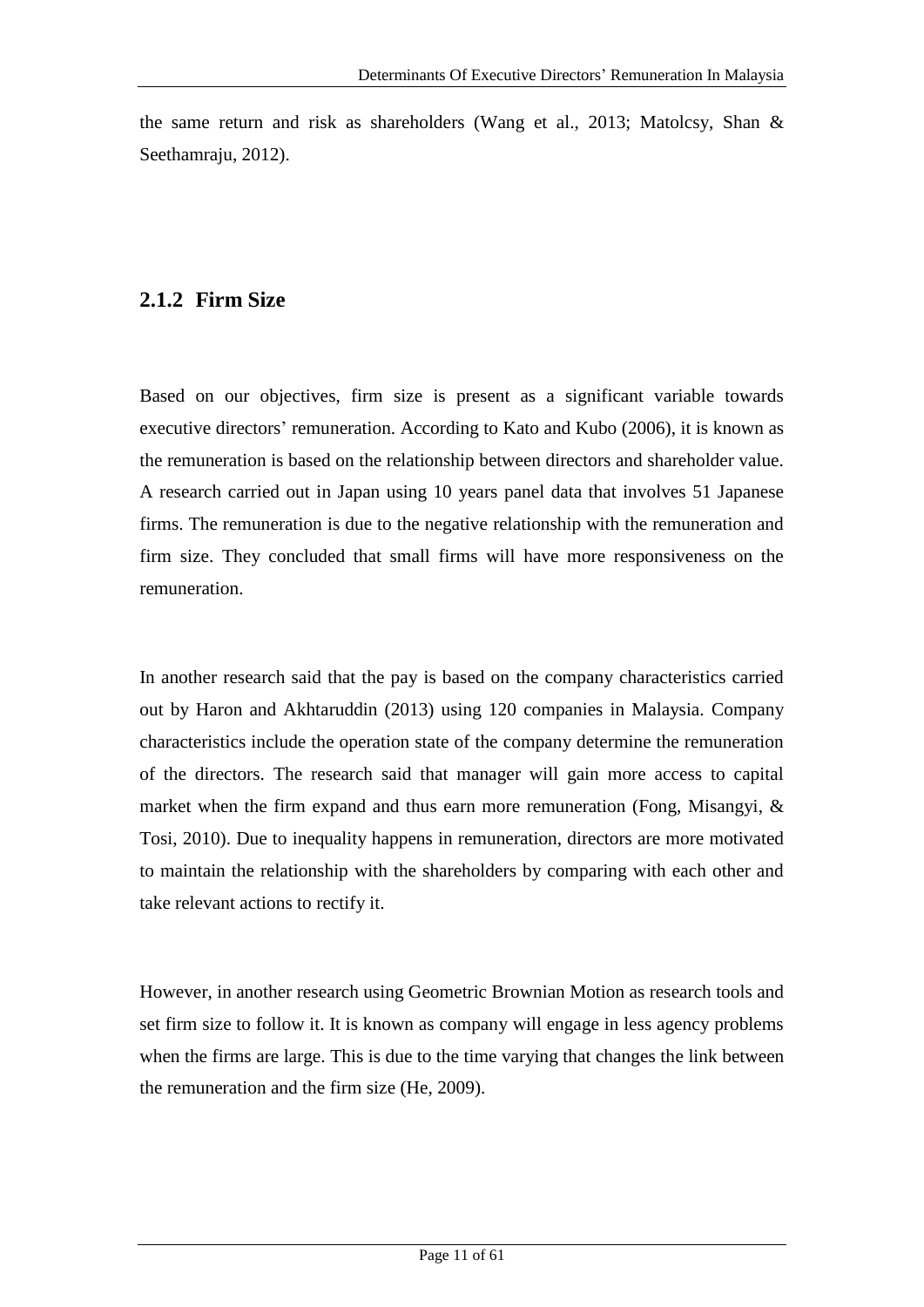the same return and risk as shareholders (Wang et al., 2013; Matolcsy, Shan & Seethamraju, 2012).

### 2.1.2 Firm Size

Based on our objectives, firm size is present as a significant variable towards executive directors' remuneration. According to Kato and Kubo (2006), it is known as the remuneration is based on the relationship between directors and shareholder value. A research carried out in Japan using 10 years panel data that involves 51 Japanese firms. The remuneration is due to the negative relationship with the remuneration and firm size. They concluded that small firms will have more responsiveness on the remuneration.

In another research said that the pay is based on the company characteristics carried out by Haron and Akhtaruddin (2013) using 120 companies in Malaysia. Company characteristics include the operation state of the company determine the remuneration of the directors. The research said that manager will gain more access to capital market when the firm expand and thus earn more remuneration (Fong, Misangyi, & Tosi, 2010). Due to inequality happens in remuneration, directors are more motivated to maintain the relationship with the shareholders by comparing with each other and take relevant actions to rectify it.

However, in another research using Geometric Brownian Motion as research tools and set firm size to follow it. It is known as company will engage in less agency problems when the firms are large. This is due to the time varying that changes the link between the remuneration and the firm size (He, 2009).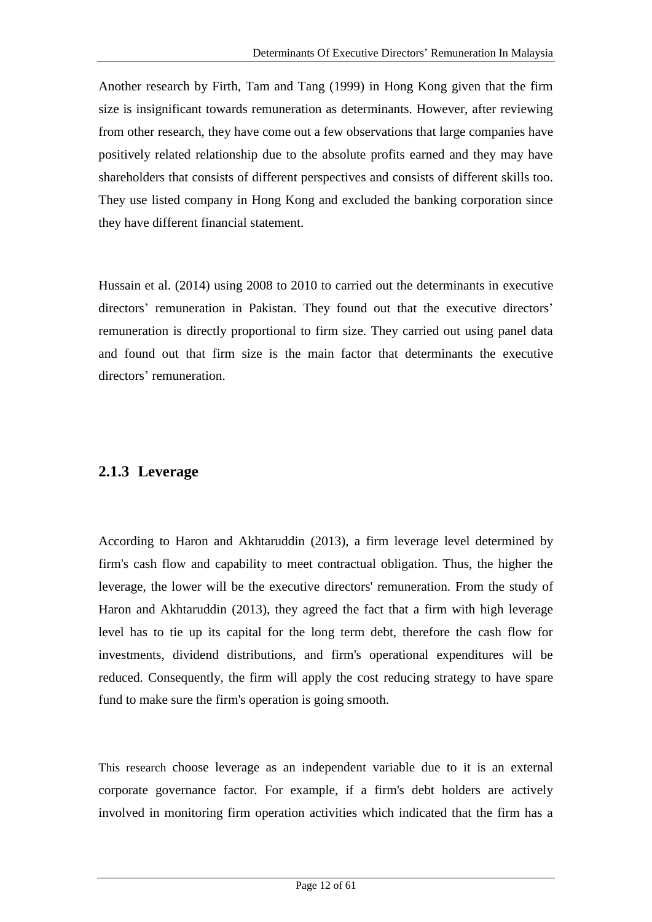Another research by Firth, Tam and Tang (1999) in Hong Kong given that the firm size is insignificant towards remuneration as determinants. However, after reviewing from other research, they have come out a few observations that large companies have positively related relationship due to the absolute profits earned and they may have shareholders that consists of different perspectives and consists of different skills too. They use listed company in Hong Kong and excluded the banking corporation since they have different financial statement.

Hussain et al. (2014) using 2008 to 2010 to carried out the determinants in executive directors' remuneration in Pakistan. They found out that the executive directors' remuneration is directly proportional to firm size. They carried out using panel data and found out that firm size is the main factor that determinants the executive directors' remuneration.

### 2.1.3 Leverage

According to Haron and Akhtaruddin (2013), a firm leverage level determined by firm's cash flow and capability to meet contractual obligation. Thus, the higher the leverage, the lower will be the executive directors' remuneration. From the study of Haron and Akhtaruddin (2013), they agreed the fact that a firm with high leverage level has to tie up its capital for the long term debt, therefore the cash flow for investments, dividend distributions, and firm's operational expenditures will be reduced. Consequently, the firm will apply the cost reducing strategy to have spare fund to make sure the firm's operation is going smooth.

This research choose leverage as an independent variable due to it is an external corporate governance factor. For example, if a firm's debt holders are actively involved in monitoring firm operation activities which indicated that the firm has a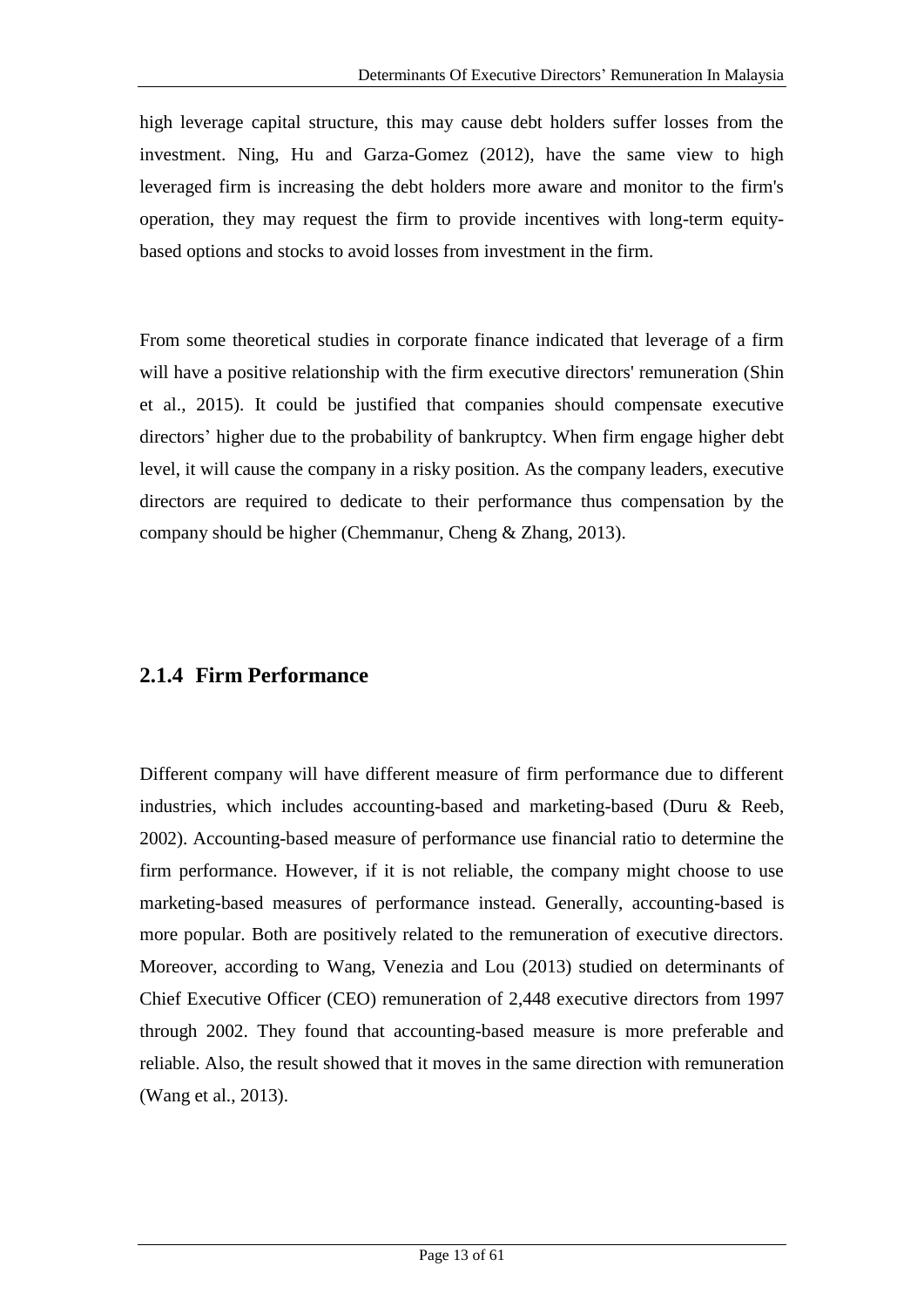high leverage capital structure, this may cause debt holders suffer losses from the investment. Ning, Hu and Garza-Gomez (2012), have the same view to high leveraged firm is increasing the debt holders more aware and monitor to the firm's operation, they may request the firm to provide incentives with long-term equity-based options and stocks to avoid losses from investment in the firm.

From some theoretical studies in corporate finance indicated that leverage of a firm will have a positive relationship with the firm executive directors' remuneration (Shin et al., 2015). It could be justified that companies should compensate executive directors' higher due to the probability of bankruptcy. When firm engage higher debt level, it will cause the company in a risky position. As the company leaders, executive directors are required to dedicate to their performance thus compensation by the company should be higher (Chemmanur, Cheng & Zhang, 2013).

### 2.1.4 Firm Performance

Different company will have different measure of firm performance due to different industries, which includes accounting-based and marketing-based (Duru & Reeb, 2002). Accounting-based measure of performance use financial ratio to determine the firm performance. However, if it is not reliable, the company might choose to use marketing-based measures of performance instead. Generally, accounting-based is more popular. Both are positively related to the remuneration of executive directors. Moreover, according to Wang, Venezia and Lou (2013) studied on determinants of Chief Executive Officer (CEO) remuneration of 2,448 executive directors from 1997 through 2002. They found that accounting-based measure is more preferable and reliable. Also, the result showed that it moves in the same direction with remuneration (Wang et al., 2013).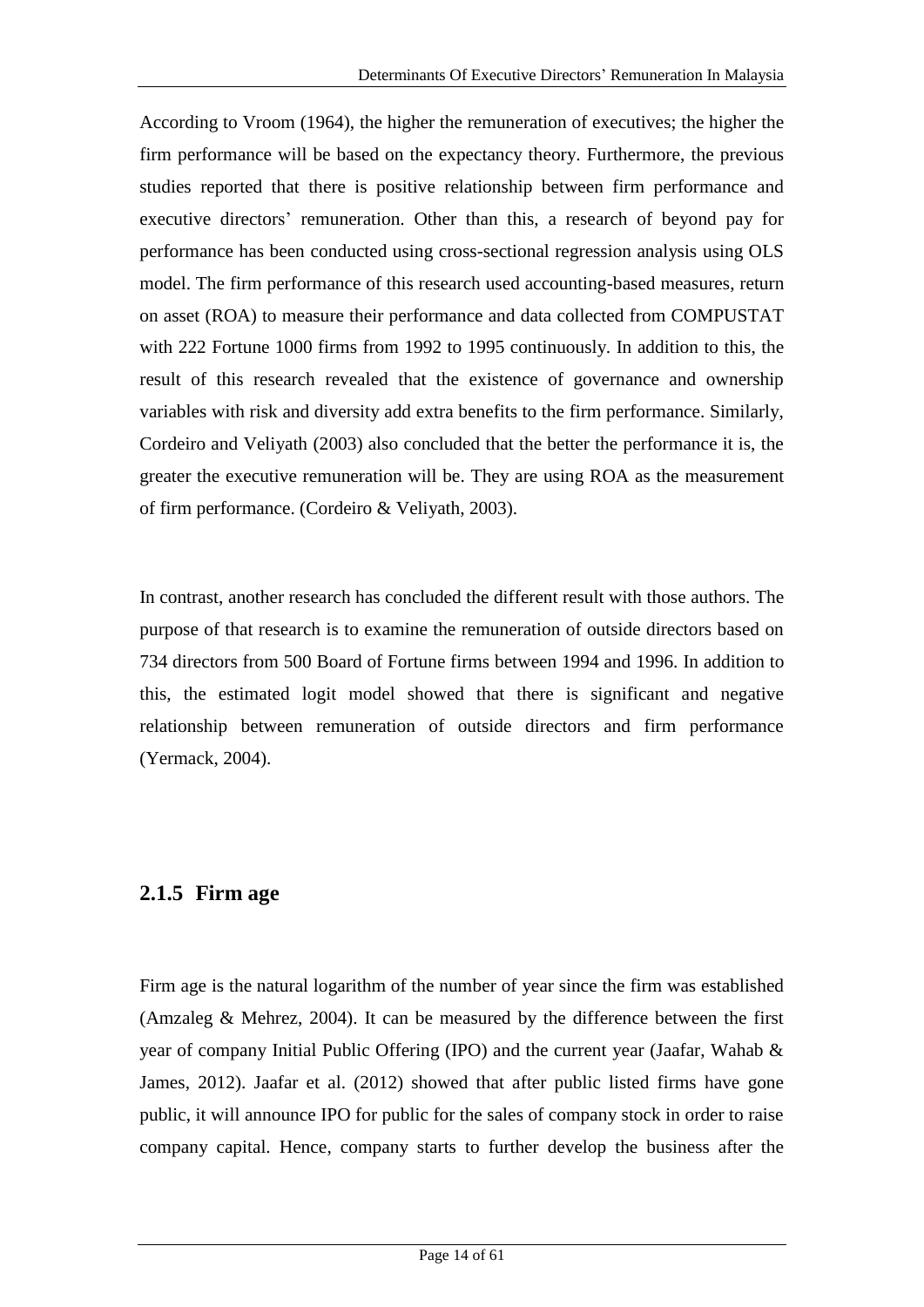According to Vroom (1964), the higher the remuneration of executives; the higher the firm performance will be based on the expectancy theory. Furthermore, the previous studies reported that there is positive relationship between firm performance and executive directors' remuneration. Other than this, a research of beyond pay for performance has been conducted using cross-sectional regression analysis using OLS model. The firm performance of this research used accounting-based measures, return on asset (ROA) to measure their performance and data collected from COMPUSTAT with 222 Fortune 1000 firms from 1992 to 1995 continuously. In addition to this, the result of this research revealed that the existence of governance and ownership variables with risk and diversity add extra benefits to the firm performance. Similarly, Cordeiro and Veliyath (2003) also concluded that the better the performance it is, the greater the executive remuneration will be. They are using ROA as the measurement of firm performance. (Cordeiro & Veliyath, 2003).

In contrast, another research has concluded the different result with those authors. The purpose of that research is to examine the remuneration of outside directors based on 734 directors from 500 Board of Fortune firms between 1994 and 1996. In addition to this, the estimated logit model showed that there is significant and negative relationship between remuneration of outside directors and firm performance (Yermack, 2004).

### 2.1.5 Firm age

Firm age is the natural logarithm of the number of year since the firm was established (Amzaleg & Mehrez, 2004). It can be measured by the difference between the first year of company Initial Public Offering (IPO) and the current year (Jaafar, Wahab & James, 2012). Jaafar et al. (2012) showed that after public listed firms have gone public, it will announce IPO for public for the sales of company stock in order to raise company capital. Hence, company starts to further develop the business after the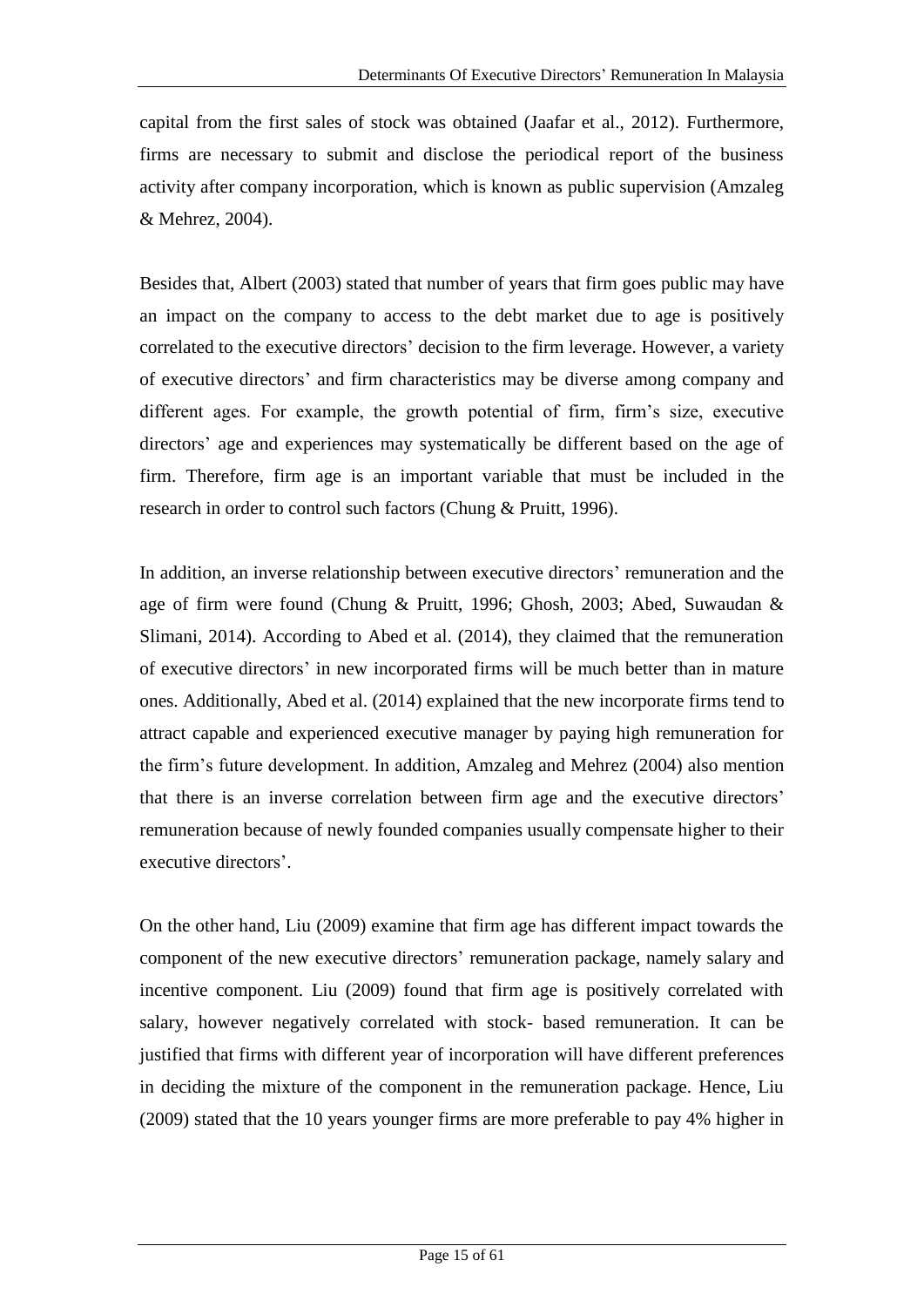capital from the first sales of stock was obtained (Jaafar et al., 2012). Furthermore, firms are necessary to submit and disclose the periodical report of the business activity after company incorporation, which is known as public supervision (Amzaleg & Mehrez, 2004).

Besides that, Albert (2003) stated that number of years that firm goes public may have an impact on the company to access to the debt market due to age is positively correlated to the executive directors' decision to the firm leverage. However, a variety of executive directors' and firm characteristics may be diverse among company and different ages. For example, the growth potential of firm, firm's size, executive directors' age and experiences may systematically be different based on the age of firm. Therefore, firm age is an important variable that must be included in the research in order to control such factors (Chung & Pruitt, 1996).

In addition, an inverse relationship between executive directors' remuneration and the age of firm were found (Chung & Pruitt, 1996; Ghosh, 2003; Abed, Suwaudan & Slimani, 2014). According to Abed et al. (2014), they claimed that the remuneration of executive directors' in new incorporated firms will be much better than in mature ones. Additionally, Abed et al. (2014) explained that the new incorporate firms tend to attract capable and experienced executive manager by paying high remuneration for the firm's future development. In addition, Amzaleg and Mehrez (2004) also mention that there is an inverse correlation between firm age and the executive directors' remuneration because of newly founded companies usually compensate higher to their executive directors'.

On the other hand, Liu (2009) examine that firm age has different impact towards the component of the new executive directors' remuneration package, namely salary and incentive component. Liu (2009) found that firm age is positively correlated with salary, however negatively correlated with stock- based remuneration. It can be justified that firms with different year of incorporation will have different preferences in deciding the mixture of the component in the remuneration package. Hence, Liu (2009) stated that the 10 years younger firms are more preferable to pay 4% higher in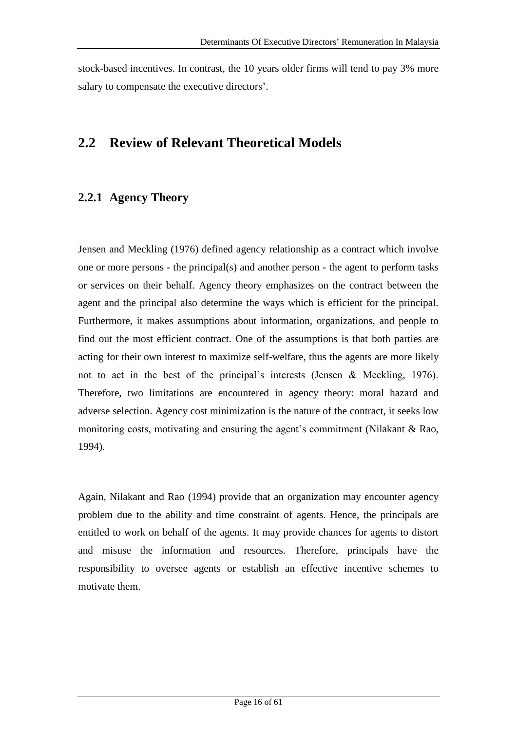stock-based incentives. In contrast, the 10 years older firms will tend to pay 3% more salary to compensate the executive directors'.

## 2.2 Review of Relevant Theoretical Models

### 2.2.1 Agency Theory

Jensen and Meckling (1976) defined agency relationship as a contract which involve one or more persons - the principal(s) and another person - the agent to perform tasks or services on their behalf. Agency theory emphasizes on the contract between the agent and the principal also determine the ways which is efficient for the principal. Furthermore, it makes assumptions about information, organizations, and people to find out the most efficient contract. One of the assumptions is that both parties are acting for their own interest to maximize self-welfare, thus the agents are more likely not to act in the best of the principal's interests (Jensen & Meckling, 1976). Therefore, two limitations are encountered in agency theory: moral hazard and adverse selection. Agency cost minimization is the nature of the contract, it seeks low monitoring costs, motivating and ensuring the agent's commitment (Nilakant & Rao, 1994).

Again, Nilakant and Rao (1994) provide that an organization may encounter agency problem due to the ability and time constraint of agents. Hence, the principals are entitled to work on behalf of the agents. It may provide chances for agents to distort and misuse the information and resources. Therefore, principals have the responsibility to oversee agents or establish an effective incentive schemes to motivate them.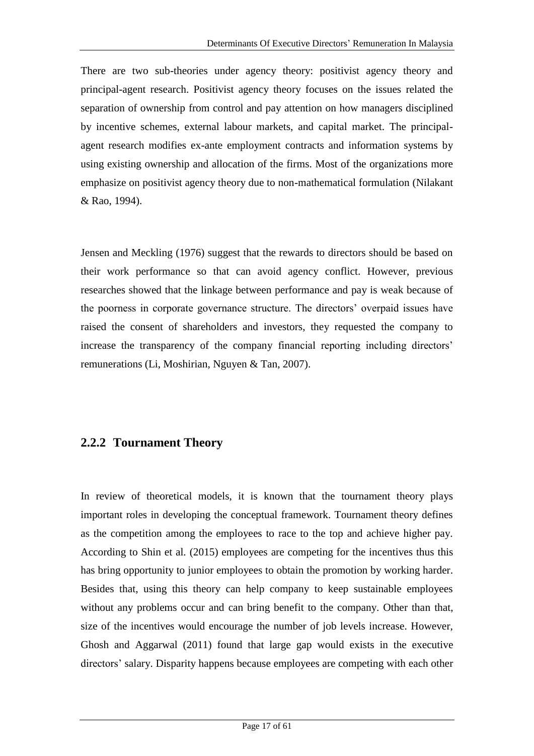There are two sub-theories under agency theory: positivist agency theory and principal-agent research. Positivist agency theory focuses on the issues related the separation of ownership from control and pay attention on how managers disciplined by incentive schemes, external labour markets, and capital market. The principal-agent research modifies ex-ante employment contracts and information systems by using existing ownership and allocation of the firms. Most of the organizations more emphasize on positivist agency theory due to non-mathematical formulation (Nilakant & Rao, 1994).

Jensen and Meckling (1976) suggest that the rewards to directors should be based on their work performance so that can avoid agency conflict. However, previous researches showed that the linkage between performance and pay is weak because of the poorness in corporate governance structure. The directors' overpaid issues have raised the consent of shareholders and investors, they requested the company to increase the transparency of the company financial reporting including directors' remunerations (Li, Moshirian, Nguyen & Tan, 2007).

## 2.2.2 Tournament Theory

In review of theoretical models, it is known that the tournament theory plays important roles in developing the conceptual framework. Tournament theory defines as the competition among the employees to race to the top and achieve higher pay. According to Shin et al. (2015) employees are competing for the incentives thus this has bring opportunity to junior employees to obtain the promotion by working harder. Besides that, using this theory can help company to keep sustainable employees without any problems occur and can bring benefit to the company. Other than that, size of the incentives would encourage the number of job levels increase. However, Ghosh and Aggarwal (2011) found that large gap would exists in the executive directors' salary. Disparity happens because employees are competing with each other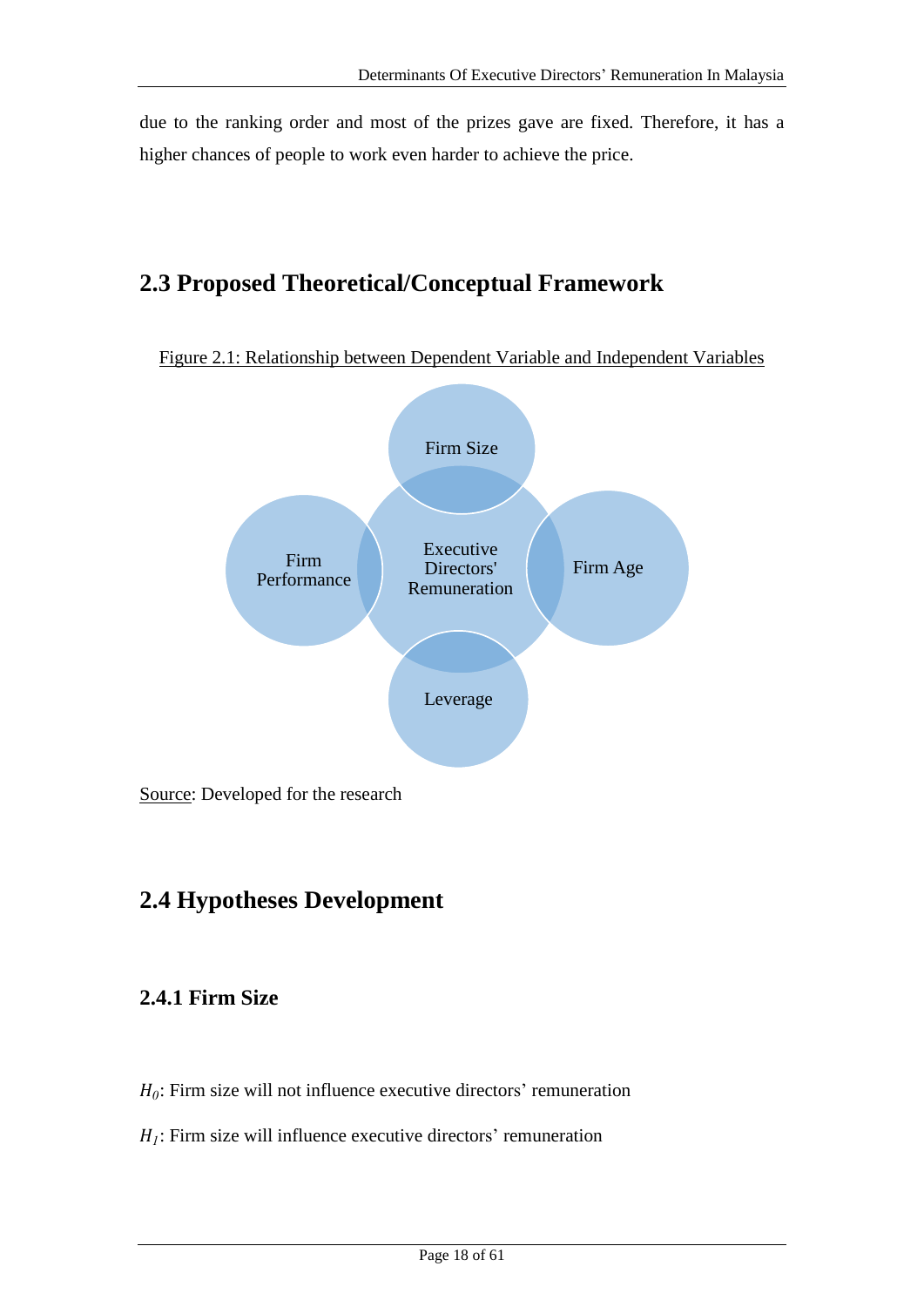due to the ranking order and most of the prizes gave are fixed. Therefore, it has a higher chances of people to work even harder to achieve the price.

## 2.3 Proposed Theoretical/Conceptual Framework

Figure 2.1: Relationship between Dependent Variable and Independent Variables

Firm Size

Firm Performance

Executive Directors' Remuneration

Firm Age

Leverage

Source: Developed for the research

## 2.4 Hypotheses Development

### 2.4.1 Firm Size

$H_0$: Firm size will not influence executive directors' remuneration

$H_1$: Firm size will influence executive directors' remuneration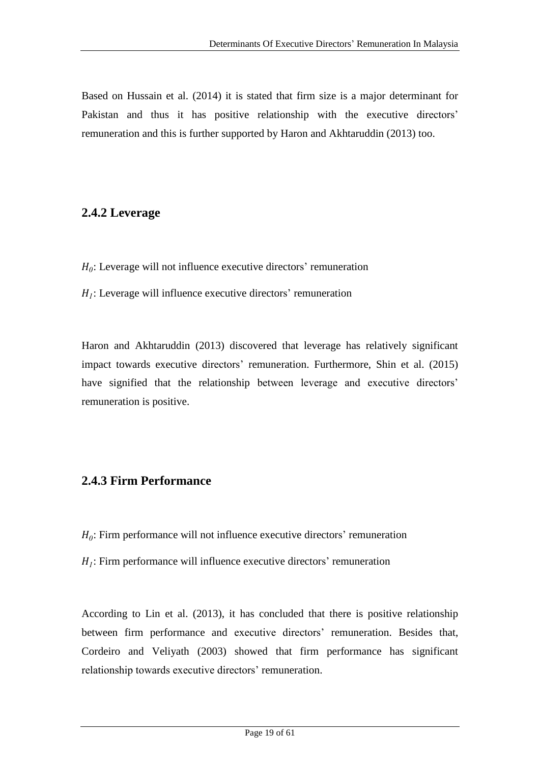Based on Hussain et al. (2014) it is stated that firm size is a major determinant for Pakistan and thus it has positive relationship with the executive directors' remuneration and this is further supported by Haron and Akhtaruddin (2013) too.

### 2.4.2 Leverage

$H_0$: Leverage will not influence executive directors' remuneration

$H_1$: Leverage will influence executive directors' remuneration

Haron and Akhtaruddin (2013) discovered that leverage has relatively significant impact towards executive directors' remuneration. Furthermore, Shin et al. (2015) have signified that the relationship between leverage and executive directors' remuneration is positive.

### 2.4.3 Firm Performance

$H_0$: Firm performance will not influence executive directors' remuneration

$H_1$: Firm performance will influence executive directors' remuneration

According to Lin et al. (2013), it has concluded that there is positive relationship between firm performance and executive directors' remuneration. Besides that, Cordeiro and Veliyath (2003) showed that firm performance has significant relationship towards executive directors' remuneration.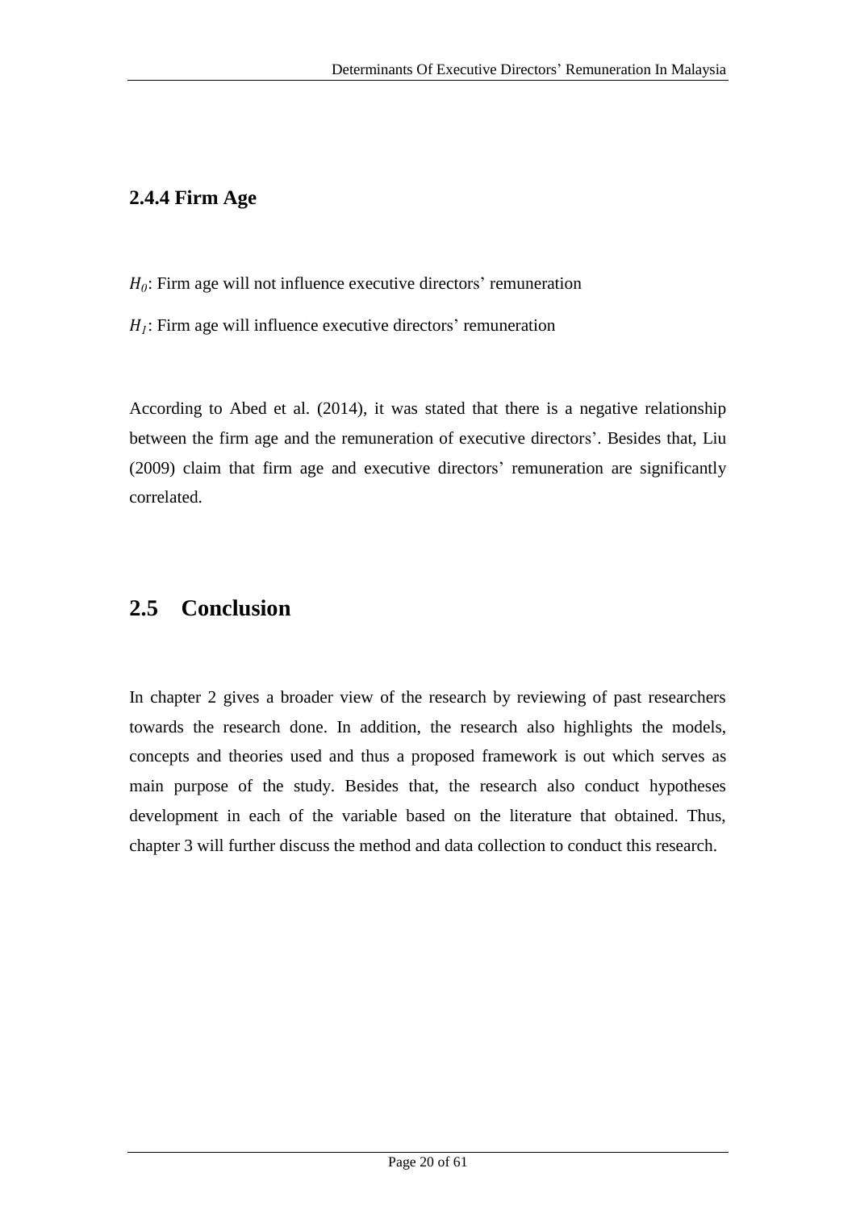### 2.4.4 Firm Age

$H_0$: Firm age will not influence executive directors' remuneration

$H_1$: Firm age will influence executive directors' remuneration

According to Abed et al. (2014), it was stated that there is a negative relationship between the firm age and the remuneration of executive directors'. Besides that, Liu (2009) claim that firm age and executive directors' remuneration are significantly correlated.

## 2.5 Conclusion

In chapter 2 gives a broader view of the research by reviewing of past researchers towards the research done. In addition, the research also highlights the models, concepts and theories used and thus a proposed framework is out which serves as main purpose of the study. Besides that, the research also conduct hypotheses development in each of the variable based on the literature that obtained. Thus, chapter 3 will further discuss the method and data collection to conduct this research.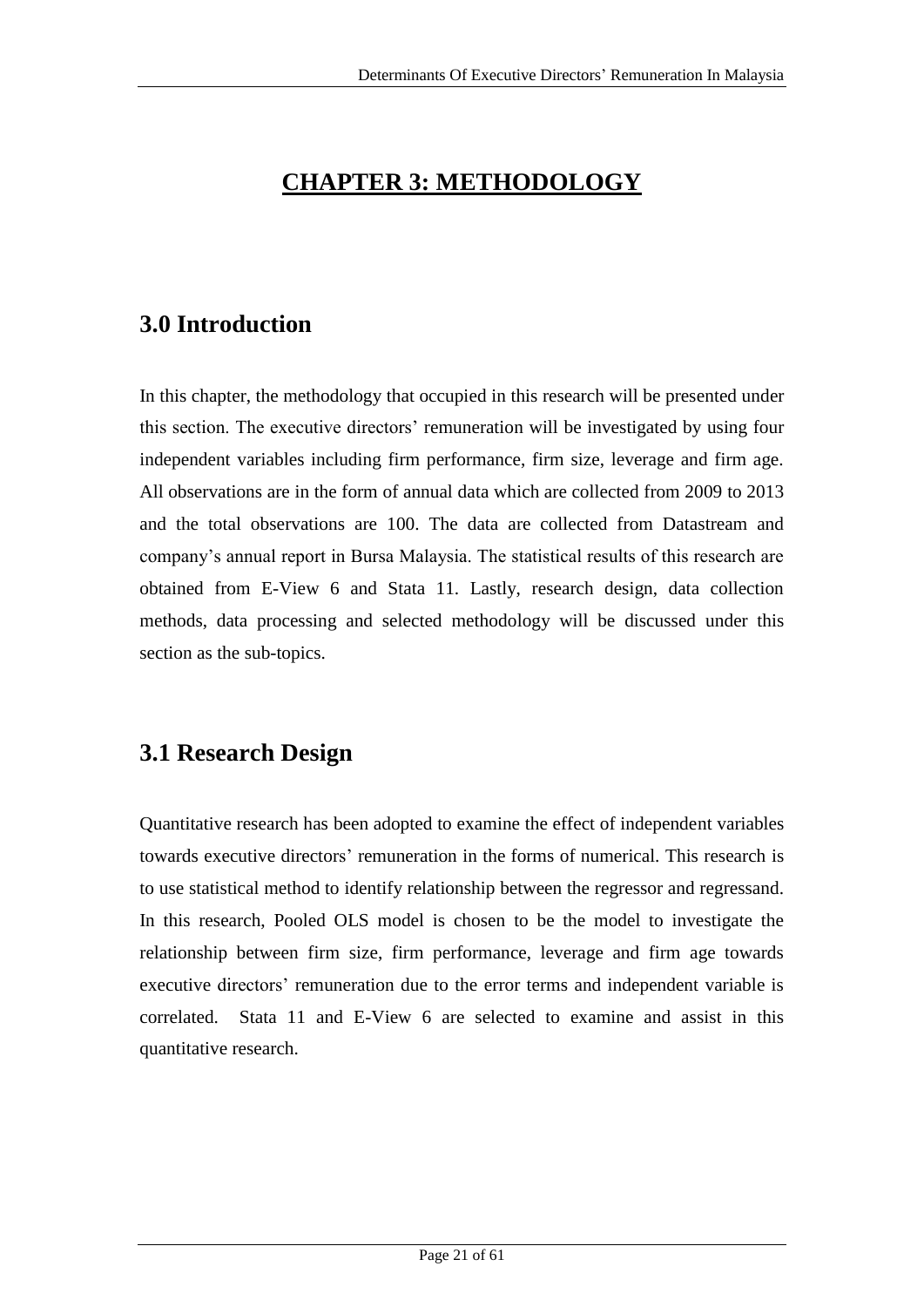# CHAPTER 3: METHODOLOGY

## 3.0 Introduction

In this chapter, the methodology that occupied in this research will be presented under this section. The executive directors' remuneration will be investigated by using four independent variables including firm performance, firm size, leverage and firm age. All observations are in the form of annual data which are collected from 2009 to 2013 and the total observations are 100. The data are collected from Datastream and company's annual report in Bursa Malaysia. The statistical results of this research are obtained from E-View 6 and Stata 11. Lastly, research design, data collection methods, data processing and selected methodology will be discussed under this section as the sub-topics.

## 3.1 Research Design

Quantitative research has been adopted to examine the effect of independent variables towards executive directors' remuneration in the forms of numerical. This research is to use statistical method to identify relationship between the regressor and regressand. In this research, Pooled OLS model is chosen to be the model to investigate the relationship between firm size, firm performance, leverage and firm age towards executive directors' remuneration due to the error terms and independent variable is correlated. Stata 11 and E-View 6 are selected to examine and assist in this quantitative research.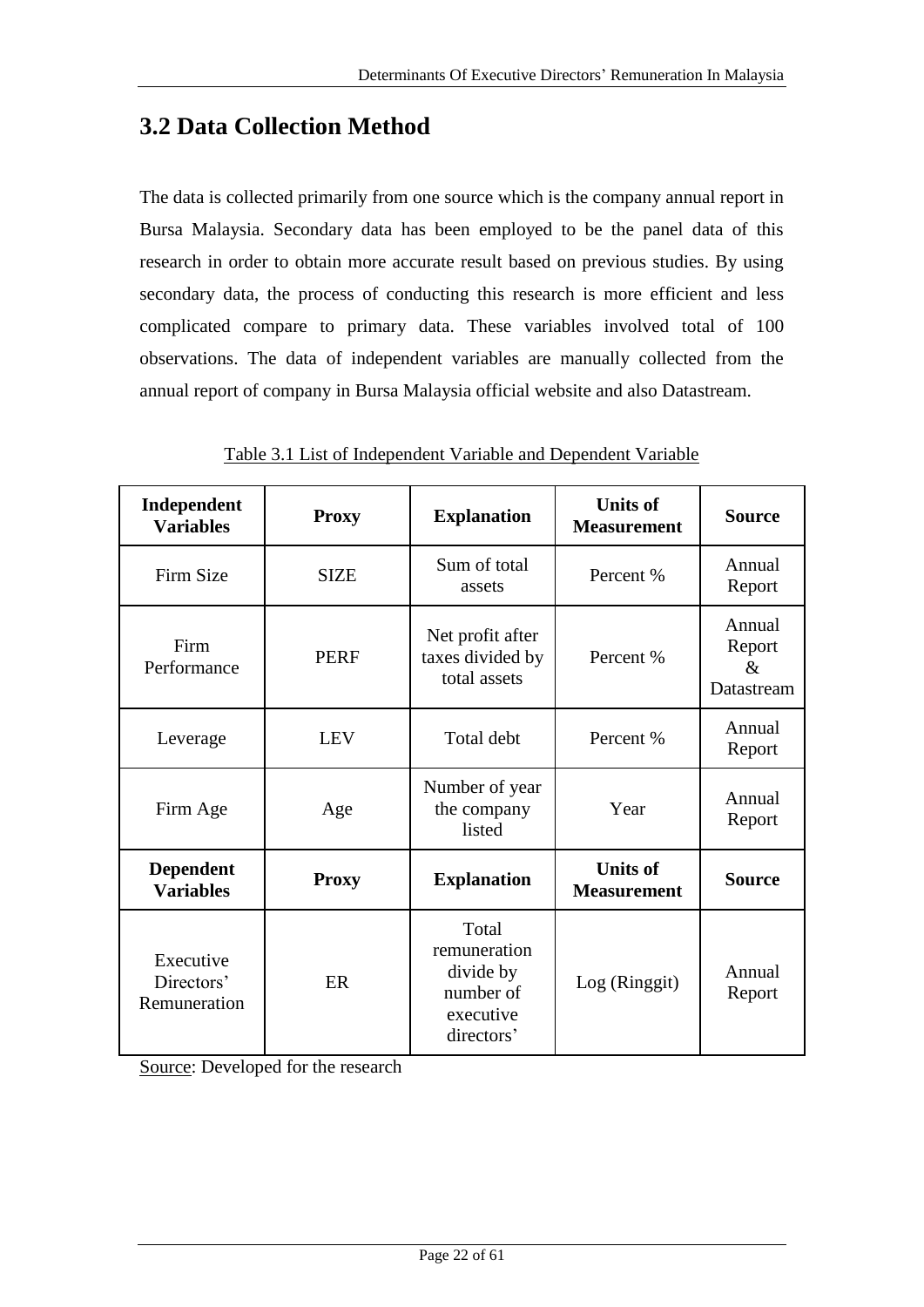## 3.2 Data Collection Method

The data is collected primarily from one source which is the company annual report in Bursa Malaysia. Secondary data has been employed to be the panel data of this research in order to obtain more accurate result based on previous studies. By using secondary data, the process of conducting this research is more efficient and less complicated compare to primary data. These variables involved total of 100 observations. The data of independent variables are manually collected from the annual report of company in Bursa Malaysia official website and also Datastream.

Table 3.1 List of Independent Variable and Dependent Variable

| Independent Variables | Proxy | Explanation | Units of Measurement | Source |
|---|---|---|---|---|
| Firm Size | SIZE | Sum of total assets | Percent % | Annual Report |
| Firm Performance | PERF | Net profit after taxes divided by total assets | Percent % | Annual Report & Datastream |
| Leverage | LEV | Total debt | Percent % | Annual Report |
| Firm Age | Age | Number of year the company listed | Year | Annual Report |
| **Dependent Variables** | **Proxy** | **Explanation** | **Units of Measurement** | **Source** |
| Executive Directors' Remuneration | ER | Total remuneration divide by number of executive directors' | Log (Ringgit) | Annual Report |

Source: Developed for the research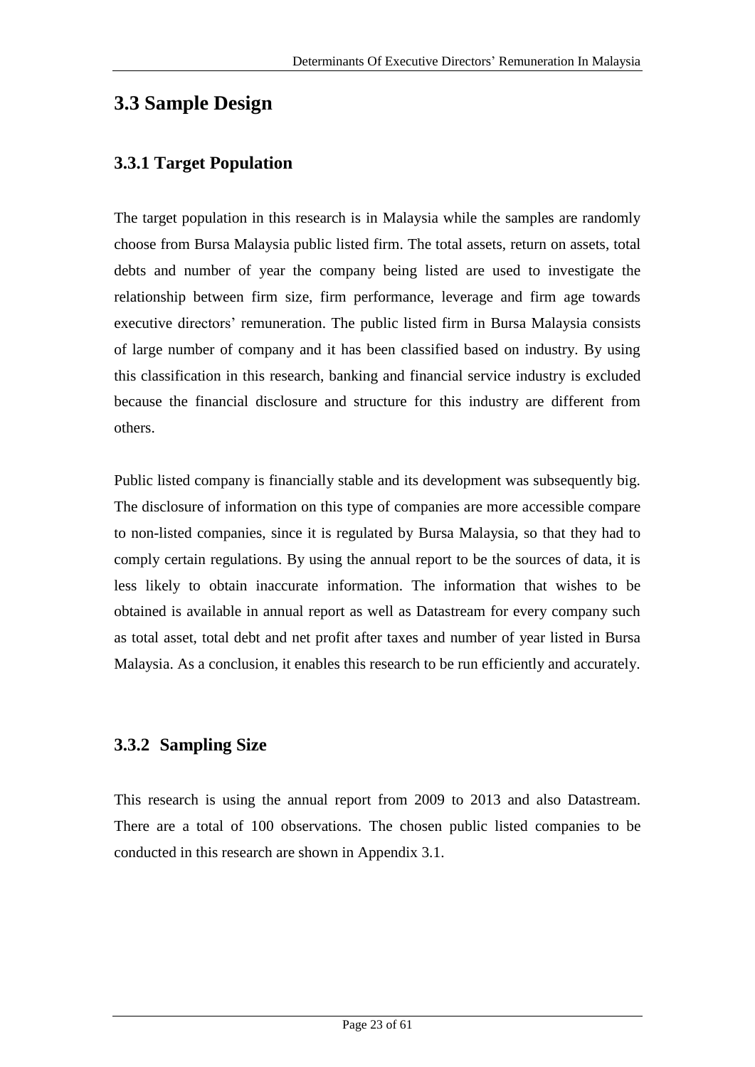## 3.3 Sample Design

### 3.3.1 Target Population

The target population in this research is in Malaysia while the samples are randomly choose from Bursa Malaysia public listed firm. The total assets, return on assets, total debts and number of year the company being listed are used to investigate the relationship between firm size, firm performance, leverage and firm age towards executive directors' remuneration. The public listed firm in Bursa Malaysia consists of large number of company and it has been classified based on industry. By using this classification in this research, banking and financial service industry is excluded because the financial disclosure and structure for this industry are different from others.

Public listed company is financially stable and its development was subsequently big. The disclosure of information on this type of companies are more accessible compare to non-listed companies, since it is regulated by Bursa Malaysia, so that they had to comply certain regulations. By using the annual report to be the sources of data, it is less likely to obtain inaccurate information. The information that wishes to be obtained is available in annual report as well as Datastream for every company such as total asset, total debt and net profit after taxes and number of year listed in Bursa Malaysia. As a conclusion, it enables this research to be run efficiently and accurately.

### 3.3.2 Sampling Size

This research is using the annual report from 2009 to 2013 and also Datastream. There are a total of 100 observations. The chosen public listed companies to be conducted in this research are shown in Appendix 3.1.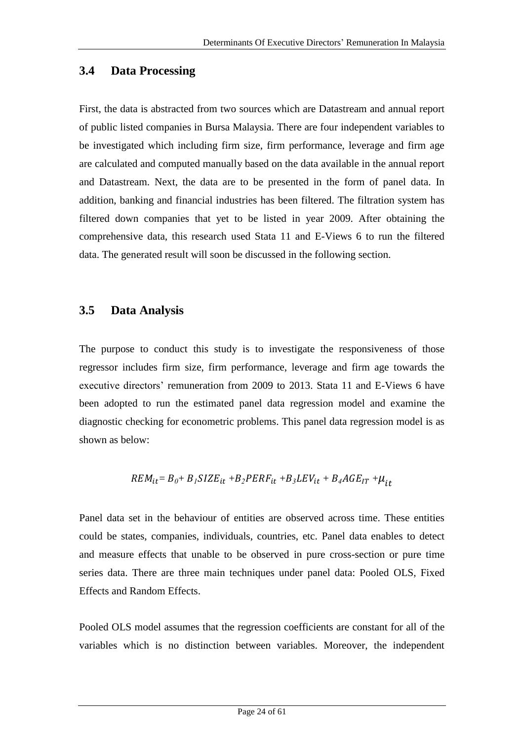## 3.4 Data Processing

First, the data is abstracted from two sources which are Datastream and annual report of public listed companies in Bursa Malaysia. There are four independent variables to be investigated which including firm size, firm performance, leverage and firm age are calculated and computed manually based on the data available in the annual report and Datastream. Next, the data are to be presented in the form of panel data. In addition, banking and financial industries has been filtered. The filtration system has filtered down companies that yet to be listed in year 2009. After obtaining the comprehensive data, this research used Stata 11 and E-Views 6 to run the filtered data. The generated result will soon be discussed in the following section.

## 3.5 Data Analysis

The purpose to conduct this study is to investigate the responsiveness of those regressor includes firm size, firm performance, leverage and firm age towards the executive directors' remuneration from 2009 to 2013. Stata 11 and E-Views 6 have been adopted to run the estimated panel data regression model and examine the diagnostic checking for econometric problems. This panel data regression model is as shown as below:

$$REM_{it} = B_0 + B_1SIZE_{it} + B_2PERF_{it} + B_3LEV_{it} + B_4AGE_{IT} + \mu_{it}$$

Panel data set in the behaviour of entities are observed across time. These entities could be states, companies, individuals, countries, etc. Panel data enables to detect and measure effects that unable to be observed in pure cross-section or pure time series data. There are three main techniques under panel data: Pooled OLS, Fixed Effects and Random Effects.

Pooled OLS model assumes that the regression coefficients are constant for all of the variables which is no distinction between variables. Moreover, the independent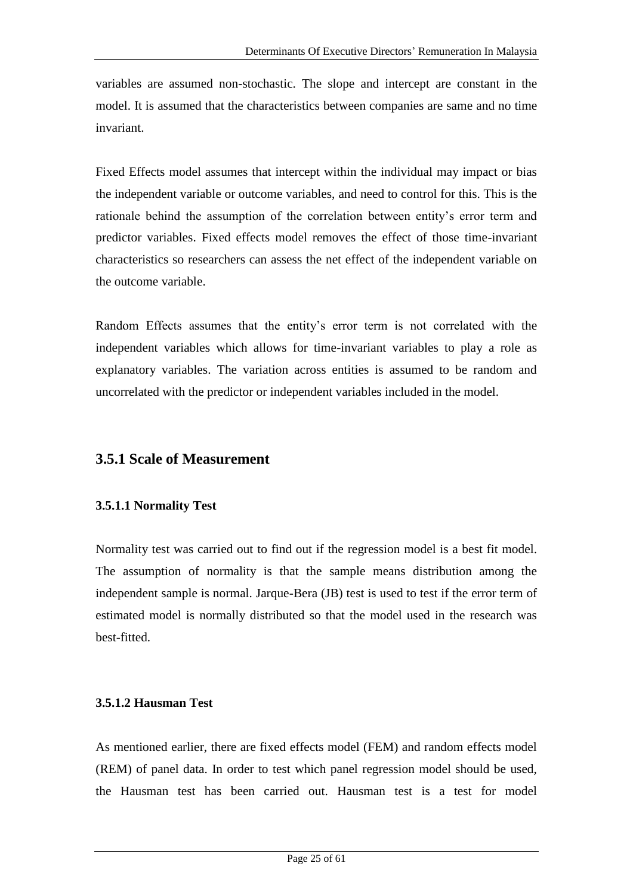variables are assumed non-stochastic. The slope and intercept are constant in the model. It is assumed that the characteristics between companies are same and no time invariant.

Fixed Effects model assumes that intercept within the individual may impact or bias the independent variable or outcome variables, and need to control for this. This is the rationale behind the assumption of the correlation between entity's error term and predictor variables. Fixed effects model removes the effect of those time-invariant characteristics so researchers can assess the net effect of the independent variable on the outcome variable.

Random Effects assumes that the entity's error term is not correlated with the independent variables which allows for time-invariant variables to play a role as explanatory variables. The variation across entities is assumed to be random and uncorrelated with the predictor or independent variables included in the model.

## 3.5.1 Scale of Measurement

### 3.5.1.1 Normality Test

Normality test was carried out to find out if the regression model is a best fit model. The assumption of normality is that the sample means distribution among the independent sample is normal. Jarque-Bera (JB) test is used to test if the error term of estimated model is normally distributed so that the model used in the research was best-fitted.

### 3.5.1.2 Hausman Test

As mentioned earlier, there are fixed effects model (FEM) and random effects model (REM) of panel data. In order to test which panel regression model should be used, the Hausman test has been carried out. Hausman test is a test for model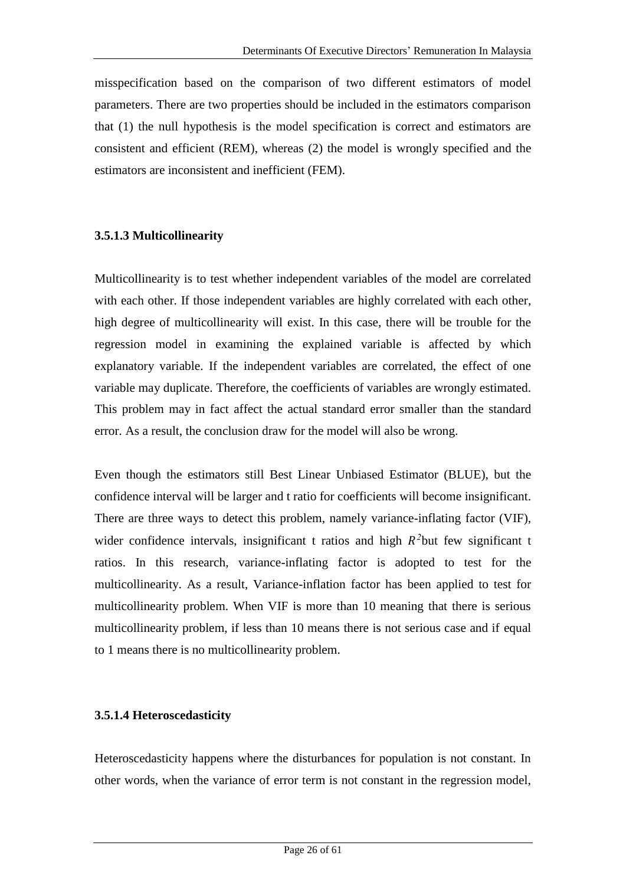misspecification based on the comparison of two different estimators of model parameters. There are two properties should be included in the estimators comparison that (1) the null hypothesis is the model specification is correct and estimators are consistent and efficient (REM), whereas (2) the model is wrongly specified and the estimators are inconsistent and inefficient (FEM).

### 3.5.1.3 Multicollinearity

Multicollinearity is to test whether independent variables of the model are correlated with each other. If those independent variables are highly correlated with each other, high degree of multicollinearity will exist. In this case, there will be trouble for the regression model in examining the explained variable is affected by which explanatory variable. If the independent variables are correlated, the effect of one variable may duplicate. Therefore, the coefficients of variables are wrongly estimated. This problem may in fact affect the actual standard error smaller than the standard error. As a result, the conclusion draw for the model will also be wrong.

Even though the estimators still Best Linear Unbiased Estimator (BLUE), but the confidence interval will be larger and t ratio for coefficients will become insignificant. There are three ways to detect this problem, namely variance-inflating factor (VIF), wider confidence intervals, insignificant t ratios and high $R^2$but few significant t ratios. In this research, variance-inflating factor is adopted to test for the multicollinearity. As a result, Variance-inflation factor has been applied to test for multicollinearity problem. When VIF is more than 10 meaning that there is serious multicollinearity problem, if less than 10 means there is not serious case and if equal to 1 means there is no multicollinearity problem.

### 3.5.1.4 Heteroscedasticity

Heteroscedasticity happens where the disturbances for population is not constant. In other words, when the variance of error term is not constant in the regression model,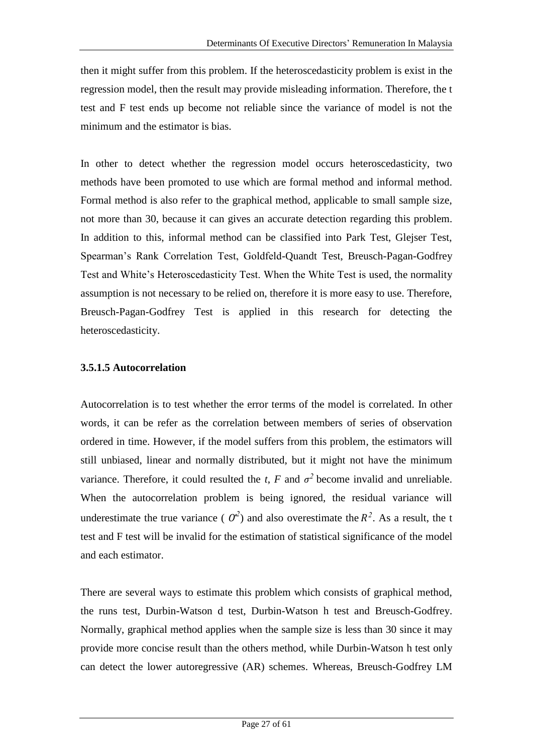then it might suffer from this problem. If the heteroscedasticity problem is exist in the regression model, then the result may provide misleading information. Therefore, the t test and F test ends up become not reliable since the variance of model is not the minimum and the estimator is bias.

In other to detect whether the regression model occurs heteroscedasticity, two methods have been promoted to use which are formal method and informal method. Formal method is also refer to the graphical method, applicable to small sample size, not more than 30, because it can gives an accurate detection regarding this problem. In addition to this, informal method can be classified into Park Test, Glejser Test, Spearman's Rank Correlation Test, Goldfeld-Quandt Test, Breusch-Pagan-Godfrey Test and White's Heteroscedasticity Test. When the White Test is used, the normality assumption is not necessary to be relied on, therefore it is more easy to use. Therefore, Breusch-Pagan-Godfrey Test is applied in this research for detecting the heteroscedasticity.

### 3.5.1.5 Autocorrelation

Autocorrelation is to test whether the error terms of the model is correlated. In other words, it can be refer as the correlation between members of series of observation ordered in time. However, if the model suffers from this problem, the estimators will still unbiased, linear and normally distributed, but it might not have the minimum variance. Therefore, it could resulted the *t*, *F* and $\sigma^2$ become invalid and unreliable. When the autocorrelation problem is being ignored, the residual variance will underestimate the true variance ( $\sigma^2$) and also overestimate the $R^2$. As a result, the t test and F test will be invalid for the estimation of statistical significance of the model and each estimator.

There are several ways to estimate this problem which consists of graphical method, the runs test, Durbin-Watson d test, Durbin-Watson h test and Breusch-Godfrey. Normally, graphical method applies when the sample size is less than 30 since it may provide more concise result than the others method, while Durbin-Watson h test only can detect the lower autoregressive (AR) schemes. Whereas, Breusch-Godfrey LM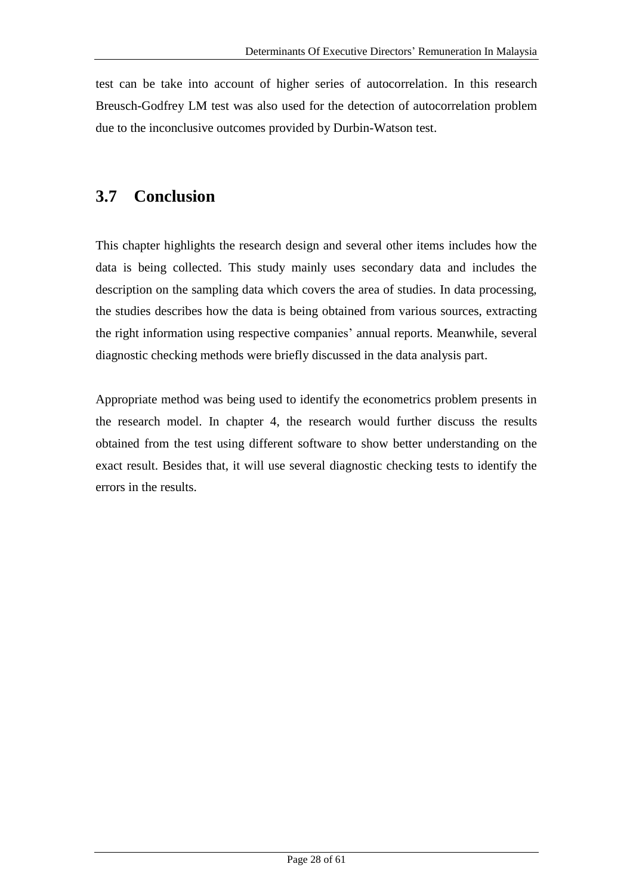test can be take into account of higher series of autocorrelation. In this research Breusch-Godfrey LM test was also used for the detection of autocorrelation problem due to the inconclusive outcomes provided by Durbin-Watson test.

## 3.7 Conclusion

This chapter highlights the research design and several other items includes how the data is being collected. This study mainly uses secondary data and includes the description on the sampling data which covers the area of studies. In data processing, the studies describes how the data is being obtained from various sources, extracting the right information using respective companies' annual reports. Meanwhile, several diagnostic checking methods were briefly discussed in the data analysis part.

Appropriate method was being used to identify the econometrics problem presents in the research model. In chapter 4, the research would further discuss the results obtained from the test using different software to show better understanding on the exact result. Besides that, it will use several diagnostic checking tests to identify the errors in the results.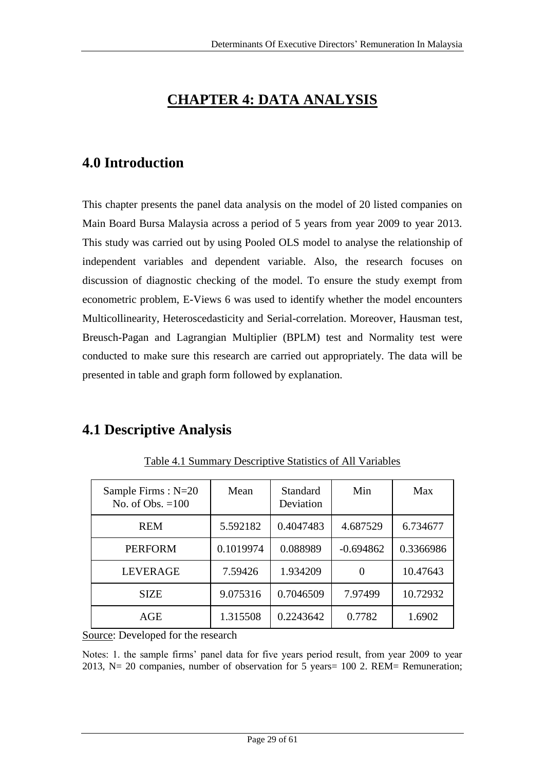# CHAPTER 4: DATA ANALYSIS

## 4.0 Introduction

This chapter presents the panel data analysis on the model of 20 listed companies on Main Board Bursa Malaysia across a period of 5 years from year 2009 to year 2013. This study was carried out by using Pooled OLS model to analyse the relationship of independent variables and dependent variable. Also, the research focuses on discussion of diagnostic checking of the model. To ensure the study exempt from econometric problem, E-Views 6 was used to identify whether the model encounters Multicollinearity, Heteroscedasticity and Serial-correlation. Moreover, Hausman test, Breusch-Pagan and Lagrangian Multiplier (BPLM) test and Normality test were conducted to make sure this research are carried out appropriately. The data will be presented in table and graph form followed by explanation.

## 4.1 Descriptive Analysis

Table 4.1 Summary Descriptive Statistics of All Variables

| Sample Firms : N=20 No. of Obs. =100 | Mean | Standard Deviation | Min | Max |
|---|---|---|---|---|
| REM | 5.592182 | 0.4047483 | 4.687529 | 6.734677 |
| PERFORM | 0.1019974 | 0.088989 | -0.694862 | 0.3366986 |
| LEVERAGE | 7.59426 | 1.934209 | 0 | 10.47643 |
| SIZE | 9.075316 | 0.7046509 | 7.97499 | 10.72932 |
| AGE | 1.315508 | 0.2243642 | 0.7782 | 1.6902 |

Source: Developed for the research

Notes: 1. the sample firms' panel data for five years period result, from year 2009 to year 2013, N= 20 companies, number of observation for 5 years= 100 2. REM= Remuneration;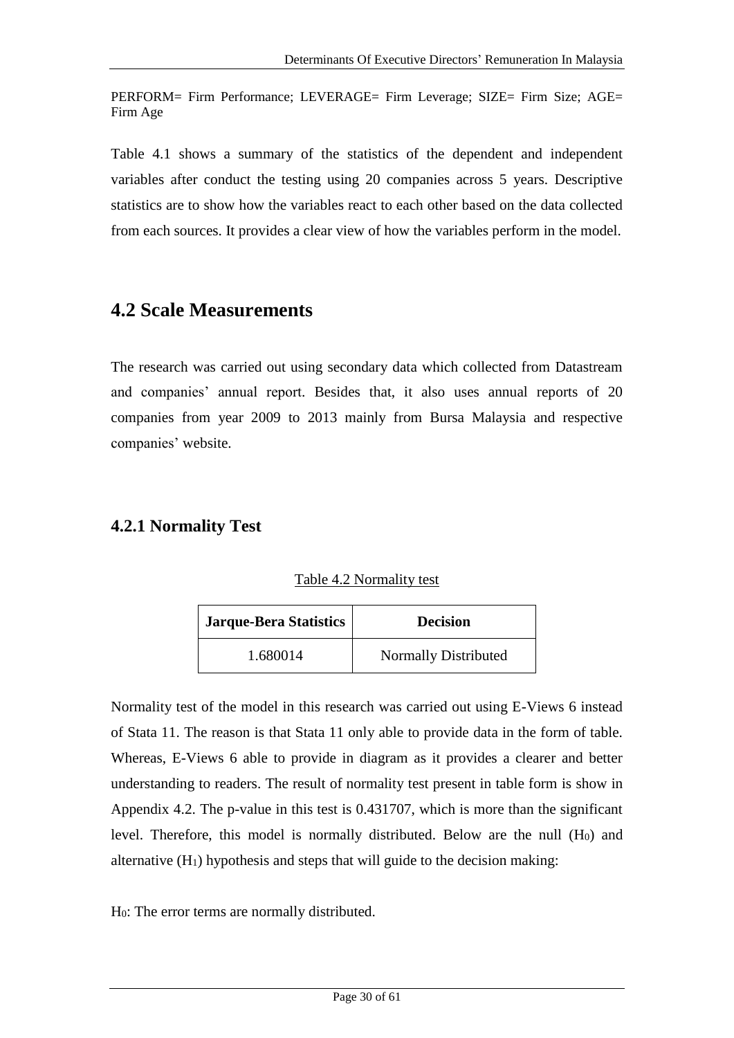PERFORM= Firm Performance; LEVERAGE= Firm Leverage; SIZE= Firm Size; AGE= Firm Age

Table 4.1 shows a summary of the statistics of the dependent and independent variables after conduct the testing using 20 companies across 5 years. Descriptive statistics are to show how the variables react to each other based on the data collected from each sources. It provides a clear view of how the variables perform in the model.

## 4.2 Scale Measurements

The research was carried out using secondary data which collected from Datastream and companies' annual report. Besides that, it also uses annual reports of 20 companies from year 2009 to 2013 mainly from Bursa Malaysia and respective companies' website.

### 4.2.1 Normality Test

Table 4.2 Normality test

| **Jarque-Bera Statistics** | **Decision** |
|---|---|
| 1.680014 | Normally Distributed |

Normality test of the model in this research was carried out using E-Views 6 instead of Stata 11. The reason is that Stata 11 only able to provide data in the form of table. Whereas, E-Views 6 able to provide in diagram as it provides a clearer and better understanding to readers. The result of normality test present in table form is show in Appendix 4.2. The p-value in this test is 0.431707, which is more than the significant level. Therefore, this model is normally distributed. Below are the null ($H_0$) and alternative ($H_1$) hypothesis and steps that will guide to the decision making:

$H_0$: The error terms are normally distributed.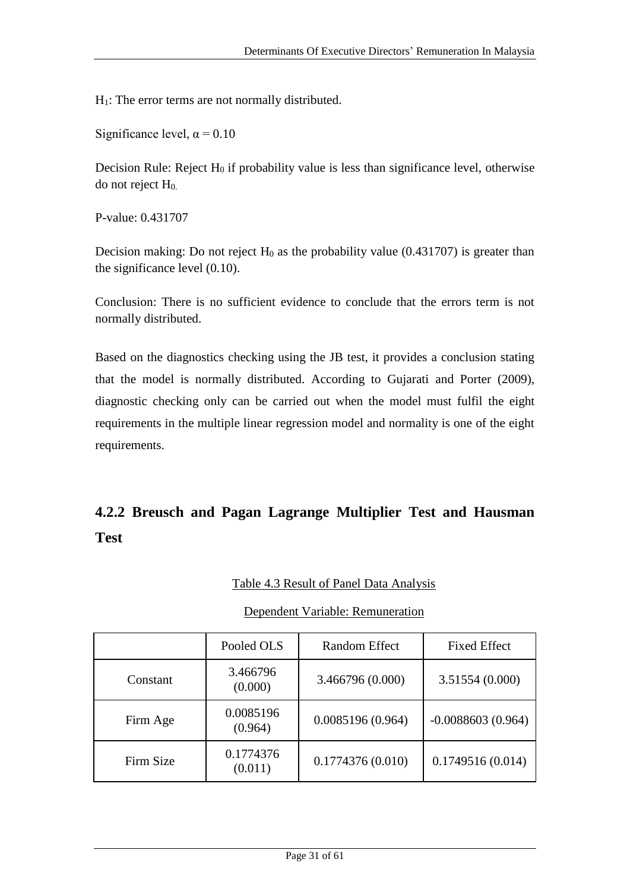$H_1$: The error terms are not normally distributed.

Significance level, $\alpha = 0.10$

Decision Rule: Reject $H_0$ if probability value is less than significance level, otherwise do not reject $H_0$.

P-value: 0.431707

Decision making: Do not reject $H_0$ as the probability value (0.431707) is greater than the significance level (0.10).

Conclusion: There is no sufficient evidence to conclude that the errors term is not normally distributed.

Based on the diagnostics checking using the JB test, it provides a conclusion stating that the model is normally distributed. According to Gujarati and Porter (2009), diagnostic checking only can be carried out when the model must fulfil the eight requirements in the multiple linear regression model and normality is one of the eight requirements.

## 4.2.2 Breusch and Pagan Lagrange Multiplier Test and Hausman Test

Table 4.3 Result of Panel Data Analysis

Dependent Variable: Remuneration

| | Pooled OLS | Random Effect | Fixed Effect |
|---|---|---|---|
| Constant | 3.466796 (0.000) | 3.466796 (0.000) | 3.51554 (0.000) |
| Firm Age | 0.0085196 (0.964) | 0.0085196 (0.964) | -0.0088603 (0.964) |
| Firm Size | 0.1774376 (0.011) | 0.1774376 (0.010) | 0.1749516 (0.014) |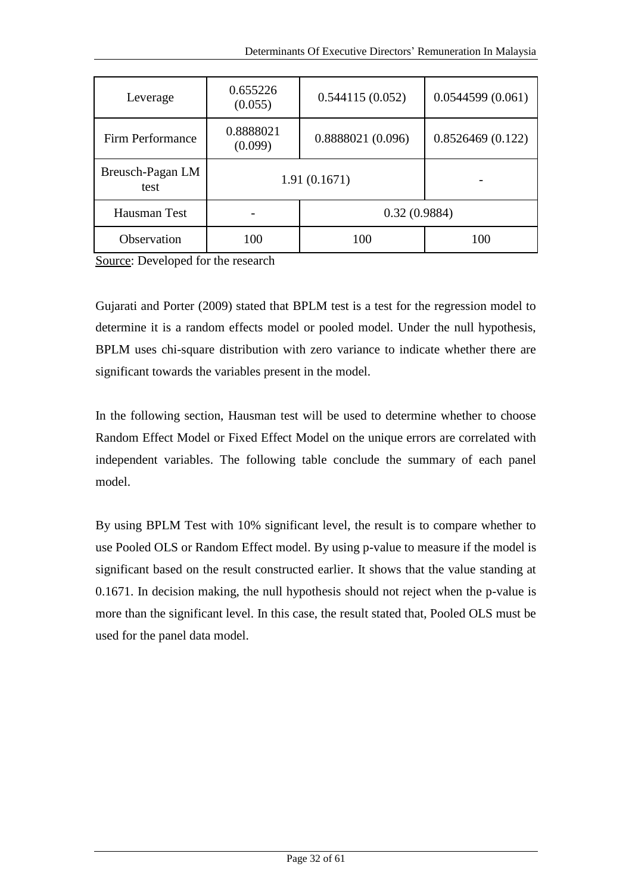| Leverage | 0.655226 (0.055) | 0.544115 (0.052) | 0.0544599 (0.061) |
|---|---|---|---|
| Firm Performance | 0.8888021 (0.099) | 0.8888021 (0.096) | 0.8526469 (0.122) |
| Breusch-Pagan LM test | 1.91 (0.1671) | | - |
| Hausman Test | - | 0.32 (0.9884) | |
| Observation | 100 | 100 | 100 |

Source: Developed for the research

Gujarati and Porter (2009) stated that BPLM test is a test for the regression model to determine it is a random effects model or pooled model. Under the null hypothesis, BPLM uses chi-square distribution with zero variance to indicate whether there are significant towards the variables present in the model.

In the following section, Hausman test will be used to determine whether to choose Random Effect Model or Fixed Effect Model on the unique errors are correlated with independent variables. The following table conclude the summary of each panel model.

By using BPLM Test with 10% significant level, the result is to compare whether to use Pooled OLS or Random Effect model. By using p-value to measure if the model is significant based on the result constructed earlier. It shows that the value standing at 0.1671. In decision making, the null hypothesis should not reject when the p-value is more than the significant level. In this case, the result stated that, Pooled OLS must be used for the panel data model.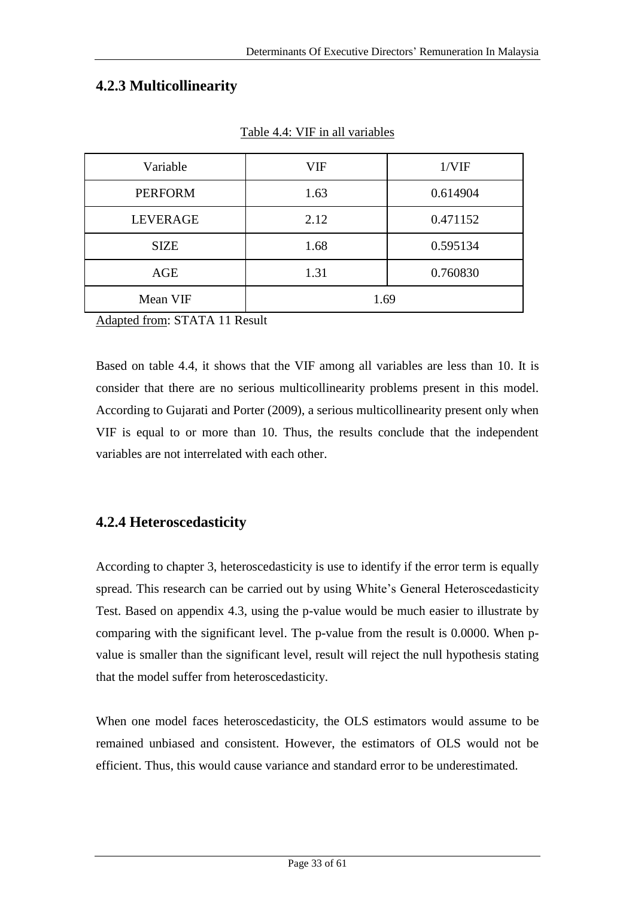### 4.2.3 Multicollinearity

Table 4.4: VIF in all variables

| Variable | VIF | 1/VIF |
|---|---|---|
| PERFORM | 1.63 | 0.614904 |
| LEVERAGE | 2.12 | 0.471152 |
| SIZE | 1.68 | 0.595134 |
| AGE | 1.31 | 0.760830 |
| Mean VIF | 1.69 | |

Adapted from: STATA 11 Result

Based on table 4.4, it shows that the VIF among all variables are less than 10. It is consider that there are no serious multicollinearity problems present in this model. According to Gujarati and Porter (2009), a serious multicollinearity present only when VIF is equal to or more than 10. Thus, the results conclude that the independent variables are not interrelated with each other.

### 4.2.4 Heteroscedasticity

According to chapter 3, heteroscedasticity is use to identify if the error term is equally spread. This research can be carried out by using White's General Heteroscedasticity Test. Based on appendix 4.3, using the p-value would be much easier to illustrate by comparing with the significant level. The p-value from the result is 0.0000. When p-value is smaller than the significant level, result will reject the null hypothesis stating that the model suffer from heteroscedasticity.

When one model faces heteroscedasticity, the OLS estimators would assume to be remained unbiased and consistent. However, the estimators of OLS would not be efficient. Thus, this would cause variance and standard error to be underestimated.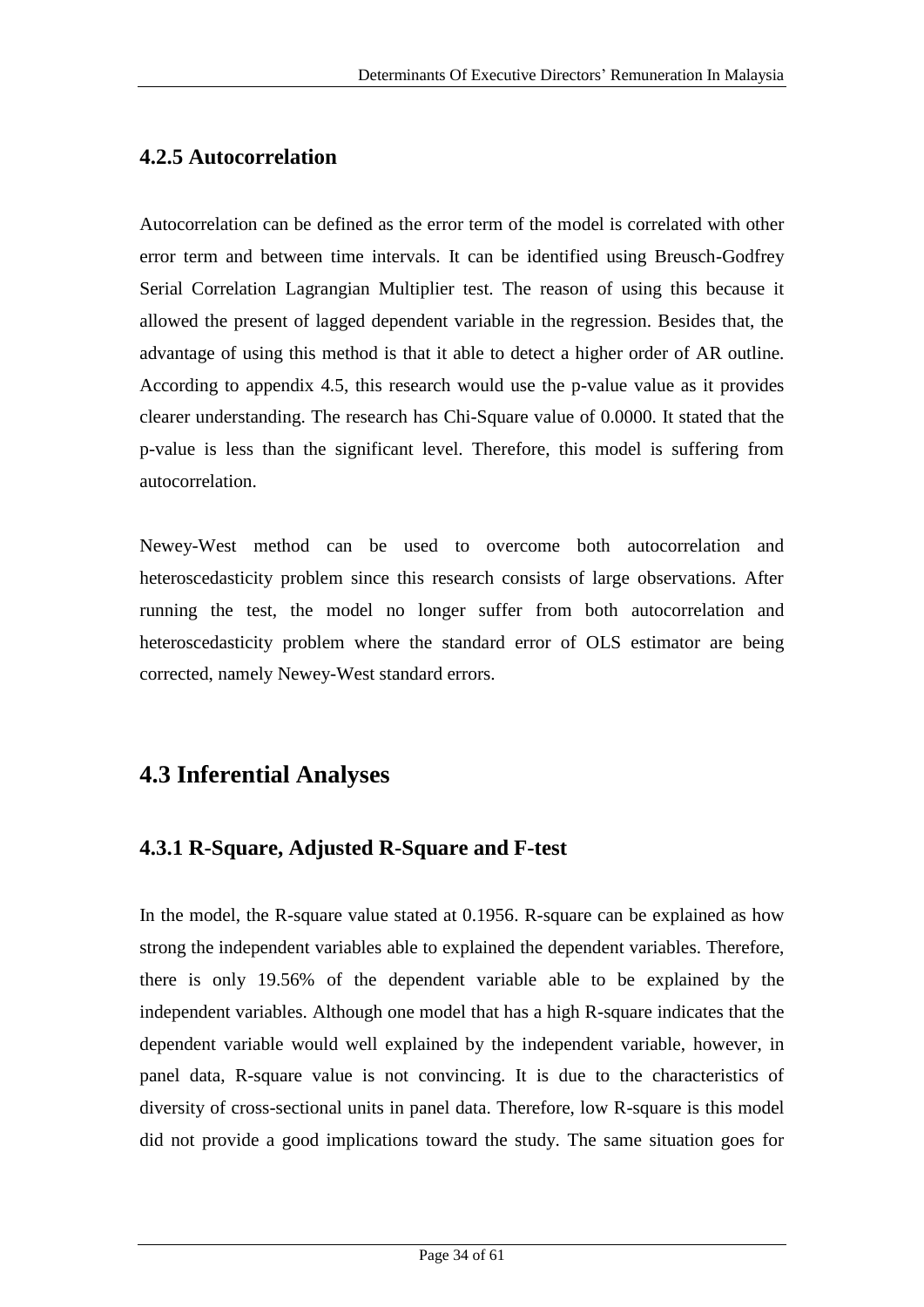### 4.2.5 Autocorrelation

Autocorrelation can be defined as the error term of the model is correlated with other error term and between time intervals. It can be identified using Breusch-Godfrey Serial Correlation Lagrangian Multiplier test. The reason of using this because it allowed the present of lagged dependent variable in the regression. Besides that, the advantage of using this method is that it able to detect a higher order of AR outline. According to appendix 4.5, this research would use the p-value value as it provides clearer understanding. The research has Chi-Square value of 0.0000. It stated that the p-value is less than the significant level. Therefore, this model is suffering from autocorrelation.

Newey-West method can be used to overcome both autocorrelation and heteroscedasticity problem since this research consists of large observations. After running the test, the model no longer suffer from both autocorrelation and heteroscedasticity problem where the standard error of OLS estimator are being corrected, namely Newey-West standard errors.

## 4.3 Inferential Analyses

### 4.3.1 R-Square, Adjusted R-Square and F-test

In the model, the R-square value stated at 0.1956. R-square can be explained as how strong the independent variables able to explained the dependent variables. Therefore, there is only 19.56% of the dependent variable able to be explained by the independent variables. Although one model that has a high R-square indicates that the dependent variable would well explained by the independent variable, however, in panel data, R-square value is not convincing. It is due to the characteristics of diversity of cross-sectional units in panel data. Therefore, low R-square is this model did not provide a good implications toward the study. The same situation goes for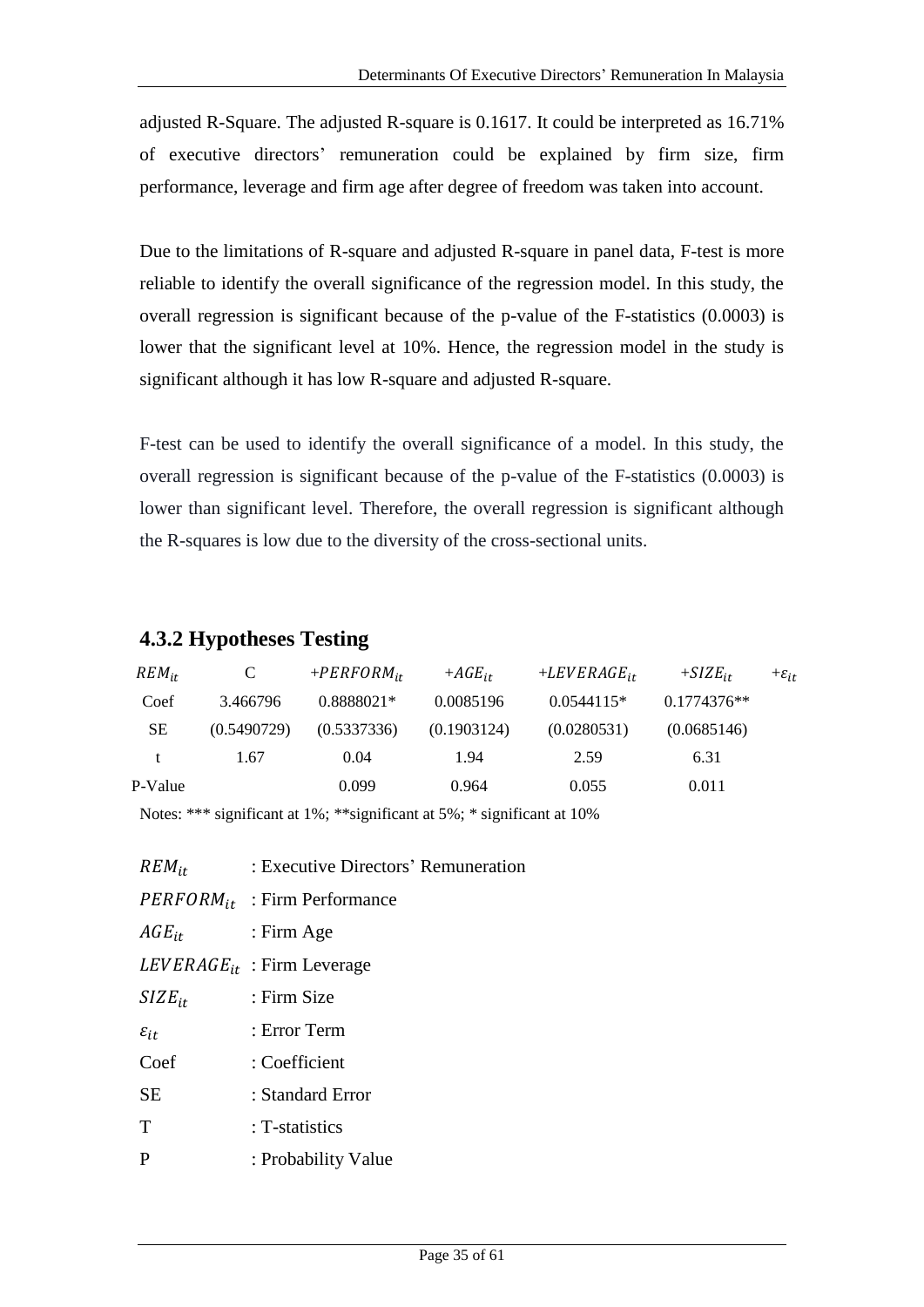adjusted R-Square. The adjusted R-square is 0.1617. It could be interpreted as 16.71% of executive directors' remuneration could be explained by firm size, firm performance, leverage and firm age after degree of freedom was taken into account.

Due to the limitations of R-square and adjusted R-square in panel data, F-test is more reliable to identify the overall significance of the regression model. In this study, the overall regression is significant because of the p-value of the F-statistics (0.0003) is lower that the significant level at 10%. Hence, the regression model in the study is significant although it has low R-square and adjusted R-square.

F-test can be used to identify the overall significance of a model. In this study, the overall regression is significant because of the p-value of the F-statistics (0.0003) is lower than significant level. Therefore, the overall regression is significant although the R-squares is low due to the diversity of the cross-sectional units.

### 4.3.2 Hypotheses Testing

| $REM_{it}$ | C | $+PERFORM_{it}$ | $+AGE_{it}$ | $+LEVERAGE_{it}$ | $+SIZE_{it}$ | $+\varepsilon_{it}$ |
|---|---|---|---|---|---|---|
| Coef | 3.466796 | 0.8888021* | 0.0085196 | 0.0544115* | 0.1774376** | |
| SE | (0.5490729) | (0.5337336) | (0.1903124) | (0.0280531) | (0.0685146) | |
| t | 1.67 | 0.04 | 1.94 | 2.59 | 6.31 | |
| P-Value | | 0.099 | 0.964 | 0.055 | 0.011 | |

Notes: *** significant at 1%; **significant at 5%; * significant at 10%

| | |
|---|---|
| $REM_{it}$ | : Executive Directors' Remuneration |
| $PERFORM_{it}$ | : Firm Performance |
| $AGE_{it}$ | : Firm Age |
| $LEVERAGE_{it}$ | : Firm Leverage |
| $SIZE_{it}$ | : Firm Size |
| $\varepsilon_{it}$ | : Error Term |
| Coef | : Coefficient |
| SE | : Standard Error |
| T | : T-statistics |
| P | : Probability Value |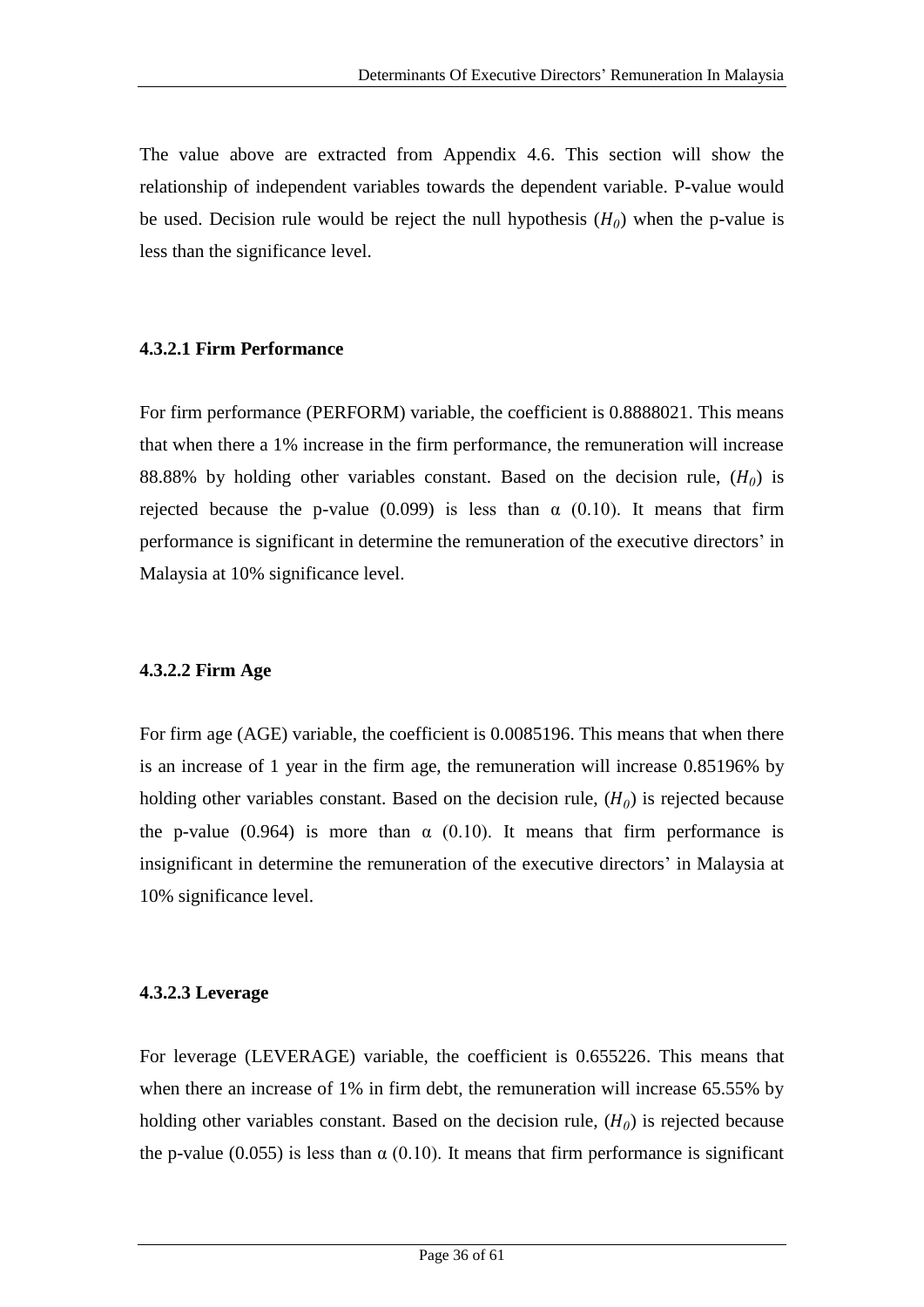The value above are extracted from Appendix 4.6. This section will show the relationship of independent variables towards the dependent variable. P-value would be used. Decision rule would be reject the null hypothesis ($H_0$) when the p-value is less than the significance level.

#### 4.3.2.1 Firm Performance

For firm performance (PERFORM) variable, the coefficient is 0.8888021. This means that when there a 1% increase in the firm performance, the remuneration will increase 88.88% by holding other variables constant. Based on the decision rule, ($H_0$) is rejected because the p-value (0.099) is less than α (0.10). It means that firm performance is significant in determine the remuneration of the executive directors' in Malaysia at 10% significance level.

#### 4.3.2.2 Firm Age

For firm age (AGE) variable, the coefficient is 0.0085196. This means that when there is an increase of 1 year in the firm age, the remuneration will increase 0.85196% by holding other variables constant. Based on the decision rule, ($H_0$) is rejected because the p-value (0.964) is more than α (0.10). It means that firm performance is insignificant in determine the remuneration of the executive directors' in Malaysia at 10% significance level.

#### 4.3.2.3 Leverage

For leverage (LEVERAGE) variable, the coefficient is 0.655226. This means that when there an increase of 1% in firm debt, the remuneration will increase 65.55% by holding other variables constant. Based on the decision rule, ($H_0$) is rejected because the p-value (0.055) is less than α (0.10). It means that firm performance is significant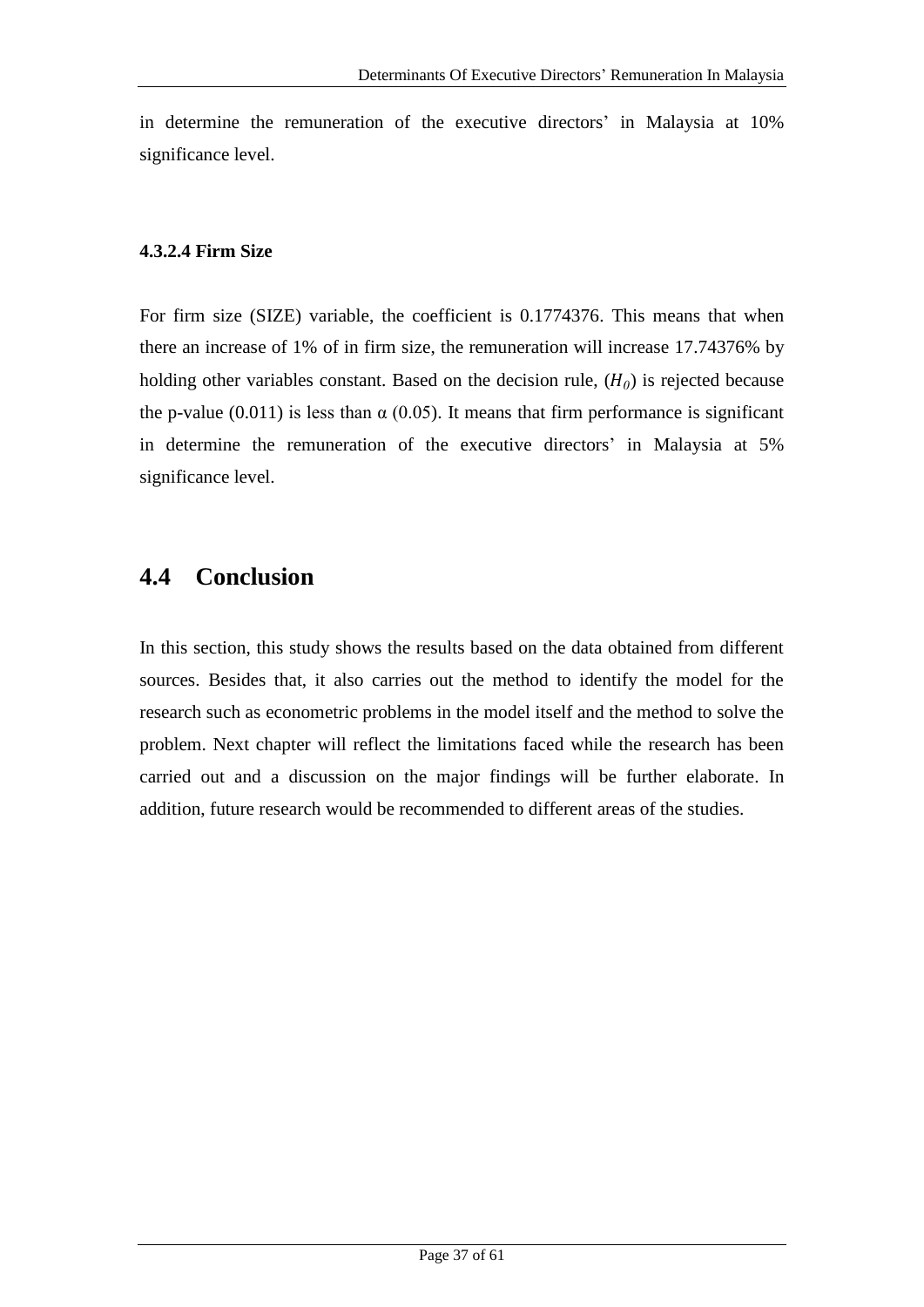in determine the remuneration of the executive directors' in Malaysia at 10% significance level.

#### 4.3.2.4 Firm Size

For firm size (SIZE) variable, the coefficient is 0.1774376. This means that when there an increase of 1% of in firm size, the remuneration will increase 17.74376% by holding other variables constant. Based on the decision rule, ($H_0$) is rejected because the p-value (0.011) is less than α (0.05). It means that firm performance is significant in determine the remuneration of the executive directors' in Malaysia at 5% significance level.

## 4.4 Conclusion

In this section, this study shows the results based on the data obtained from different sources. Besides that, it also carries out the method to identify the model for the research such as econometric problems in the model itself and the method to solve the problem. Next chapter will reflect the limitations faced while the research has been carried out and a discussion on the major findings will be further elaborate. In addition, future research would be recommended to different areas of the studies.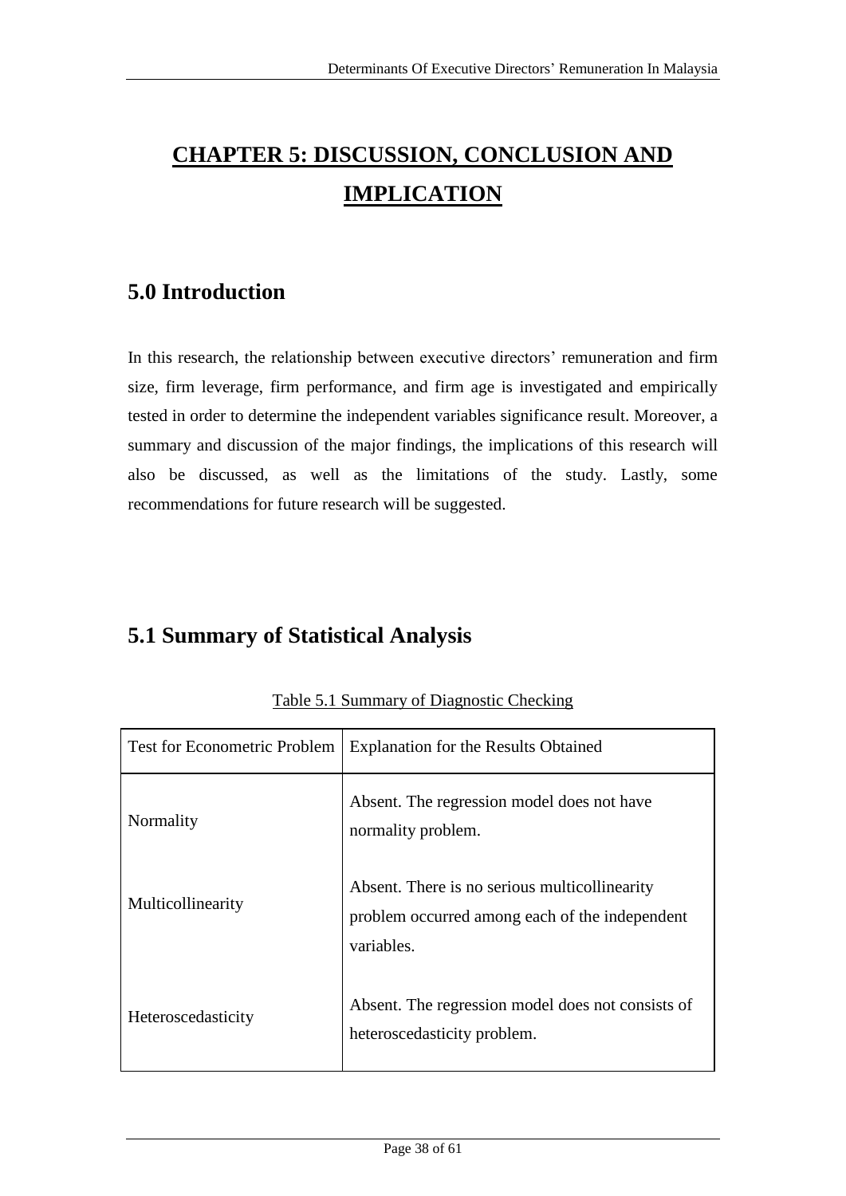# CHAPTER 5: DISCUSSION, CONCLUSION AND IMPLICATION

## 5.0 Introduction

In this research, the relationship between executive directors' remuneration and firm size, firm leverage, firm performance, and firm age is investigated and empirically tested in order to determine the independent variables significance result. Moreover, a summary and discussion of the major findings, the implications of this research will also be discussed, as well as the limitations of the study. Lastly, some recommendations for future research will be suggested.

## 5.1 Summary of Statistical Analysis

Table 5.1 Summary of Diagnostic Checking

| Test for Econometric Problem | Explanation for the Results Obtained |
|---|---|
| Normality | Absent. The regression model does not have normality problem. |
| Multicollinearity | Absent. There is no serious multicollinearity problem occurred among each of the independent variables. |
| Heteroscedasticity | Absent. The regression model does not consists of heteroscedasticity problem. |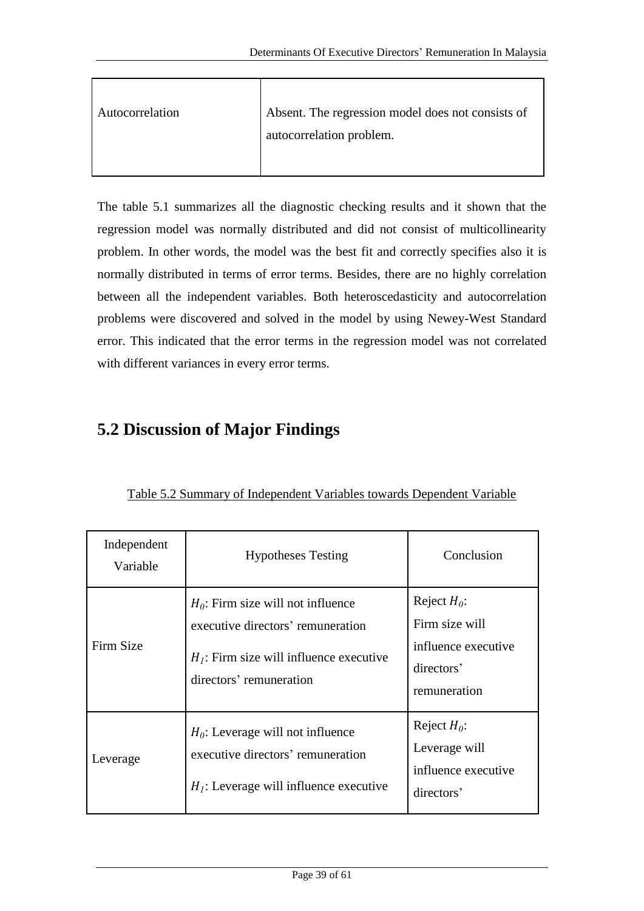| Autocorrelation | Absent. The regression model does not consists of autocorrelation problem. |
|---|---|

The table 5.1 summarizes all the diagnostic checking results and it shown that the regression model was normally distributed and did not consist of multicollinearity problem. In other words, the model was the best fit and correctly specifies also it is normally distributed in terms of error terms. Besides, there are no highly correlation between all the independent variables. Both heteroscedasticity and autocorrelation problems were discovered and solved in the model by using Newey-West Standard error. This indicated that the error terms in the regression model was not correlated with different variances in every error terms.

## 5.2 Discussion of Major Findings

Table 5.2 Summary of Independent Variables towards Dependent Variable

| Independent Variable | Hypotheses Testing | Conclusion |
|---|---|---|
| Firm Size | $H_0$: Firm size will not influence executive directors' remuneration<br>$H_1$: Firm size will influence executive directors' remuneration | Reject $H_0$: Firm size will influence executive directors' remuneration |
| Leverage | $H_0$: Leverage will not influence executive directors' remuneration<br>$H_1$: Leverage will influence executive | Reject $H_0$: Leverage will influence executive directors' |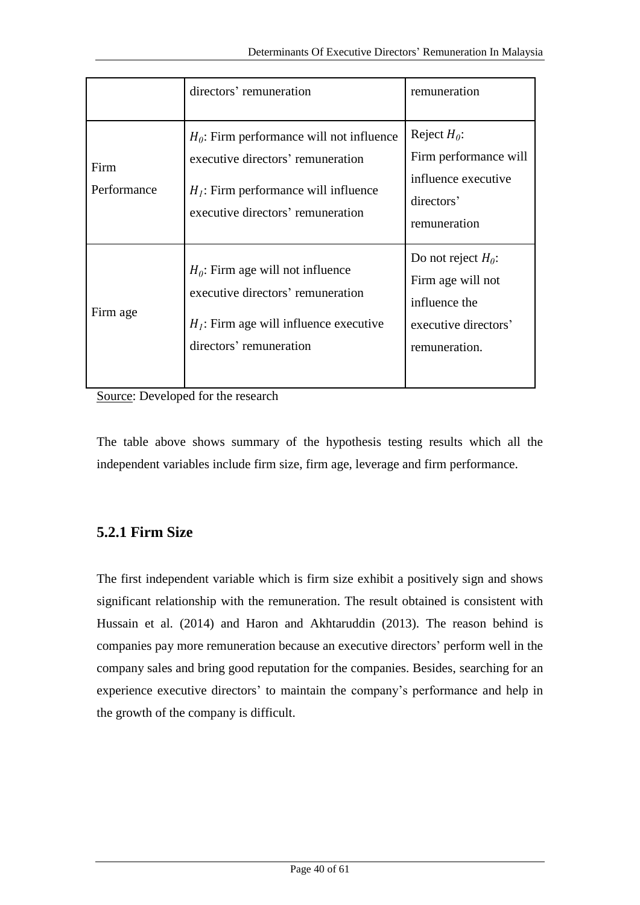| | directors' remuneration | remuneration |
|---|---|---|
| Firm Performance | $H_0$: Firm performance will not influence executive directors' remuneration<br>$H_1$: Firm performance will influence executive directors' remuneration | Reject $H_0$: Firm performance will influence executive directors' remuneration |
| Firm age | $H_0$: Firm age will not influence executive directors' remuneration<br>$H_1$: Firm age will influence executive directors' remuneration | Do not reject $H_0$: Firm age will not influence the executive directors' remuneration. |

Source: Developed for the research

The table above shows summary of the hypothesis testing results which all the independent variables include firm size, firm age, leverage and firm performance.

### 5.2.1 Firm Size

The first independent variable which is firm size exhibit a positively sign and shows significant relationship with the remuneration. The result obtained is consistent with Hussain et al. (2014) and Haron and Akhtaruddin (2013). The reason behind is companies pay more remuneration because an executive directors' perform well in the company sales and bring good reputation for the companies. Besides, searching for an experience executive directors' to maintain the company's performance and help in the growth of the company is difficult.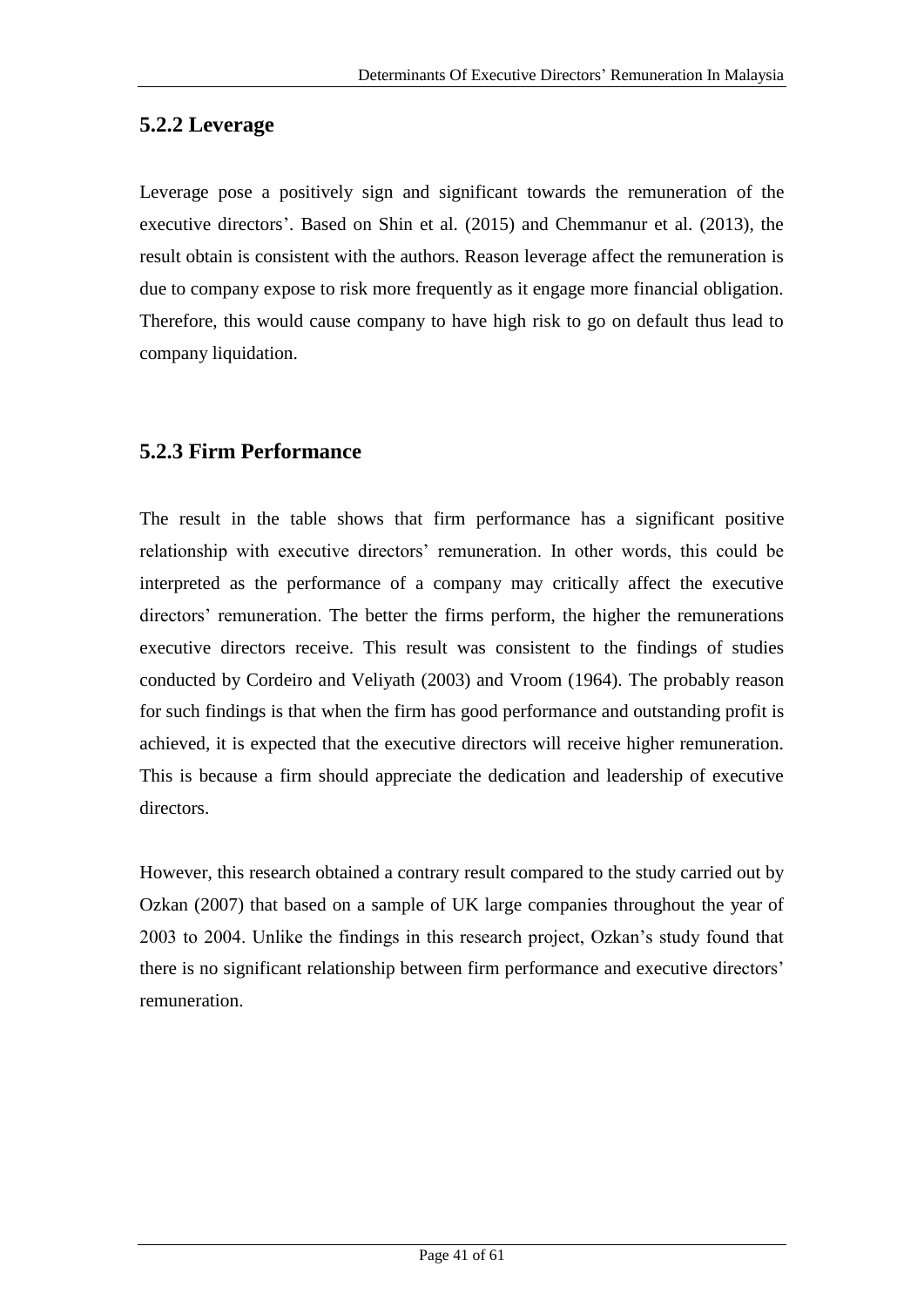### 5.2.2 Leverage

Leverage pose a positively sign and significant towards the remuneration of the executive directors'. Based on Shin et al. (2015) and Chemmanur et al. (2013), the result obtain is consistent with the authors. Reason leverage affect the remuneration is due to company expose to risk more frequently as it engage more financial obligation. Therefore, this would cause company to have high risk to go on default thus lead to company liquidation.

### 5.2.3 Firm Performance

The result in the table shows that firm performance has a significant positive relationship with executive directors' remuneration. In other words, this could be interpreted as the performance of a company may critically affect the executive directors' remuneration. The better the firms perform, the higher the remunerations executive directors receive. This result was consistent to the findings of studies conducted by Cordeiro and Veliyath (2003) and Vroom (1964). The probably reason for such findings is that when the firm has good performance and outstanding profit is achieved, it is expected that the executive directors will receive higher remuneration. This is because a firm should appreciate the dedication and leadership of executive directors.

However, this research obtained a contrary result compared to the study carried out by Ozkan (2007) that based on a sample of UK large companies throughout the year of 2003 to 2004. Unlike the findings in this research project, Ozkan's study found that there is no significant relationship between firm performance and executive directors' remuneration.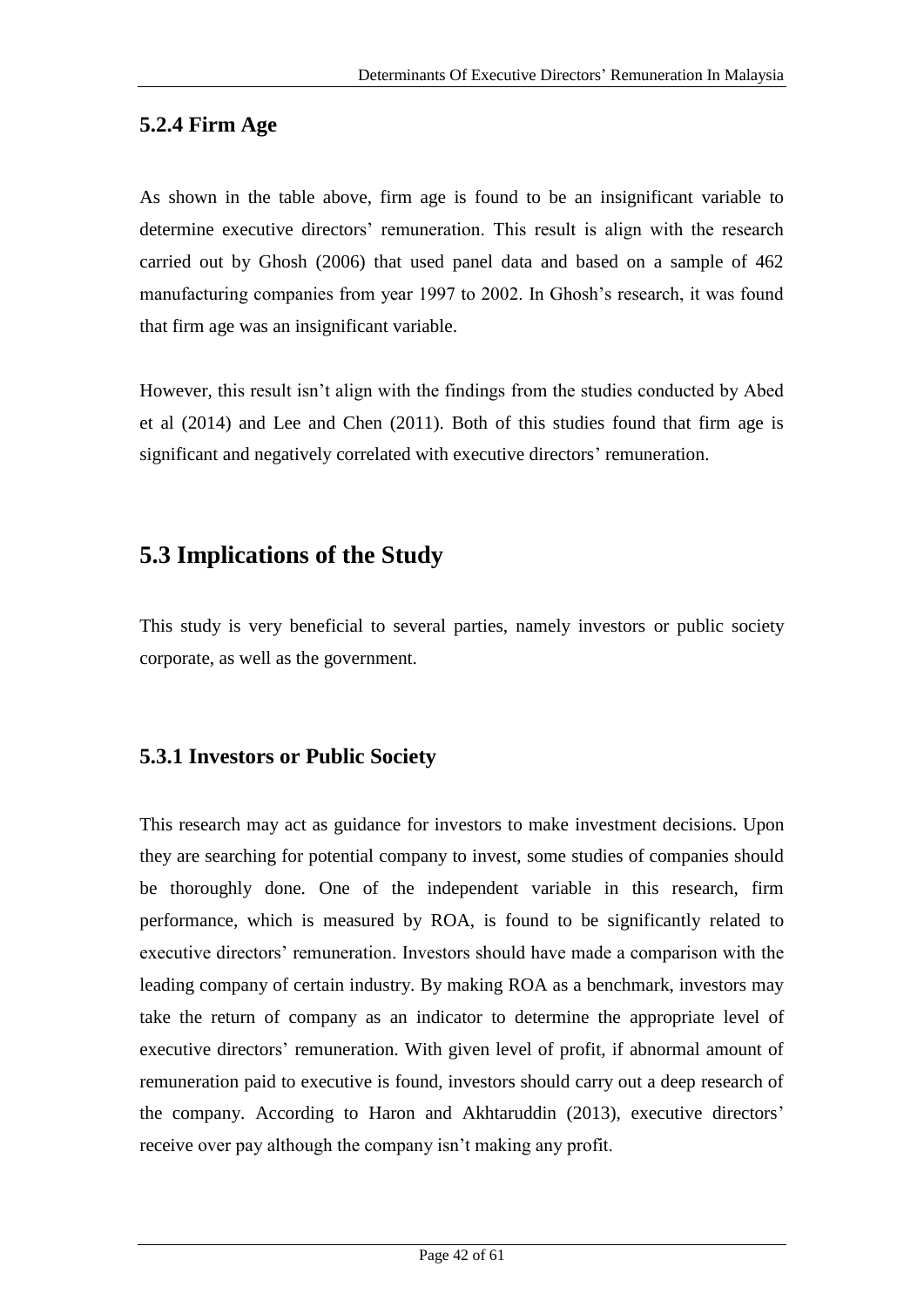### 5.2.4 Firm Age

As shown in the table above, firm age is found to be an insignificant variable to determine executive directors' remuneration. This result is align with the research carried out by Ghosh (2006) that used panel data and based on a sample of 462 manufacturing companies from year 1997 to 2002. In Ghosh's research, it was found that firm age was an insignificant variable.

However, this result isn't align with the findings from the studies conducted by Abed et al (2014) and Lee and Chen (2011). Both of this studies found that firm age is significant and negatively correlated with executive directors' remuneration.

## 5.3 Implications of the Study

This study is very beneficial to several parties, namely investors or public society corporate, as well as the government.

### 5.3.1 Investors or Public Society

This research may act as guidance for investors to make investment decisions. Upon they are searching for potential company to invest, some studies of companies should be thoroughly done. One of the independent variable in this research, firm performance, which is measured by ROA, is found to be significantly related to executive directors' remuneration. Investors should have made a comparison with the leading company of certain industry. By making ROA as a benchmark, investors may take the return of company as an indicator to determine the appropriate level of executive directors' remuneration. With given level of profit, if abnormal amount of remuneration paid to executive is found, investors should carry out a deep research of the company. According to Haron and Akhtaruddin (2013), executive directors' receive over pay although the company isn't making any profit.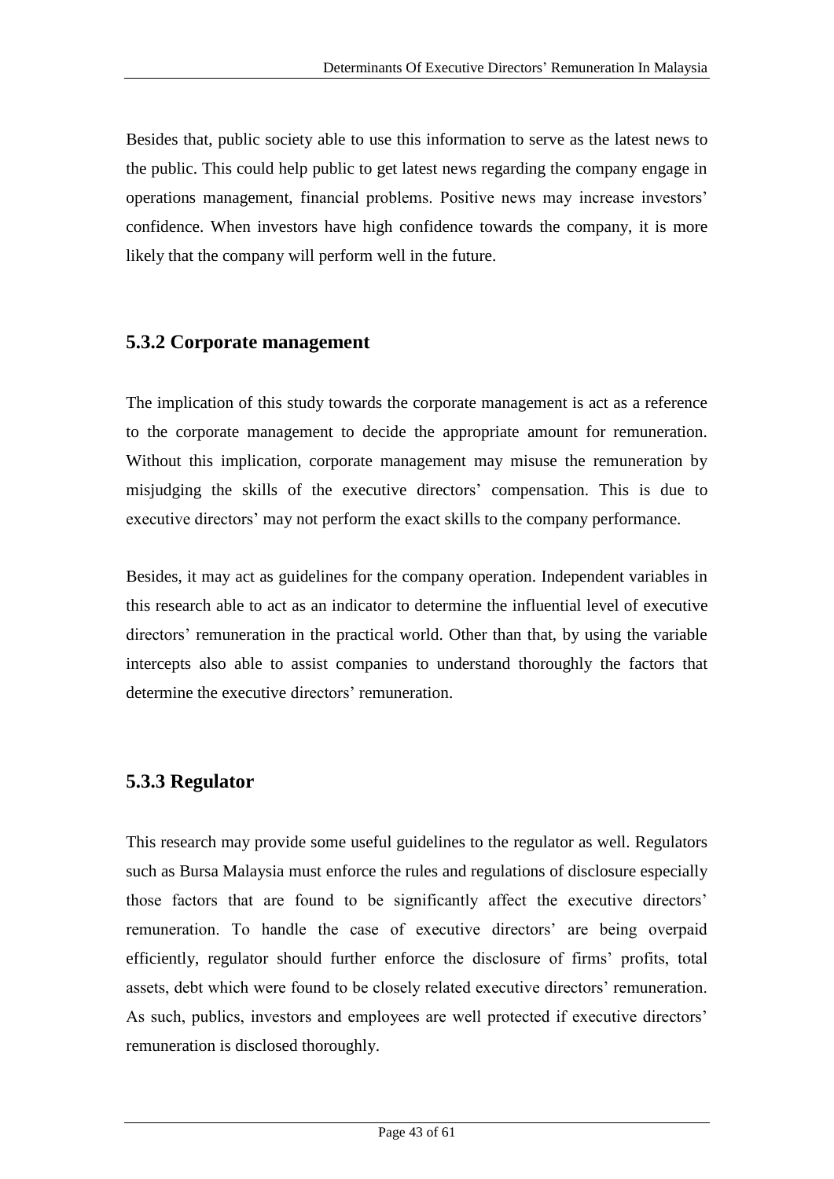Besides that, public society able to use this information to serve as the latest news to the public. This could help public to get latest news regarding the company engage in operations management, financial problems. Positive news may increase investors' confidence. When investors have high confidence towards the company, it is more likely that the company will perform well in the future.

### 5.3.2 Corporate management

The implication of this study towards the corporate management is act as a reference to the corporate management to decide the appropriate amount for remuneration. Without this implication, corporate management may misuse the remuneration by misjudging the skills of the executive directors' compensation. This is due to executive directors' may not perform the exact skills to the company performance.

Besides, it may act as guidelines for the company operation. Independent variables in this research able to act as an indicator to determine the influential level of executive directors' remuneration in the practical world. Other than that, by using the variable intercepts also able to assist companies to understand thoroughly the factors that determine the executive directors' remuneration.

### 5.3.3 Regulator

This research may provide some useful guidelines to the regulator as well. Regulators such as Bursa Malaysia must enforce the rules and regulations of disclosure especially those factors that are found to be significantly affect the executive directors' remuneration. To handle the case of executive directors' are being overpaid efficiently, regulator should further enforce the disclosure of firms' profits, total assets, debt which were found to be closely related executive directors' remuneration. As such, publics, investors and employees are well protected if executive directors' remuneration is disclosed thoroughly.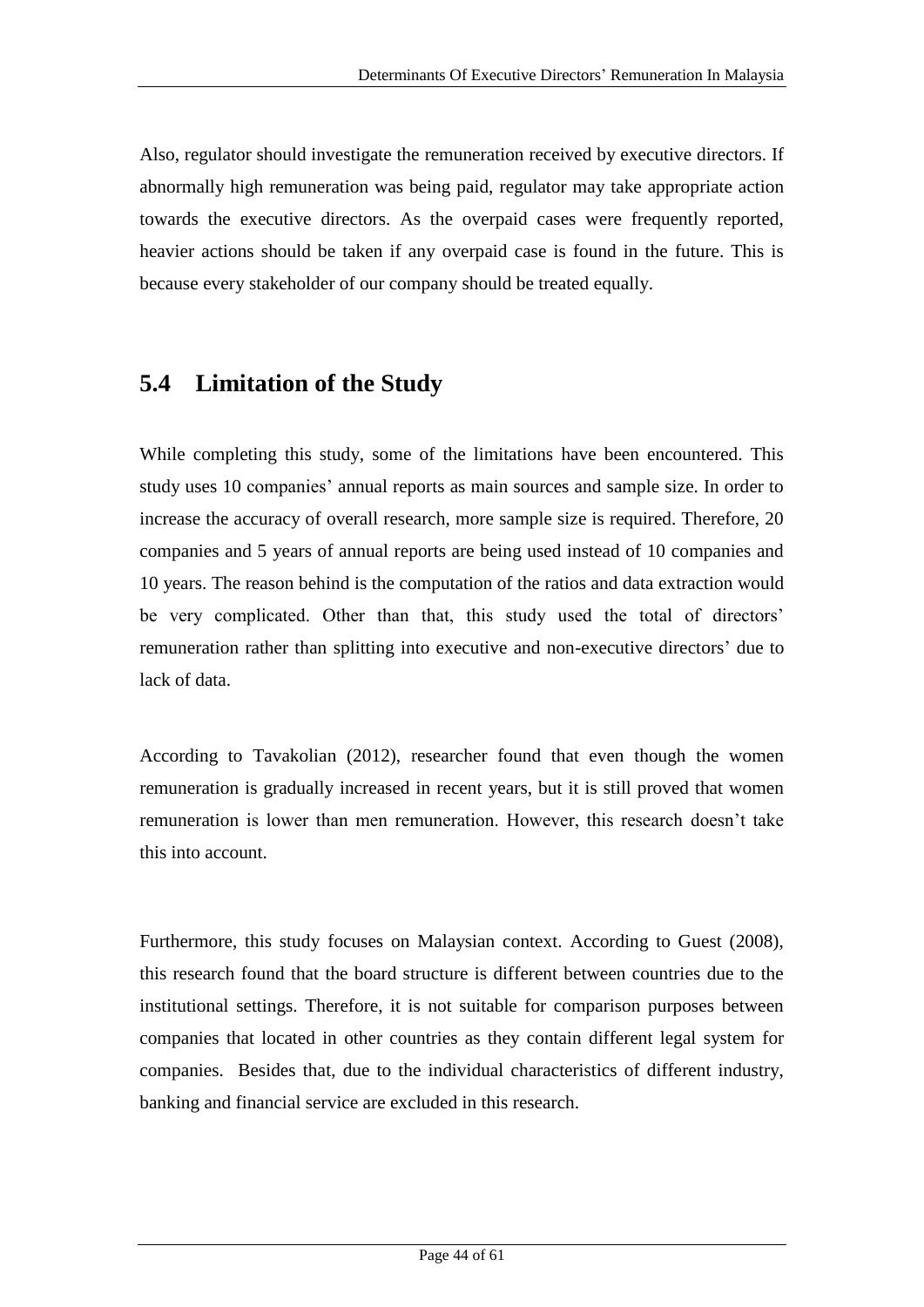Also, regulator should investigate the remuneration received by executive directors. If abnormally high remuneration was being paid, regulator may take appropriate action towards the executive directors. As the overpaid cases were frequently reported, heavier actions should be taken if any overpaid case is found in the future. This is because every stakeholder of our company should be treated equally.

## 5.4 Limitation of the Study

While completing this study, some of the limitations have been encountered. This study uses 10 companies' annual reports as main sources and sample size. In order to increase the accuracy of overall research, more sample size is required. Therefore, 20 companies and 5 years of annual reports are being used instead of 10 companies and 10 years. The reason behind is the computation of the ratios and data extraction would be very complicated. Other than that, this study used the total of directors' remuneration rather than splitting into executive and non-executive directors' due to lack of data.

According to Tavakolian (2012), researcher found that even though the women remuneration is gradually increased in recent years, but it is still proved that women remuneration is lower than men remuneration. However, this research doesn't take this into account.

Furthermore, this study focuses on Malaysian context. According to Guest (2008), this research found that the board structure is different between countries due to the institutional settings. Therefore, it is not suitable for comparison purposes between companies that located in other countries as they contain different legal system for companies. Besides that, due to the individual characteristics of different industry, banking and financial service are excluded in this research.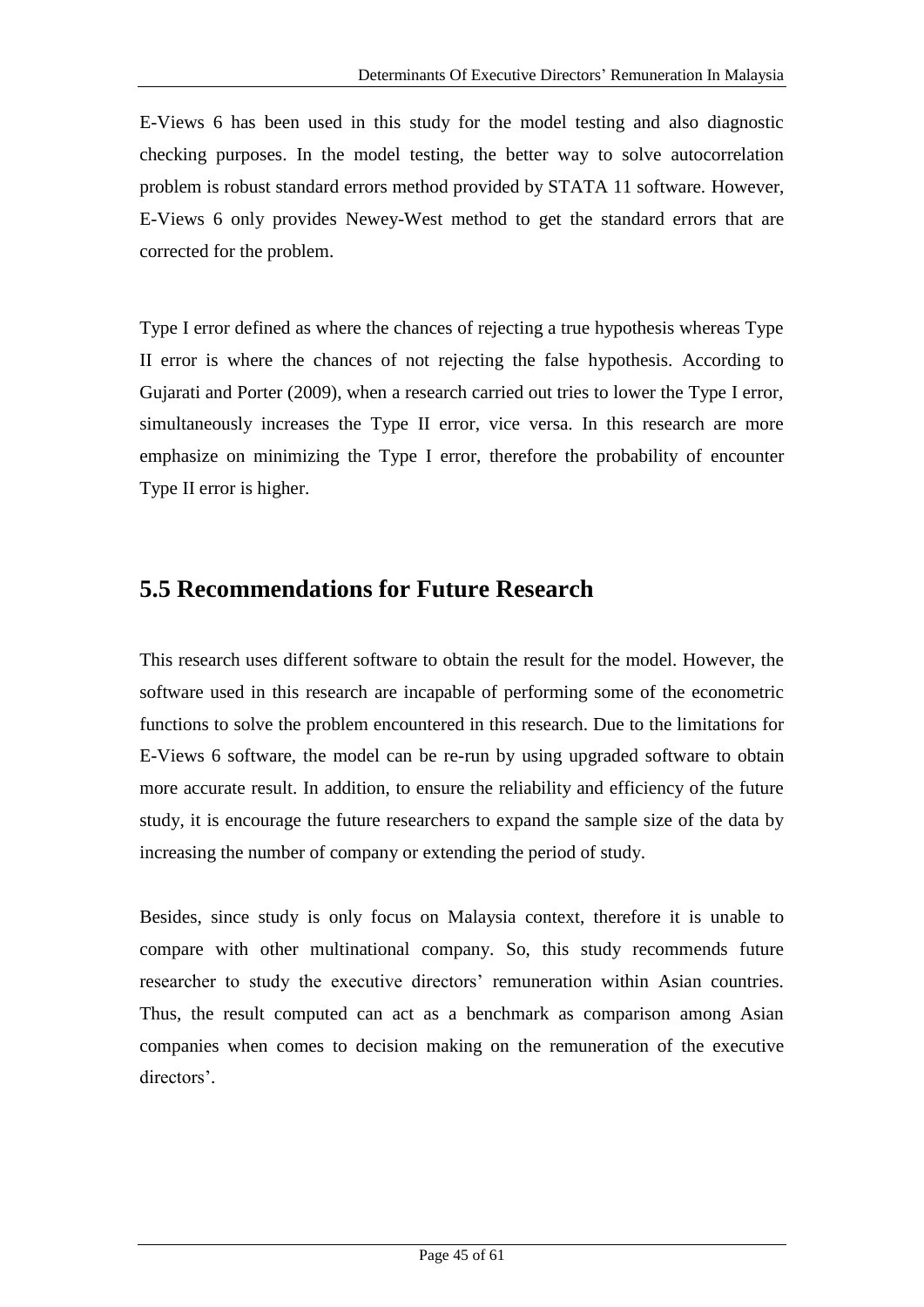E-Views 6 has been used in this study for the model testing and also diagnostic checking purposes. In the model testing, the better way to solve autocorrelation problem is robust standard errors method provided by STATA 11 software. However, E-Views 6 only provides Newey-West method to get the standard errors that are corrected for the problem.

Type I error defined as where the chances of rejecting a true hypothesis whereas Type II error is where the chances of not rejecting the false hypothesis. According to Gujarati and Porter (2009), when a research carried out tries to lower the Type I error, simultaneously increases the Type II error, vice versa. In this research are more emphasize on minimizing the Type I error, therefore the probability of encounter Type II error is higher.

## 5.5 Recommendations for Future Research

This research uses different software to obtain the result for the model. However, the software used in this research are incapable of performing some of the econometric functions to solve the problem encountered in this research. Due to the limitations for E-Views 6 software, the model can be re-run by using upgraded software to obtain more accurate result. In addition, to ensure the reliability and efficiency of the future study, it is encourage the future researchers to expand the sample size of the data by increasing the number of company or extending the period of study.

Besides, since study is only focus on Malaysia context, therefore it is unable to compare with other multinational company. So, this study recommends future researcher to study the executive directors' remuneration within Asian countries. Thus, the result computed can act as a benchmark as comparison among Asian companies when comes to decision making on the remuneration of the executive directors'.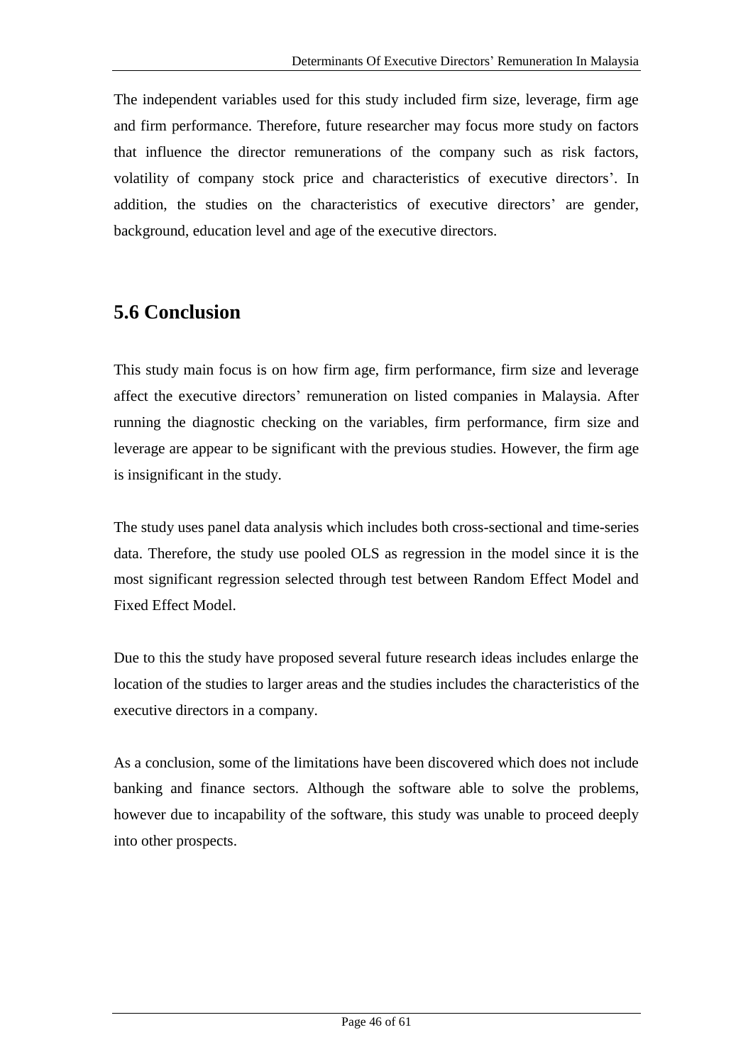The independent variables used for this study included firm size, leverage, firm age and firm performance. Therefore, future researcher may focus more study on factors that influence the director remunerations of the company such as risk factors, volatility of company stock price and characteristics of executive directors'. In addition, the studies on the characteristics of executive directors' are gender, background, education level and age of the executive directors.

## 5.6 Conclusion

This study main focus is on how firm age, firm performance, firm size and leverage affect the executive directors' remuneration on listed companies in Malaysia. After running the diagnostic checking on the variables, firm performance, firm size and leverage are appear to be significant with the previous studies. However, the firm age is insignificant in the study.

The study uses panel data analysis which includes both cross-sectional and time-series data. Therefore, the study use pooled OLS as regression in the model since it is the most significant regression selected through test between Random Effect Model and Fixed Effect Model.

Due to this the study have proposed several future research ideas includes enlarge the location of the studies to larger areas and the studies includes the characteristics of the executive directors in a company.

As a conclusion, some of the limitations have been discovered which does not include banking and finance sectors. Although the software able to solve the problems, however due to incapability of the software, this study was unable to proceed deeply into other prospects.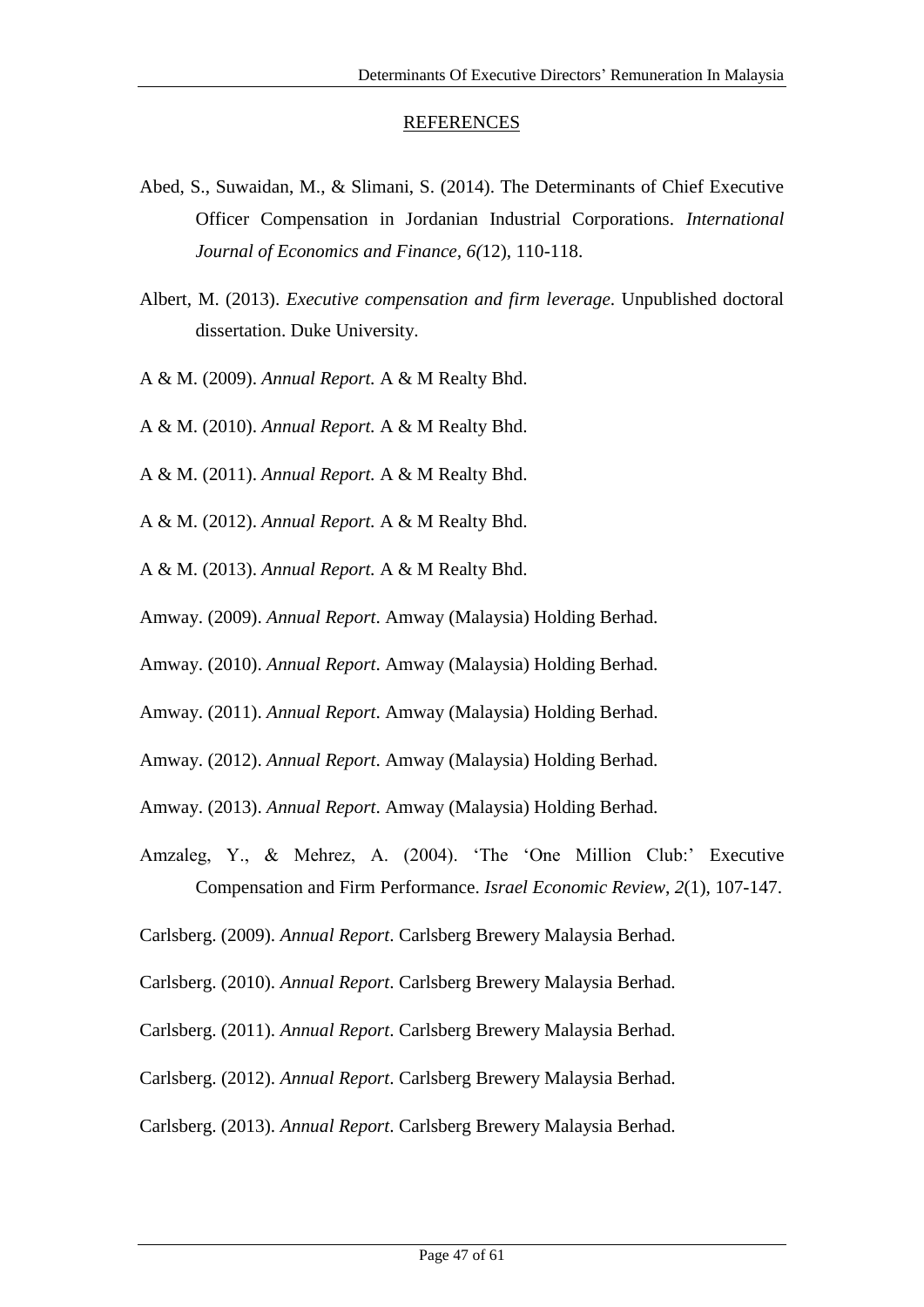## REFERENCES

Abed, S., Suwaidan, M., & Slimani, S. (2014). The Determinants of Chief Executive Officer Compensation in Jordanian Industrial Corporations. *International Journal of Economics and Finance, 6(*12), 110-118.

Albert, M. (2013). *Executive compensation and firm leverage*. Unpublished doctoral dissertation. Duke University.

A & M. (2009). *Annual Report.* A & M Realty Bhd.

A & M. (2010). *Annual Report.* A & M Realty Bhd.

A & M. (2011). *Annual Report.* A & M Realty Bhd.

A & M. (2012). *Annual Report.* A & M Realty Bhd.

A & M. (2013). *Annual Report.* A & M Realty Bhd.

Amway. (2009). *Annual Report*. Amway (Malaysia) Holding Berhad.

Amway. (2010). *Annual Report*. Amway (Malaysia) Holding Berhad.

Amway. (2011). *Annual Report*. Amway (Malaysia) Holding Berhad.

Amway. (2012). *Annual Report*. Amway (Malaysia) Holding Berhad.

Amway. (2013). *Annual Report*. Amway (Malaysia) Holding Berhad.

Amzaleg, Y., & Mehrez, A. (2004). 'The 'One Million Club:' Executive Compensation and Firm Performance. *Israel Economic Review*, *2*(1), 107-147.

Carlsberg. (2009). *Annual Report*. Carlsberg Brewery Malaysia Berhad.

Carlsberg. (2010). *Annual Report*. Carlsberg Brewery Malaysia Berhad.

Carlsberg. (2011). *Annual Report*. Carlsberg Brewery Malaysia Berhad.

Carlsberg. (2012). *Annual Report*. Carlsberg Brewery Malaysia Berhad.

Carlsberg. (2013). *Annual Report*. Carlsberg Brewery Malaysia Berhad.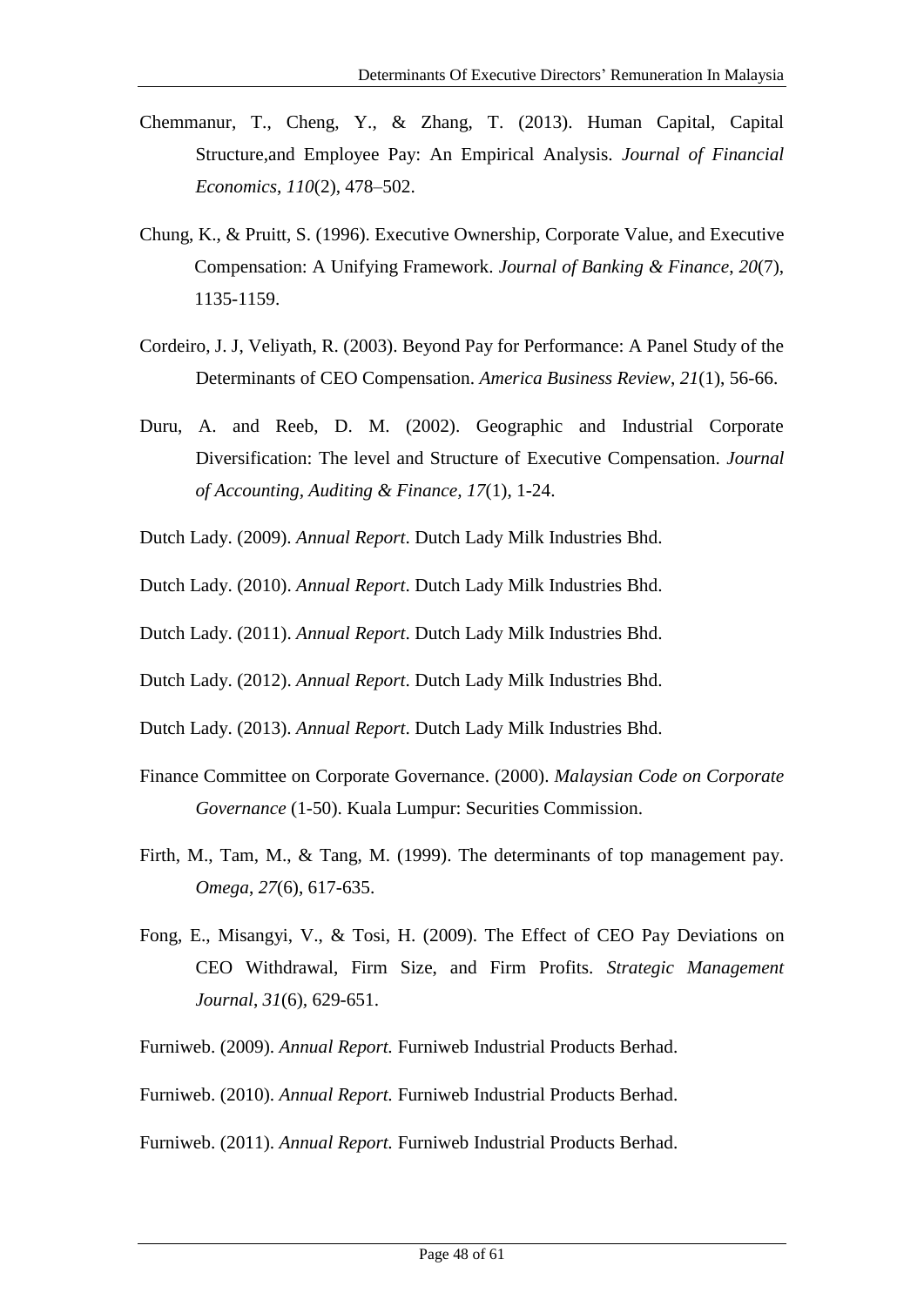Chemmanur, T., Cheng, Y., & Zhang, T. (2013). Human Capital, Capital Structure,and Employee Pay: An Empirical Analysis. *Journal of Financial Economics*, *110*(2), 478–502.

Chung, K., & Pruitt, S. (1996). Executive Ownership, Corporate Value, and Executive Compensation: A Unifying Framework. *Journal of Banking & Finance*, *20*(7), 1135-1159.

Cordeiro, J. J, Veliyath, R. (2003). Beyond Pay for Performance: A Panel Study of the Determinants of CEO Compensation. *America Business Review*, *21*(1), 56-66.

Duru, A. and Reeb, D. M. (2002). Geographic and Industrial Corporate Diversification: The level and Structure of Executive Compensation. *Journal of Accounting, Auditing & Finance, 17*(1), 1-24.

Dutch Lady. (2009). *Annual Report*. Dutch Lady Milk Industries Bhd.

Dutch Lady. (2010). *Annual Report*. Dutch Lady Milk Industries Bhd.

Dutch Lady. (2011). *Annual Report*. Dutch Lady Milk Industries Bhd.

Dutch Lady. (2012). *Annual Report*. Dutch Lady Milk Industries Bhd.

Dutch Lady. (2013). *Annual Report*. Dutch Lady Milk Industries Bhd.

Finance Committee on Corporate Governance. (2000). *Malaysian Code on Corporate Governance* (1-50). Kuala Lumpur: Securities Commission.

Firth, M., Tam, M., & Tang, M. (1999). The determinants of top management pay. *Omega*, *27*(6), 617-635.

Fong, E., Misangyi, V., & Tosi, H. (2009). The Effect of CEO Pay Deviations on CEO Withdrawal, Firm Size, and Firm Profits. *Strategic Management Journal*, *31*(6), 629-651.

Furniweb. (2009). *Annual Report.* Furniweb Industrial Products Berhad.

Furniweb. (2010). *Annual Report.* Furniweb Industrial Products Berhad.

Furniweb. (2011). *Annual Report.* Furniweb Industrial Products Berhad.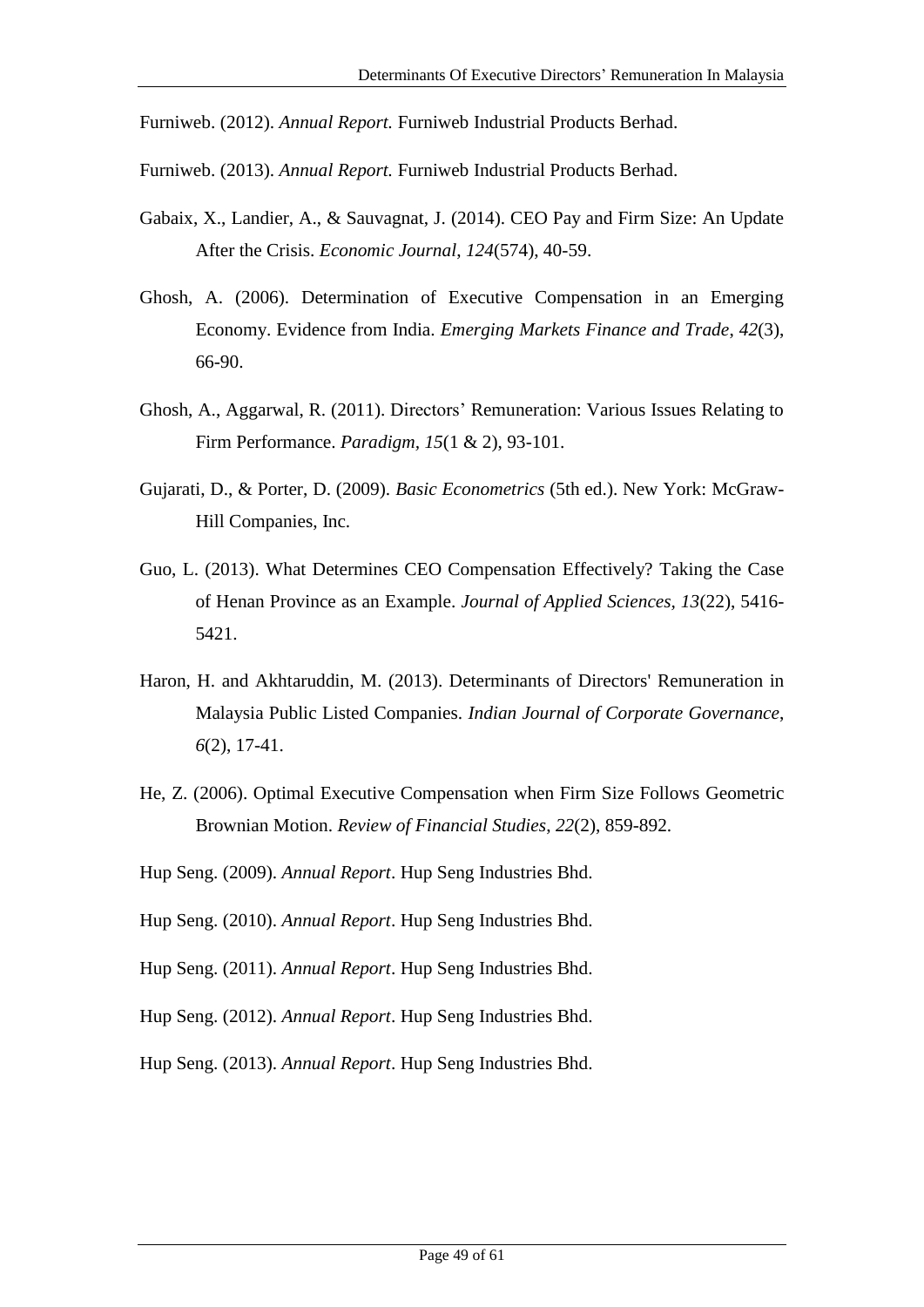Furniweb. (2012). *Annual Report.* Furniweb Industrial Products Berhad.

Furniweb. (2013). *Annual Report.* Furniweb Industrial Products Berhad.

Gabaix, X., Landier, A., & Sauvagnat, J. (2014). CEO Pay and Firm Size: An Update After the Crisis. *Economic Journal*, *124*(574), 40-59.

Ghosh, A. (2006). Determination of Executive Compensation in an Emerging Economy. Evidence from India. *Emerging Markets Finance and Trade*, *42*(3), 66-90.

Ghosh, A., Aggarwal, R. (2011). Directors' Remuneration: Various Issues Relating to Firm Performance. *Paradigm*, *15*(1 & 2), 93-101.

Gujarati, D., & Porter, D. (2009). *Basic Econometrics* (5th ed.). New York: McGraw-Hill Companies, Inc.

Guo, L. (2013). What Determines CEO Compensation Effectively? Taking the Case of Henan Province as an Example. *Journal of Applied Sciences*, *13*(22), 5416-5421.

Haron, H. and Akhtaruddin, M. (2013). Determinants of Directors' Remuneration in Malaysia Public Listed Companies. *Indian Journal of Corporate Governance*, *6*(2), 17-41.

He, Z. (2006). Optimal Executive Compensation when Firm Size Follows Geometric Brownian Motion. *Review of Financial Studies*, *22*(2), 859-892.

Hup Seng. (2009). *Annual Report*. Hup Seng Industries Bhd.

Hup Seng. (2010). *Annual Report*. Hup Seng Industries Bhd.

Hup Seng. (2011). *Annual Report*. Hup Seng Industries Bhd.

Hup Seng. (2012). *Annual Report*. Hup Seng Industries Bhd.

Hup Seng. (2013). *Annual Report*. Hup Seng Industries Bhd.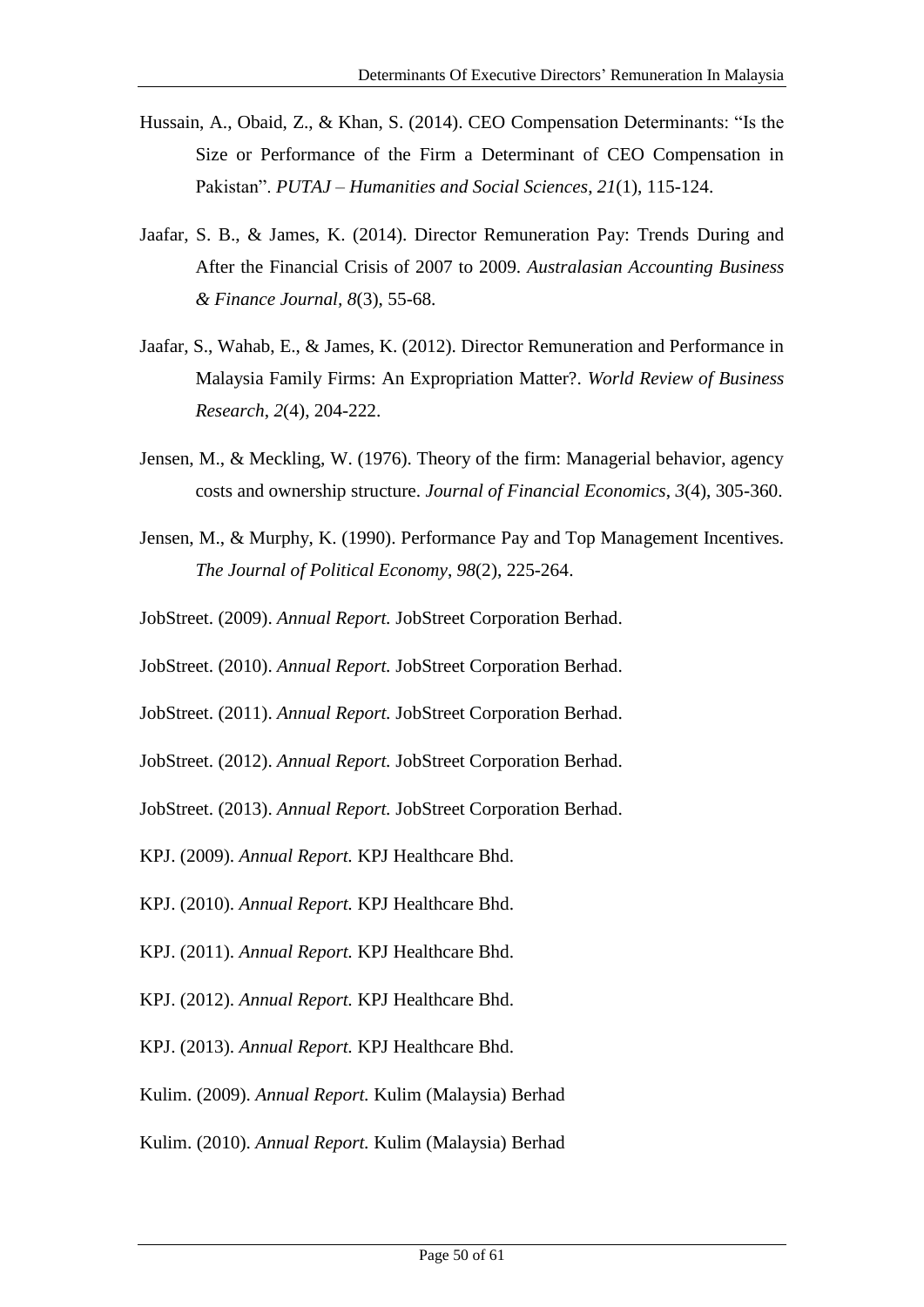Hussain, A., Obaid, Z., & Khan, S. (2014). CEO Compensation Determinants: "Is the Size or Performance of the Firm a Determinant of CEO Compensation in Pakistan". *PUTAJ – Humanities and Social Sciences*, *21*(1), 115-124.

Jaafar, S. B., & James, K. (2014). Director Remuneration Pay: Trends During and After the Financial Crisis of 2007 to 2009. *Australasian Accounting Business & Finance Journal*, *8*(3), 55-68.

Jaafar, S., Wahab, E., & James, K. (2012). Director Remuneration and Performance in Malaysia Family Firms: An Expropriation Matter?. *World Review of Business Research*, *2*(4), 204-222.

Jensen, M., & Meckling, W. (1976). Theory of the firm: Managerial behavior, agency costs and ownership structure. *Journal of Financial Economics*, *3*(4), 305-360.

Jensen, M., & Murphy, K. (1990). Performance Pay and Top Management Incentives. *The Journal of Political Economy*, *98*(2), 225-264.

JobStreet. (2009). *Annual Report.* JobStreet Corporation Berhad.

JobStreet. (2010). *Annual Report.* JobStreet Corporation Berhad.

JobStreet. (2011). *Annual Report.* JobStreet Corporation Berhad.

JobStreet. (2012). *Annual Report.* JobStreet Corporation Berhad.

JobStreet. (2013). *Annual Report.* JobStreet Corporation Berhad.

KPJ. (2009). *Annual Report.* KPJ Healthcare Bhd.

KPJ. (2010). *Annual Report.* KPJ Healthcare Bhd.

KPJ. (2011). *Annual Report.* KPJ Healthcare Bhd.

KPJ. (2012). *Annual Report.* KPJ Healthcare Bhd.

KPJ. (2013). *Annual Report.* KPJ Healthcare Bhd.

Kulim. (2009). *Annual Report.* Kulim (Malaysia) Berhad

Kulim. (2010). *Annual Report.* Kulim (Malaysia) Berhad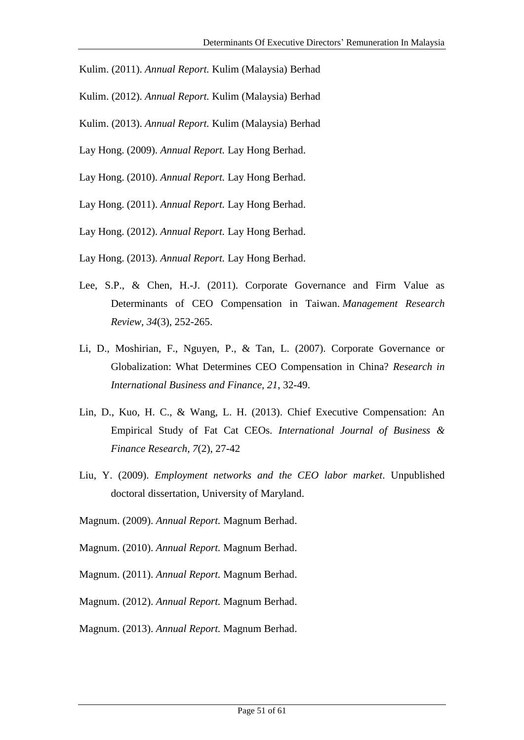Kulim. (2011). *Annual Report.* Kulim (Malaysia) Berhad

Kulim. (2012). *Annual Report.* Kulim (Malaysia) Berhad

Kulim. (2013). *Annual Report.* Kulim (Malaysia) Berhad

Lay Hong. (2009). *Annual Report.* Lay Hong Berhad.

Lay Hong. (2010). *Annual Report.* Lay Hong Berhad.

Lay Hong. (2011). *Annual Report.* Lay Hong Berhad.

Lay Hong. (2012). *Annual Report.* Lay Hong Berhad.

Lay Hong. (2013). *Annual Report.* Lay Hong Berhad.

Lee, S.P., & Chen, H.-J. (2011). Corporate Governance and Firm Value as Determinants of CEO Compensation in Taiwan. *Management Research Review, 34*(3), 252-265.

Li, D., Moshirian, F., Nguyen, P., & Tan, L. (2007). Corporate Governance or Globalization: What Determines CEO Compensation in China? *Research in International Business and Finance, 21*, 32-49.

Lin, D., Kuo, H. C., & Wang, L. H. (2013). Chief Executive Compensation: An Empirical Study of Fat Cat CEOs. *International Journal of Business & Finance Research, 7*(2), 27-42

Liu, Y. (2009). *Employment networks and the CEO labor market*. Unpublished doctoral dissertation, University of Maryland.

Magnum. (2009). *Annual Report.* Magnum Berhad.

Magnum. (2010). *Annual Report.* Magnum Berhad.

Magnum. (2011). *Annual Report.* Magnum Berhad.

Magnum. (2012). *Annual Report.* Magnum Berhad.

Magnum. (2013). *Annual Report.* Magnum Berhad.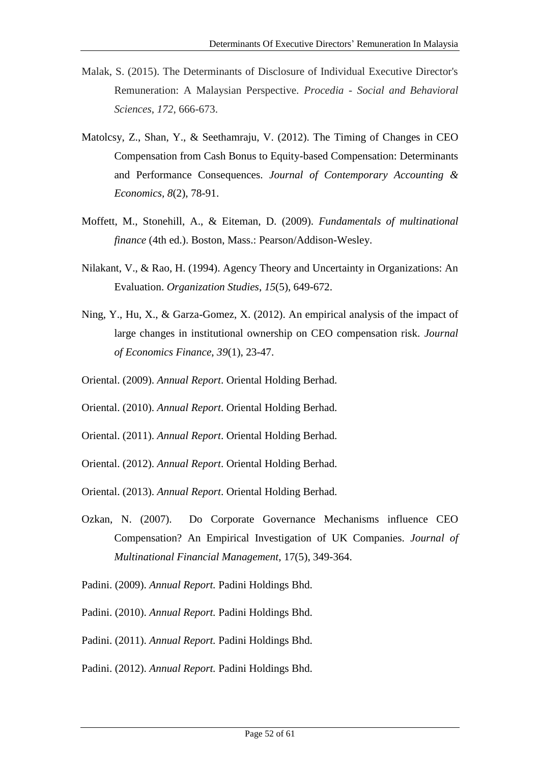Malak, S. (2015). The Determinants of Disclosure of Individual Executive Director's Remuneration: A Malaysian Perspective. *Procedia - Social and Behavioral Sciences*, *172*, 666-673.

Matolcsy, Z., Shan, Y., & Seethamraju, V. (2012). The Timing of Changes in CEO Compensation from Cash Bonus to Equity-based Compensation: Determinants and Performance Consequences. *Journal of Contemporary Accounting & Economics, 8*(2), 78-91.

Moffett, M., Stonehill, A., & Eiteman, D. (2009). *Fundamentals of multinational finance* (4th ed.). Boston, Mass.: Pearson/Addison-Wesley.

Nilakant, V., & Rao, H. (1994). Agency Theory and Uncertainty in Organizations: An Evaluation. *Organization Studies*, *15*(5), 649-672.

Ning, Y., Hu, X., & Garza-Gomez, X. (2012). An empirical analysis of the impact of large changes in institutional ownership on CEO compensation risk. *Journal of Economics Finance*, *39*(1), 23-47.

Oriental. (2009). *Annual Report*. Oriental Holding Berhad.

Oriental. (2010). *Annual Report*. Oriental Holding Berhad.

Oriental. (2011). *Annual Report*. Oriental Holding Berhad.

Oriental. (2012). *Annual Report*. Oriental Holding Berhad.

Oriental. (2013). *Annual Report*. Oriental Holding Berhad.

Ozkan, N. (2007). Do Corporate Governance Mechanisms influence CEO Compensation? An Empirical Investigation of UK Companies. *Journal of Multinational Financial Management*, 17(5), 349-364.

Padini. (2009). *Annual Report.* Padini Holdings Bhd.

Padini. (2010). *Annual Report.* Padini Holdings Bhd.

Padini. (2011). *Annual Report.* Padini Holdings Bhd.

Padini. (2012). *Annual Report.* Padini Holdings Bhd.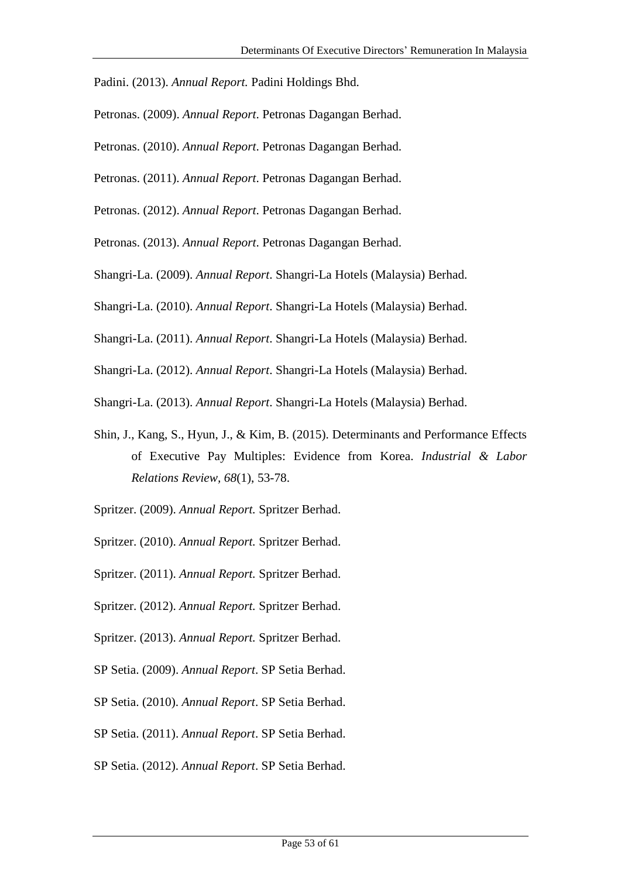Padini. (2013). *Annual Report.* Padini Holdings Bhd.

Petronas. (2009). *Annual Report*. Petronas Dagangan Berhad.

Petronas. (2010). *Annual Report*. Petronas Dagangan Berhad.

Petronas. (2011). *Annual Report*. Petronas Dagangan Berhad.

Petronas. (2012). *Annual Report*. Petronas Dagangan Berhad.

Petronas. (2013). *Annual Report*. Petronas Dagangan Berhad.

Shangri-La. (2009). *Annual Report*. Shangri-La Hotels (Malaysia) Berhad.

Shangri-La. (2010). *Annual Report*. Shangri-La Hotels (Malaysia) Berhad.

Shangri-La. (2011). *Annual Report*. Shangri-La Hotels (Malaysia) Berhad.

Shangri-La. (2012). *Annual Report*. Shangri-La Hotels (Malaysia) Berhad.

Shangri-La. (2013). *Annual Report*. Shangri-La Hotels (Malaysia) Berhad.

Shin, J., Kang, S., Hyun, J., & Kim, B. (2015). Determinants and Performance Effects of Executive Pay Multiples: Evidence from Korea. *Industrial & Labor Relations Review*, *68*(1), 53-78.

Spritzer. (2009). *Annual Report.* Spritzer Berhad.

Spritzer. (2010). *Annual Report.* Spritzer Berhad.

Spritzer. (2011). *Annual Report.* Spritzer Berhad.

Spritzer. (2012). *Annual Report.* Spritzer Berhad.

Spritzer. (2013). *Annual Report.* Spritzer Berhad.

SP Setia. (2009). *Annual Report*. SP Setia Berhad.

SP Setia. (2010). *Annual Report*. SP Setia Berhad.

SP Setia. (2011). *Annual Report*. SP Setia Berhad.

SP Setia. (2012). *Annual Report*. SP Setia Berhad.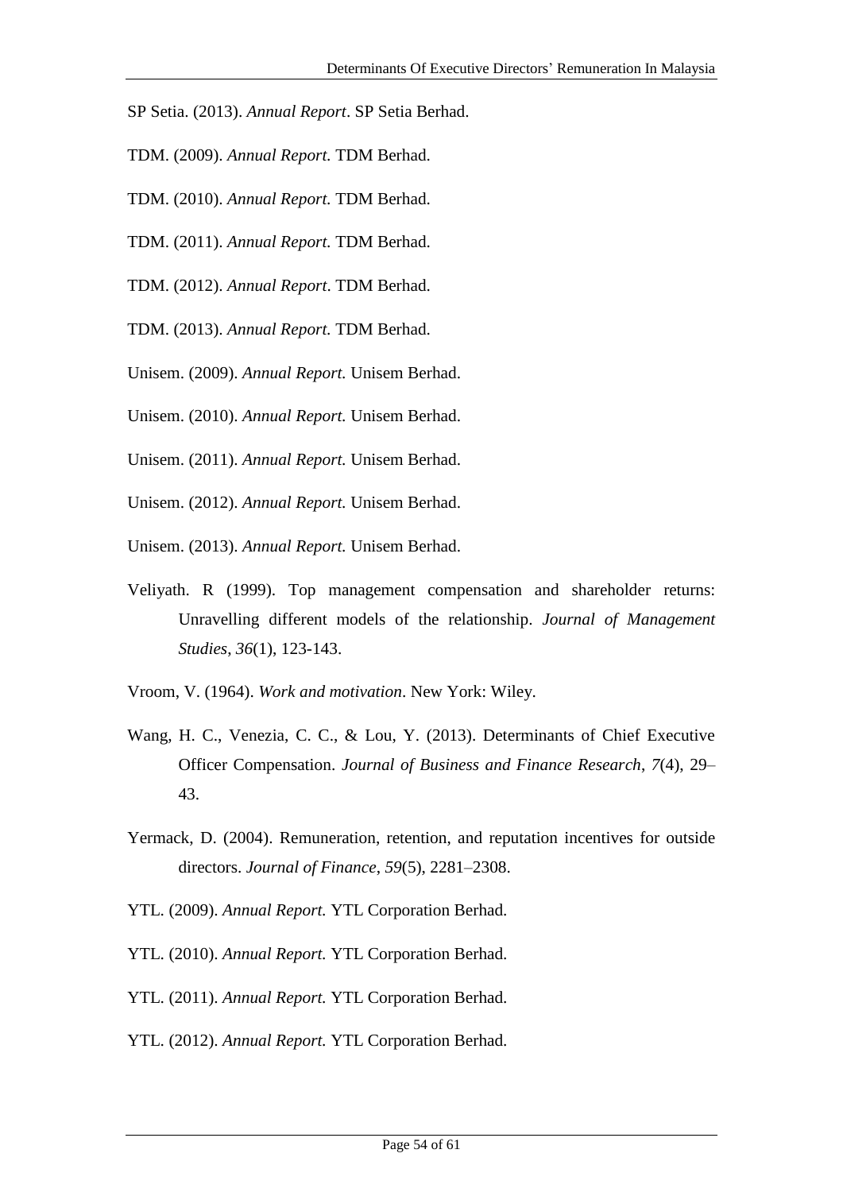SP Setia. (2013). *Annual Report*. SP Setia Berhad.

TDM. (2009). *Annual Report.* TDM Berhad.

TDM. (2010). *Annual Report.* TDM Berhad.

TDM. (2011). *Annual Report.* TDM Berhad.

TDM. (2012). *Annual Report*. TDM Berhad.

TDM. (2013). *Annual Report.* TDM Berhad.

Unisem. (2009). *Annual Report.* Unisem Berhad.

Unisem. (2010). *Annual Report.* Unisem Berhad.

Unisem. (2011). *Annual Report.* Unisem Berhad.

Unisem. (2012). *Annual Report.* Unisem Berhad.

Unisem. (2013). *Annual Report.* Unisem Berhad.

Veliyath. R (1999). Top management compensation and shareholder returns: Unravelling different models of the relationship. *Journal of Management Studies*, *36*(1), 123-143.

Vroom, V. (1964). *Work and motivation*. New York: Wiley.

Wang, H. C., Venezia, C. C., & Lou, Y. (2013). Determinants of Chief Executive Officer Compensation. *Journal of Business and Finance Research*, *7*(4), 29–43.

Yermack, D. (2004). Remuneration, retention, and reputation incentives for outside directors. *Journal of Finance*, *59*(5), 2281–2308.

YTL. (2009). *Annual Report.* YTL Corporation Berhad.

YTL. (2010). *Annual Report.* YTL Corporation Berhad.

YTL. (2011). *Annual Report.* YTL Corporation Berhad.

YTL. (2012). *Annual Report.* YTL Corporation Berhad.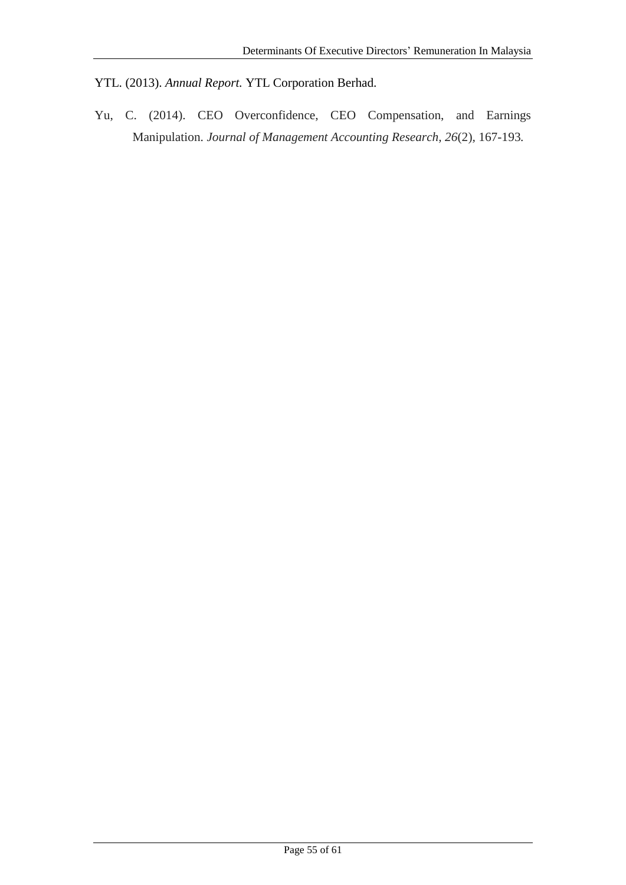YTL. (2013). *Annual Report.* YTL Corporation Berhad.

Yu, C. (2014). CEO Overconfidence, CEO Compensation, and Earnings Manipulation. *Journal of Management Accounting Research, 26*(2), 167-193.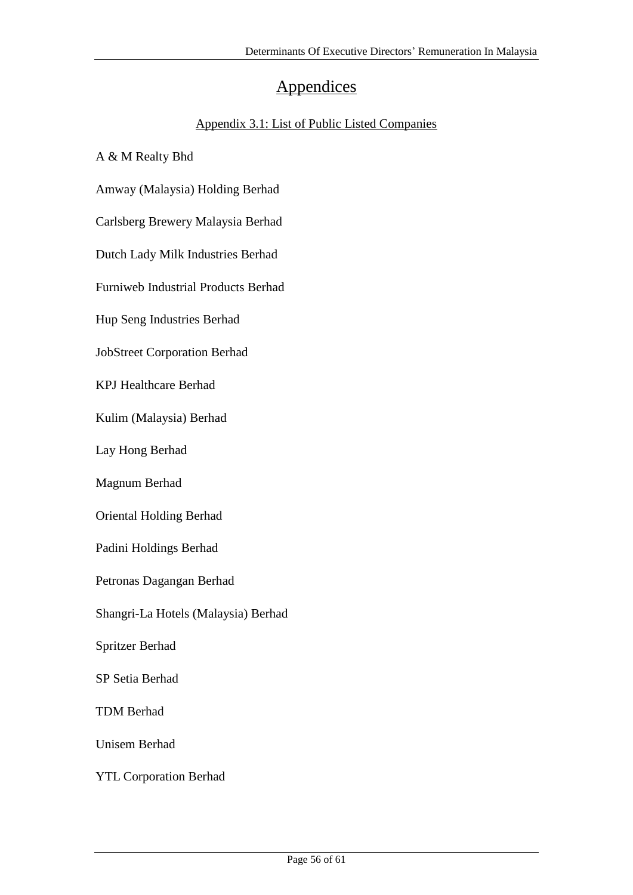# Appendices

## Appendix 3.1: List of Public Listed Companies

A & M Realty Bhd

Amway (Malaysia) Holding Berhad

Carlsberg Brewery Malaysia Berhad

Dutch Lady Milk Industries Berhad

Furniweb Industrial Products Berhad

Hup Seng Industries Berhad

JobStreet Corporation Berhad

KPJ Healthcare Berhad

Kulim (Malaysia) Berhad

Lay Hong Berhad

Magnum Berhad

Oriental Holding Berhad

Padini Holdings Berhad

Petronas Dagangan Berhad

Shangri-La Hotels (Malaysia) Berhad

Spritzer Berhad

SP Setia Berhad

TDM Berhad

Unisem Berhad

YTL Corporation Berhad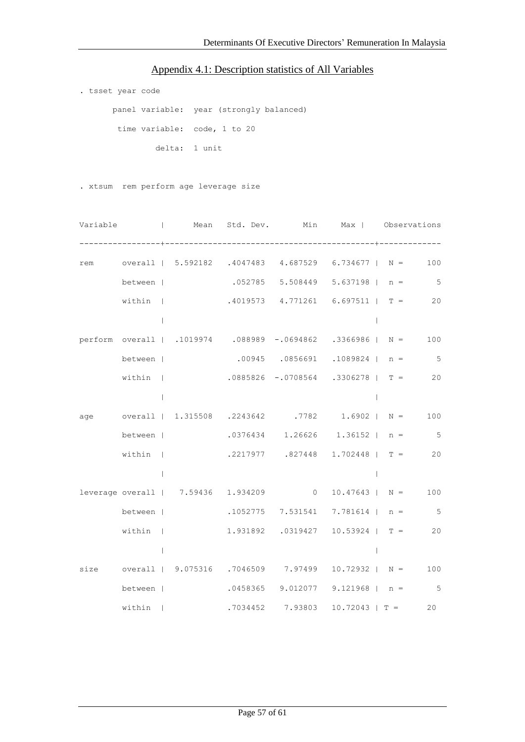## Appendix 4.1: Description statistics of All Variables

```
. tsset year code

       panel variable:  year (strongly balanced)

        time variable:  code, 1 to 20

                delta:  1 unit


. xtsum  rem perform age leverage size


Variable         |      Mean   Std. Dev.       Min       Max |    Observations
-----------------+--------------------------------------------+----------------
rem      overall |  5.592182   .4047483   4.687529   6.734677 |   N =     100
         between |              .052785   5.508449   5.637198 |   n =       5
         within  |             .4019573   4.771261   6.697511 |   T =      20
                 |                                            |
perform  overall |  .1019974    .088989  -.0694862   .3366986 |   N =     100
         between |               .00945   .0856691   .1089824 |   n =       5
         within  |             .0885826  -.0708564   .3306278 |   T =      20
                 |                                            |
age      overall |  1.315508   .2243642      .7782     1.6902 |   N =     100
         between |             .0376434    1.26626    1.36152 |   n =       5
         within  |             .2217977    .827448   1.702448 |   T =      20
                 |                                            |
leverage overall |   7.59436   1.934209          0   10.47643 |   N =     100
         between |             .1052775   7.531541   7.781614 |   n =       5
         within  |             1.931892   .0319427   10.53924 |   T =      20
                 |                                            |
size     overall |  9.075316   .7046509    7.97499   10.72932 |   N =     100
         between |             .0458365   9.012077   9.121968 |   n =       5
         within  |             .7034452    7.93803   10.72043 |   T =      20
```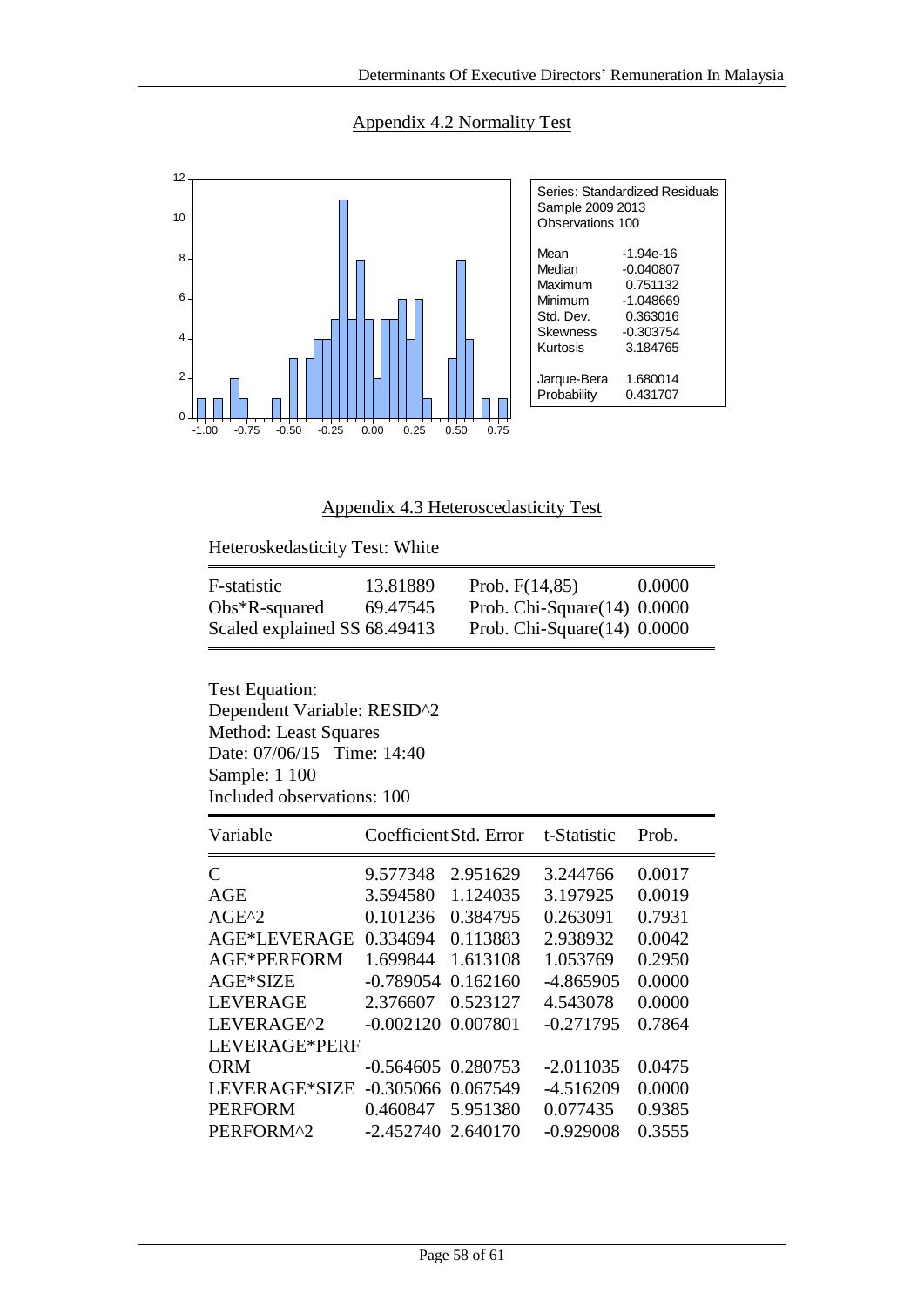## Appendix 4.2 Normality Test

| Series: Standardized Residuals | |
|---|---|
| Sample 2009 2013 | |
| Observations 100 | |
| Mean | -1.94e-16 |
| Median | -0.040807 |
| Maximum | 0.751132 |
| Minimum | -1.048669 |
| Std. Dev. | 0.363016 |
| Skewness | -0.303754 |
| Kurtosis | 3.184765 |
| Jarque-Bera | 1.680014 |
| Probability | 0.431707 |

## Appendix 4.3 Heteroscedasticity Test

Heteroskedasticity Test: White

| | | | |
|---|---|---|---|
| F-statistic | 13.81889 | Prob. F(14,85) | 0.0000 |
| Obs*R-squared | 69.47545 | Prob. Chi-Square(14) | 0.0000 |
| Scaled explained SS | 68.49413 | Prob. Chi-Square(14) | 0.0000 |

Test Equation:
Dependent Variable: RESID^2
Method: Least Squares
Date: 07/06/15 Time: 14:40
Sample: 1 100
Included observations: 100

| Variable | Coefficient | Std. Error | t-Statistic | Prob. |
|---|---|---|---|---|
| C | 9.577348 | 2.951629 | 3.244766 | 0.0017 |
| AGE | 3.594580 | 1.124035 | 3.197925 | 0.0019 |
| AGE^2 | 0.101236 | 0.384795 | 0.263091 | 0.7931 |
| AGE*LEVERAGE | 0.334694 | 0.113883 | 2.938932 | 0.0042 |
| AGE*PERFORM | 1.699844 | 1.613108 | 1.053769 | 0.2950 |
| AGE*SIZE | -0.789054 | 0.162160 | -4.865905 | 0.0000 |
| LEVERAGE | 2.376607 | 0.523127 | 4.543078 | 0.0000 |
| LEVERAGE^2 | -0.002120 | 0.007801 | -0.271795 | 0.7864 |
| LEVERAGE*PERFORM | -0.564605 | 0.280753 | -2.011035 | 0.0475 |
| LEVERAGE*SIZE | -0.305066 | 0.067549 | -4.516209 | 0.0000 |
| PERFORM | 0.460847 | 5.951380 | 0.077435 | 0.9385 |
| PERFORM^2 | -2.452740 | 2.640170 | -0.929008 | 0.3555 |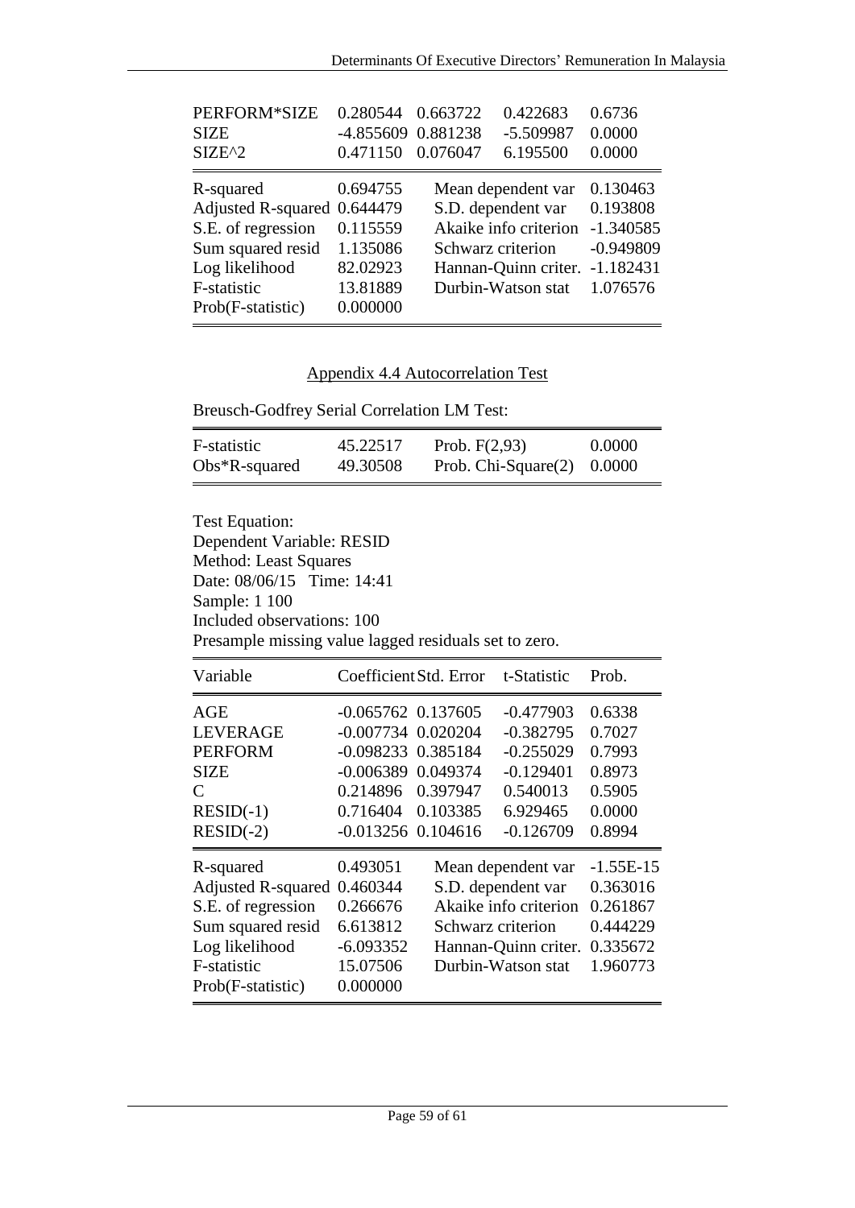| PERFORM*SIZE | 0.280544 | 0.663722 | 0.422683 | 0.6736 |
|---|---|---|---|---|
| SIZE | -4.855609 | 0.881238 | -5.509987 | 0.0000 |
| SIZE^2 | 0.471150 | 0.076047 | 6.195500 | 0.0000 |

| | | | |
|---|---|---|---|
| R-squared | 0.694755 | Mean dependent var | 0.130463 |
| Adjusted R-squared | 0.644479 | S.D. dependent var | 0.193808 |
| S.E. of regression | 0.115559 | Akaike info criterion | -1.340585 |
| Sum squared resid | 1.135086 | Schwarz criterion | -0.949809 |
| Log likelihood | 82.02923 | Hannan-Quinn criter. | -1.182431 |
| F-statistic | 13.81889 | Durbin-Watson stat | 1.076576 |
| Prob(F-statistic) | 0.000000 | | |

## Appendix 4.4 Autocorrelation Test

Breusch-Godfrey Serial Correlation LM Test:

| | | | |
|---|---|---|---|
| F-statistic | 45.22517 | Prob. F(2,93) | 0.0000 |
| Obs*R-squared | 49.30508 | Prob. Chi-Square(2) | 0.0000 |

Test Equation:
Dependent Variable: RESID
Method: Least Squares
Date: 08/06/15 Time: 14:41
Sample: 1 100
Included observations: 100
Presample missing value lagged residuals set to zero.

| Variable | Coefficient | Std. Error | t-Statistic | Prob. |
|---|---|---|---|---|
| AGE | -0.065762 | 0.137605 | -0.477903 | 0.6338 |
| LEVERAGE | -0.007734 | 0.020204 | -0.382795 | 0.7027 |
| PERFORM | -0.098233 | 0.385184 | -0.255029 | 0.7993 |
| SIZE | -0.006389 | 0.049374 | -0.129401 | 0.8973 |
| C | 0.214896 | 0.397947 | 0.540013 | 0.5905 |
| RESID(-1) | 0.716404 | 0.103385 | 6.929465 | 0.0000 |
| RESID(-2) | -0.013256 | 0.104616 | -0.126709 | 0.8994 |

| | | | |
|---|---|---|---|
| R-squared | 0.493051 | Mean dependent var | -1.55E-15 |
| Adjusted R-squared | 0.460344 | S.D. dependent var | 0.363016 |
| S.E. of regression | 0.266676 | Akaike info criterion | 0.261867 |
| Sum squared resid | 6.613812 | Schwarz criterion | 0.444229 |
| Log likelihood | -6.093352 | Hannan-Quinn criter. | 0.335672 |
| F-statistic | 15.07506 | Durbin-Watson stat | 1.960773 |
| Prob(F-statistic) | 0.000000 | | |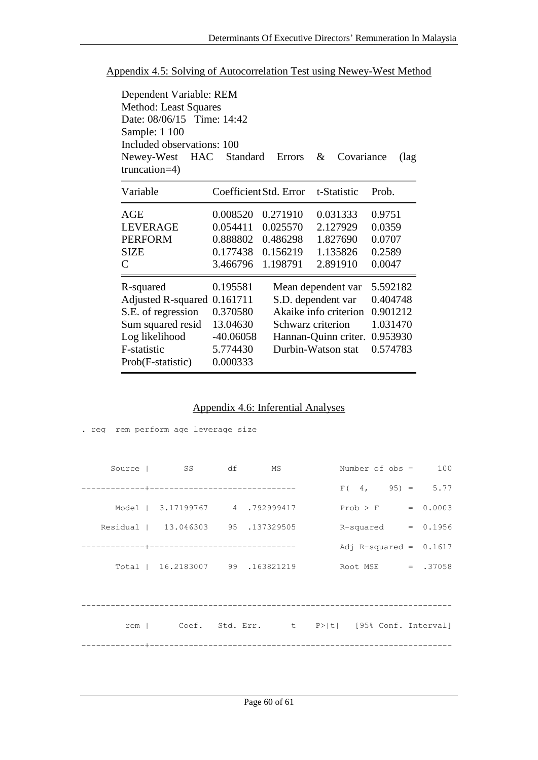Appendix 4.5: Solving of Autocorrelation Test using Newey-West Method

Dependent Variable: REM
Method: Least Squares
Date: 08/06/15 Time: 14:42
Sample: 1 100
Included observations: 100
Newey-West HAC Standard Errors & Covariance (lag truncation=4)

| Variable | Coefficient | Std. Error | t-Statistic | Prob. |
|---|---|---|---|---|
| AGE | 0.008520 | 0.271910 | 0.031333 | 0.9751 |
| LEVERAGE | 0.054411 | 0.025570 | 2.127929 | 0.0359 |
| PERFORM | 0.888802 | 0.486298 | 1.827690 | 0.0707 |
| SIZE | 0.177438 | 0.156219 | 1.135826 | 0.2589 |
| C | 3.466796 | 1.198791 | 2.891910 | 0.0047 |

| | | | |
|---|---|---|---|
| R-squared | 0.195581 | Mean dependent var | 5.592182 |
| Adjusted R-squared | 0.161711 | S.D. dependent var | 0.404748 |
| S.E. of regression | 0.370580 | Akaike info criterion | 0.901212 |
| Sum squared resid | 13.04630 | Schwarz criterion | 1.031470 |
| Log likelihood | -40.06058 | Hannan-Quinn criter. | 0.953930 |
| F-statistic | 5.774430 | Durbin-Watson stat | 0.574783 |
| Prob(F-statistic) | 0.000333 | | |

Appendix 4.6: Inferential Analyses

```
. reg  rem perform age leverage size


      Source |       SS       df       MS              Number of obs =     100
-------------+------------------------------           F(  4,    95) =    5.77
       Model |  3.17199767     4  .792999417           Prob > F      =  0.0003
    Residual |   13.046303    95  .137329505           R-squared     =  0.1956
-------------+------------------------------           Adj R-squared =  0.1617
       Total |  16.2183007    99  .163821219           Root MSE      =  .37058


------------------------------------------------------------------------------
         rem |      Coef.   Std. Err.      t    P>|t|     [95% Conf. Interval]
-------------+----------------------------------------------------------------
```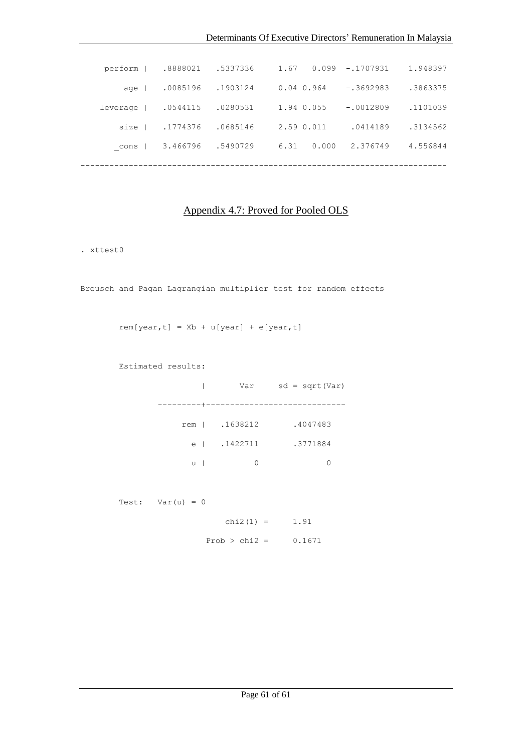```
    perform |   .8888021   .5337336     1.67   0.099  -.1707931    1.948397
        age |   .0085196   .1903124     0.04   0.964  -.3692983    .3863375
   leverage |   .0544115   .0280531     1.94   0.055  -.0012809    .1101039
       size |   .1774376   .0685146     2.59   0.011   .0414189    .3134562
      _cons |   3.466796   .5490729     6.31   0.000   2.376749    4.556844
------------------------------------------------------------------------------
```

## Appendix 4.7: Proved for Pooled OLS

```
. xttest0

Breusch and Pagan Lagrangian multiplier test for random effects

        rem[year,t] = Xb + u[year] + e[year,t]

        Estimated results:
                         |       Var     sd = sqrt(Var)
                ---------+-----------------------------
                     rem |   .1638212       .4047483
                       e |   .1422711       .3771884
                       u |          0              0

        Test:   Var(u) = 0
                              chi2(1) =     1.91
                          Prob > chi2 =     0.1671
```